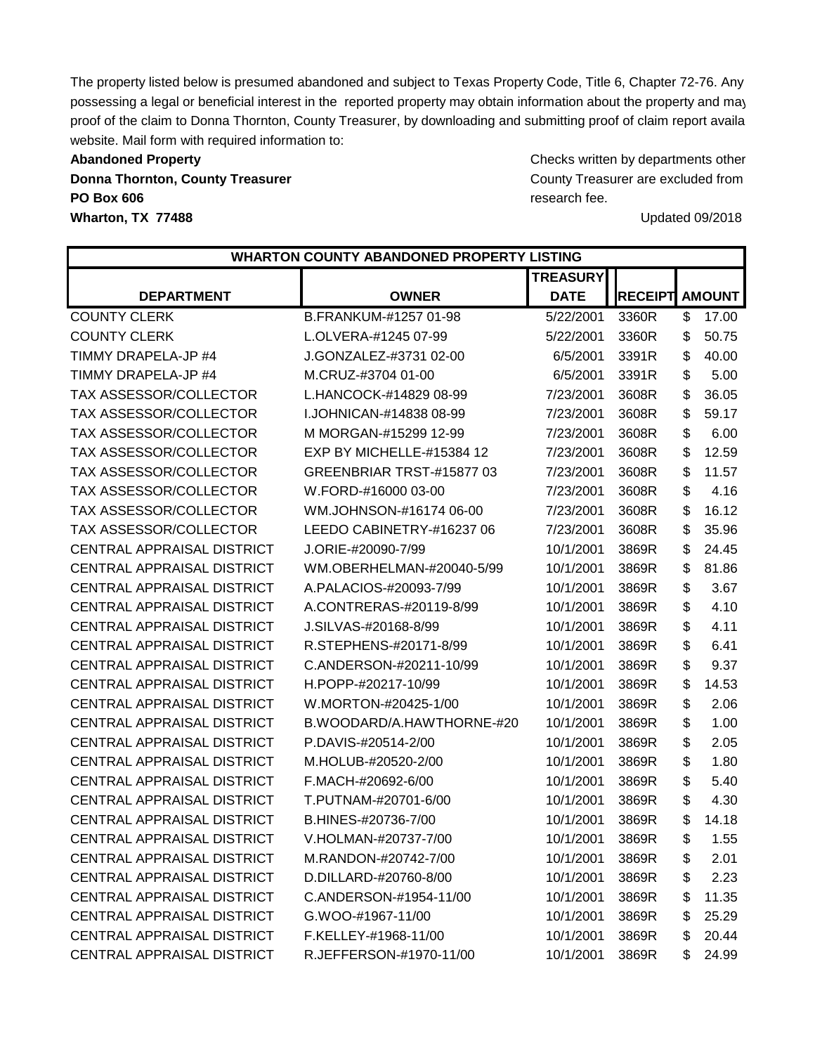The property listed below is presumed abandoned and subject to Texas Property Code, Title 6, Chapter 72-76. Any possessing a legal or beneficial interest in the reported property may obtain information about the property and may proof of the claim to Donna Thornton, County Treasurer, by downloading and submitting proof of claim report availa website. Mail form with required information to:

**Abandoned Property**
**Donna Thornton, County Treasurer**
**PO Box 606**
**Wharton, TX 77488**

Checks written by departments other County Treasurer are excluded from research fee.

Updated 09/2018

| WHARTON COUNTY ABANDONED PROPERTY LISTING | | | | |
|---|---|---|---|---|
| **DEPARTMENT** | **OWNER** | **TREASURY DATE** | **RECEIPT** | **AMOUNT** |
| COUNTY CLERK | B.FRANKUM-#1257 01-98 | 5/22/2001 | 3360R | $ 17.00 |
| COUNTY CLERK | L.OLVERA-#1245 07-99 | 5/22/2001 | 3360R | $ 50.75 |
| TIMMY DRAPELA-JP #4 | J.GONZALEZ-#3731 02-00 | 6/5/2001 | 3391R | $ 40.00 |
| TIMMY DRAPELA-JP #4 | M.CRUZ-#3704 01-00 | 6/5/2001 | 3391R | $ 5.00 |
| TAX ASSESSOR/COLLECTOR | L.HANCOCK-#14829 08-99 | 7/23/2001 | 3608R | $ 36.05 |
| TAX ASSESSOR/COLLECTOR | I.JOHNICAN-#14838 08-99 | 7/23/2001 | 3608R | $ 59.17 |
| TAX ASSESSOR/COLLECTOR | M MORGAN-#15299 12-99 | 7/23/2001 | 3608R | $ 6.00 |
| TAX ASSESSOR/COLLECTOR | EXP BY MICHELLE-#15384 12 | 7/23/2001 | 3608R | $ 12.59 |
| TAX ASSESSOR/COLLECTOR | GREENBRIAR TRST-#15877 03 | 7/23/2001 | 3608R | $ 11.57 |
| TAX ASSESSOR/COLLECTOR | W.FORD-#16000 03-00 | 7/23/2001 | 3608R | $ 4.16 |
| TAX ASSESSOR/COLLECTOR | WM.JOHNSON-#16174 06-00 | 7/23/2001 | 3608R | $ 16.12 |
| TAX ASSESSOR/COLLECTOR | LEEDO CABINETRY-#16237 06 | 7/23/2001 | 3608R | $ 35.96 |
| CENTRAL APPRAISAL DISTRICT | J.ORIE-#20090-7/99 | 10/1/2001 | 3869R | $ 24.45 |
| CENTRAL APPRAISAL DISTRICT | WM.OBERHELMAN-#20040-5/99 | 10/1/2001 | 3869R | $ 81.86 |
| CENTRAL APPRAISAL DISTRICT | A.PALACIOS-#20093-7/99 | 10/1/2001 | 3869R | $ 3.67 |
| CENTRAL APPRAISAL DISTRICT | A.CONTRERAS-#20119-8/99 | 10/1/2001 | 3869R | $ 4.10 |
| CENTRAL APPRAISAL DISTRICT | J.SILVAS-#20168-8/99 | 10/1/2001 | 3869R | $ 4.11 |
| CENTRAL APPRAISAL DISTRICT | R.STEPHENS-#20171-8/99 | 10/1/2001 | 3869R | $ 6.41 |
| CENTRAL APPRAISAL DISTRICT | C.ANDERSON-#20211-10/99 | 10/1/2001 | 3869R | $ 9.37 |
| CENTRAL APPRAISAL DISTRICT | H.POPP-#20217-10/99 | 10/1/2001 | 3869R | $ 14.53 |
| CENTRAL APPRAISAL DISTRICT | W.MORTON-#20425-1/00 | 10/1/2001 | 3869R | $ 2.06 |
| CENTRAL APPRAISAL DISTRICT | B.WOODARD/A.HAWTHORNE-#20 | 10/1/2001 | 3869R | $ 1.00 |
| CENTRAL APPRAISAL DISTRICT | P.DAVIS-#20514-2/00 | 10/1/2001 | 3869R | $ 2.05 |
| CENTRAL APPRAISAL DISTRICT | M.HOLUB-#20520-2/00 | 10/1/2001 | 3869R | $ 1.80 |
| CENTRAL APPRAISAL DISTRICT | F.MACH-#20692-6/00 | 10/1/2001 | 3869R | $ 5.40 |
| CENTRAL APPRAISAL DISTRICT | T.PUTNAM-#20701-6/00 | 10/1/2001 | 3869R | $ 4.30 |
| CENTRAL APPRAISAL DISTRICT | B.HINES-#20736-7/00 | 10/1/2001 | 3869R | $ 14.18 |
| CENTRAL APPRAISAL DISTRICT | V.HOLMAN-#20737-7/00 | 10/1/2001 | 3869R | $ 1.55 |
| CENTRAL APPRAISAL DISTRICT | M.RANDON-#20742-7/00 | 10/1/2001 | 3869R | $ 2.01 |
| CENTRAL APPRAISAL DISTRICT | D.DILLARD-#20760-8/00 | 10/1/2001 | 3869R | $ 2.23 |
| CENTRAL APPRAISAL DISTRICT | C.ANDERSON-#1954-11/00 | 10/1/2001 | 3869R | $ 11.35 |
| CENTRAL APPRAISAL DISTRICT | G.WOO-#1967-11/00 | 10/1/2001 | 3869R | $ 25.29 |
| CENTRAL APPRAISAL DISTRICT | F.KELLEY-#1968-11/00 | 10/1/2001 | 3869R | $ 20.44 |
| CENTRAL APPRAISAL DISTRICT | R.JEFFERSON-#1970-11/00 | 10/1/2001 | 3869R | $ 24.99 |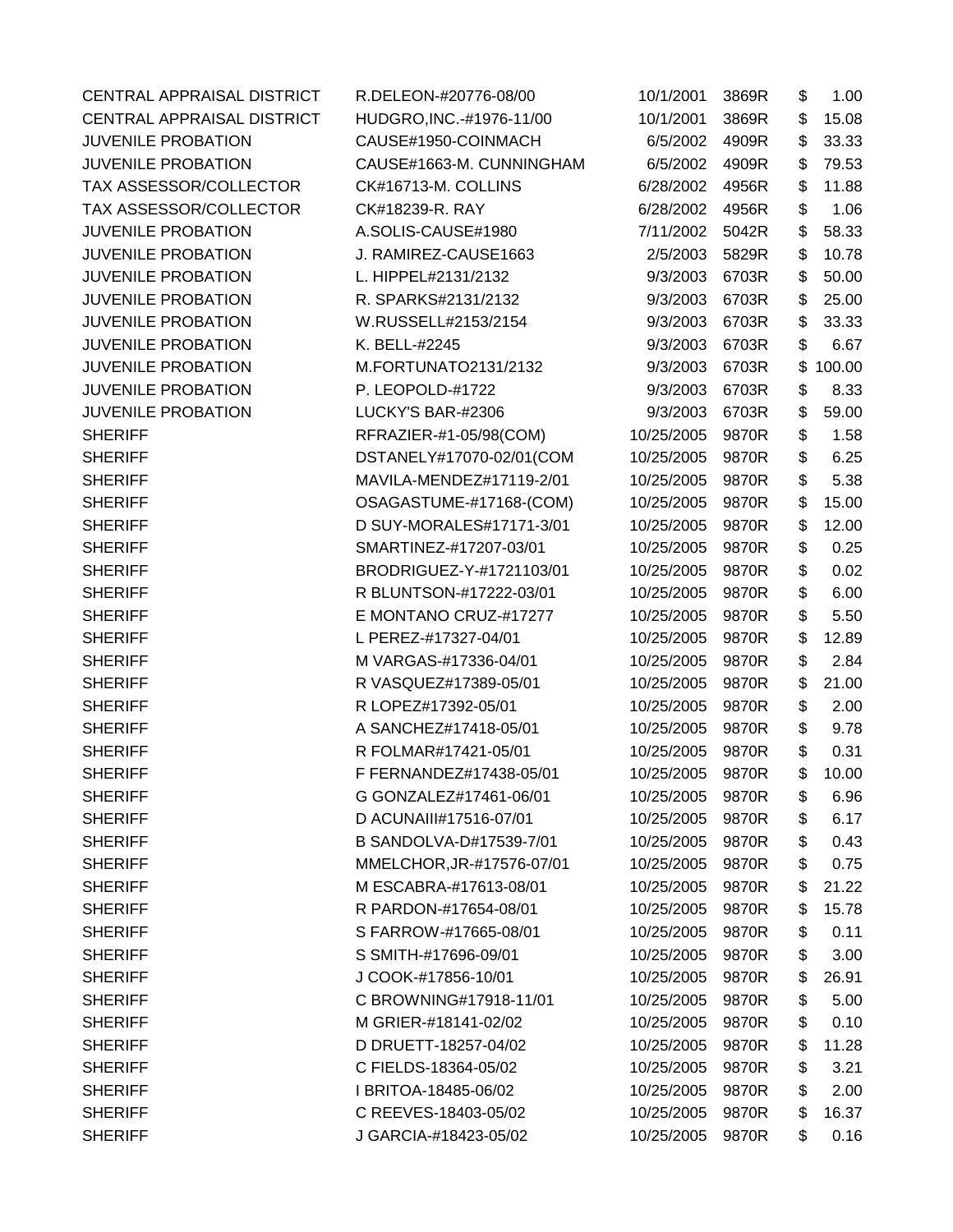| | | | | | |
|---|---|---|---|---|---|
| CENTRAL APPRAISAL DISTRICT | R.DELEON-#20776-08/00 | 10/1/2001 | 3869R | $ | 1.00 |
| CENTRAL APPRAISAL DISTRICT | HUDGRO,INC.-#1976-11/00 | 10/1/2001 | 3869R | $ | 15.08 |
| JUVENILE PROBATION | CAUSE#1950-COINMACH | 6/5/2002 | 4909R | $ | 33.33 |
| JUVENILE PROBATION | CAUSE#1663-M. CUNNINGHAM | 6/5/2002 | 4909R | $ | 79.53 |
| TAX ASSESSOR/COLLECTOR | CK#16713-M. COLLINS | 6/28/2002 | 4956R | $ | 11.88 |
| TAX ASSESSOR/COLLECTOR | CK#18239-R. RAY | 6/28/2002 | 4956R | $ | 1.06 |
| JUVENILE PROBATION | A.SOLIS-CAUSE#1980 | 7/11/2002 | 5042R | $ | 58.33 |
| JUVENILE PROBATION | J. RAMIREZ-CAUSE1663 | 2/5/2003 | 5829R | $ | 10.78 |
| JUVENILE PROBATION | L. HIPPEL#2131/2132 | 9/3/2003 | 6703R | $ | 50.00 |
| JUVENILE PROBATION | R. SPARKS#2131/2132 | 9/3/2003 | 6703R | $ | 25.00 |
| JUVENILE PROBATION | W.RUSSELL#2153/2154 | 9/3/2003 | 6703R | $ | 33.33 |
| JUVENILE PROBATION | K. BELL-#2245 | 9/3/2003 | 6703R | $ | 6.67 |
| JUVENILE PROBATION | M.FORTUNATO2131/2132 | 9/3/2003 | 6703R | $ | 100.00 |
| JUVENILE PROBATION | P. LEOPOLD-#1722 | 9/3/2003 | 6703R | $ | 8.33 |
| JUVENILE PROBATION | LUCKY'S BAR-#2306 | 9/3/2003 | 6703R | $ | 59.00 |
| SHERIFF | RFRAZIER-#1-05/98(COM) | 10/25/2005 | 9870R | $ | 1.58 |
| SHERIFF | DSTANELY#17070-02/01(COM | 10/25/2005 | 9870R | $ | 6.25 |
| SHERIFF | MAVILA-MENDEZ#17119-2/01 | 10/25/2005 | 9870R | $ | 5.38 |
| SHERIFF | OSAGASTUME-#17168-(COM) | 10/25/2005 | 9870R | $ | 15.00 |
| SHERIFF | D SUY-MORALES#17171-3/01 | 10/25/2005 | 9870R | $ | 12.00 |
| SHERIFF | SMARTINEZ-#17207-03/01 | 10/25/2005 | 9870R | $ | 0.25 |
| SHERIFF | BRODRIGUEZ-Y-#1721103/01 | 10/25/2005 | 9870R | $ | 0.02 |
| SHERIFF | R BLUNTSON-#17222-03/01 | 10/25/2005 | 9870R | $ | 6.00 |
| SHERIFF | E MONTANO CRUZ-#17277 | 10/25/2005 | 9870R | $ | 5.50 |
| SHERIFF | L PEREZ-#17327-04/01 | 10/25/2005 | 9870R | $ | 12.89 |
| SHERIFF | M VARGAS-#17336-04/01 | 10/25/2005 | 9870R | $ | 2.84 |
| SHERIFF | R VASQUEZ#17389-05/01 | 10/25/2005 | 9870R | $ | 21.00 |
| SHERIFF | R LOPEZ#17392-05/01 | 10/25/2005 | 9870R | $ | 2.00 |
| SHERIFF | A SANCHEZ#17418-05/01 | 10/25/2005 | 9870R | $ | 9.78 |
| SHERIFF | R FOLMAR#17421-05/01 | 10/25/2005 | 9870R | $ | 0.31 |
| SHERIFF | F FERNANDEZ#17438-05/01 | 10/25/2005 | 9870R | $ | 10.00 |
| SHERIFF | G GONZALEZ#17461-06/01 | 10/25/2005 | 9870R | $ | 6.96 |
| SHERIFF | D ACUNAIII#17516-07/01 | 10/25/2005 | 9870R | $ | 6.17 |
| SHERIFF | B SANDOLVA-D#17539-7/01 | 10/25/2005 | 9870R | $ | 0.43 |
| SHERIFF | MMELCHOR,JR-#17576-07/01 | 10/25/2005 | 9870R | $ | 0.75 |
| SHERIFF | M ESCABRA-#17613-08/01 | 10/25/2005 | 9870R | $ | 21.22 |
| SHERIFF | R PARDON-#17654-08/01 | 10/25/2005 | 9870R | $ | 15.78 |
| SHERIFF | S FARROW-#17665-08/01 | 10/25/2005 | 9870R | $ | 0.11 |
| SHERIFF | S SMITH-#17696-09/01 | 10/25/2005 | 9870R | $ | 3.00 |
| SHERIFF | J COOK-#17856-10/01 | 10/25/2005 | 9870R | $ | 26.91 |
| SHERIFF | C BROWNING#17918-11/01 | 10/25/2005 | 9870R | $ | 5.00 |
| SHERIFF | M GRIER-#18141-02/02 | 10/25/2005 | 9870R | $ | 0.10 |
| SHERIFF | D DRUETT-18257-04/02 | 10/25/2005 | 9870R | $ | 11.28 |
| SHERIFF | C FIELDS-18364-05/02 | 10/25/2005 | 9870R | $ | 3.21 |
| SHERIFF | I BRITOA-18485-06/02 | 10/25/2005 | 9870R | $ | 2.00 |
| SHERIFF | C REEVES-18403-05/02 | 10/25/2005 | 9870R | $ | 16.37 |
| SHERIFF | J GARCIA-#18423-05/02 | 10/25/2005 | 9870R | $ | 0.16 |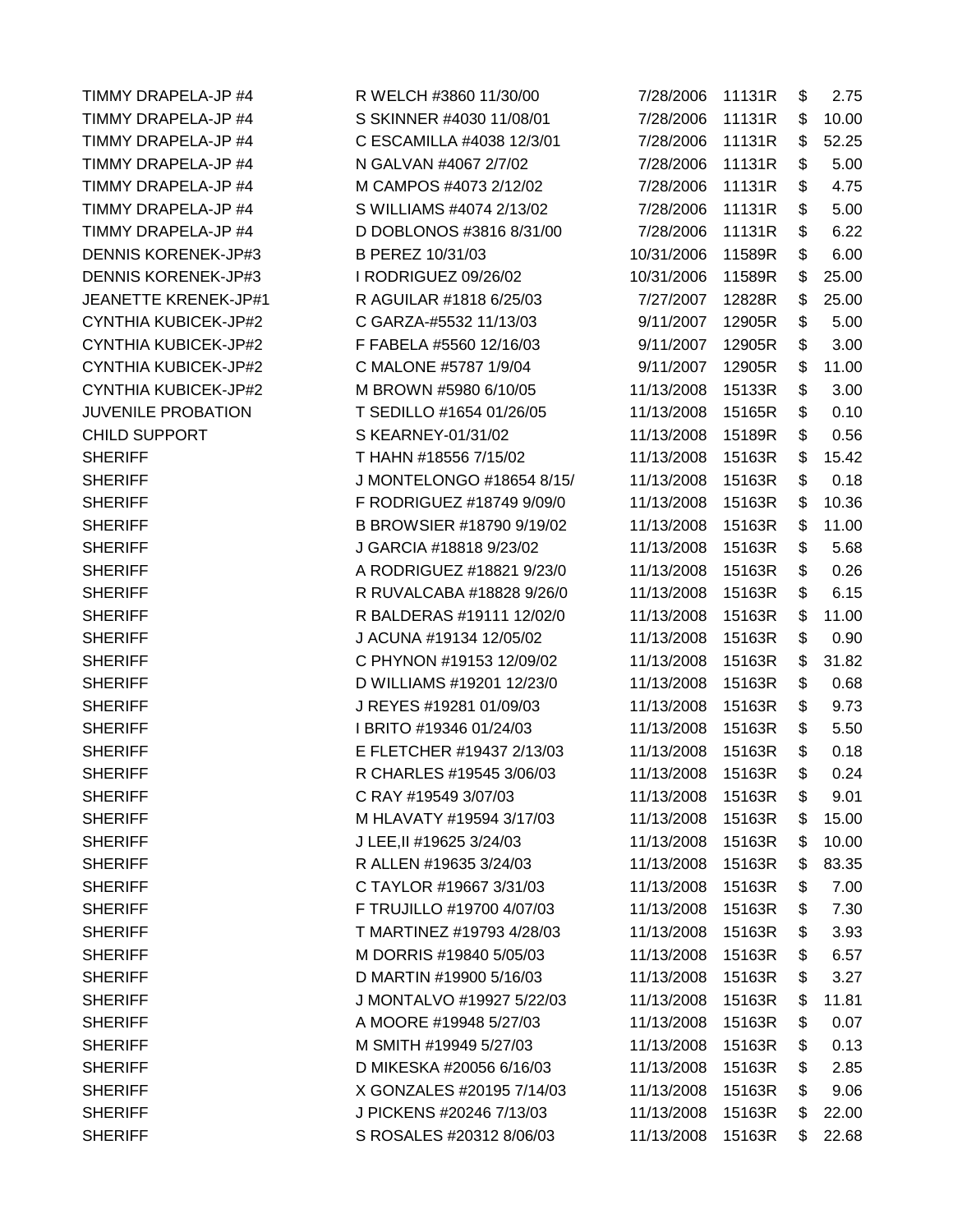| | | | | | |
|---|---|---|---|---|---|
| TIMMY DRAPELA-JP #4 | R WELCH #3860 11/30/00 | 7/28/2006 | 11131R | $ | 2.75 |
| TIMMY DRAPELA-JP #4 | S SKINNER #4030 11/08/01 | 7/28/2006 | 11131R | $ | 10.00 |
| TIMMY DRAPELA-JP #4 | C ESCAMILLA #4038 12/3/01 | 7/28/2006 | 11131R | $ | 52.25 |
| TIMMY DRAPELA-JP #4 | N GALVAN #4067 2/7/02 | 7/28/2006 | 11131R | $ | 5.00 |
| TIMMY DRAPELA-JP #4 | M CAMPOS #4073 2/12/02 | 7/28/2006 | 11131R | $ | 4.75 |
| TIMMY DRAPELA-JP #4 | S WILLIAMS #4074 2/13/02 | 7/28/2006 | 11131R | $ | 5.00 |
| TIMMY DRAPELA-JP #4 | D DOBLONOS #3816 8/31/00 | 7/28/2006 | 11131R | $ | 6.22 |
| DENNIS KORENEK-JP#3 | B PEREZ 10/31/03 | 10/31/2006 | 11589R | $ | 6.00 |
| DENNIS KORENEK-JP#3 | I RODRIGUEZ 09/26/02 | 10/31/2006 | 11589R | $ | 25.00 |
| JEANETTE KRENEK-JP#1 | R AGUILAR #1818 6/25/03 | 7/27/2007 | 12828R | $ | 25.00 |
| CYNTHIA KUBICEK-JP#2 | C GARZA-#5532 11/13/03 | 9/11/2007 | 12905R | $ | 5.00 |
| CYNTHIA KUBICEK-JP#2 | F FABELA #5560 12/16/03 | 9/11/2007 | 12905R | $ | 3.00 |
| CYNTHIA KUBICEK-JP#2 | C MALONE #5787 1/9/04 | 9/11/2007 | 12905R | $ | 11.00 |
| CYNTHIA KUBICEK-JP#2 | M BROWN #5980 6/10/05 | 11/13/2008 | 15133R | $ | 3.00 |
| JUVENILE PROBATION | T SEDILLO #1654 01/26/05 | 11/13/2008 | 15165R | $ | 0.10 |
| CHILD SUPPORT | S KEARNEY-01/31/02 | 11/13/2008 | 15189R | $ | 0.56 |
| SHERIFF | T HAHN #18556 7/15/02 | 11/13/2008 | 15163R | $ | 15.42 |
| SHERIFF | J MONTELONGO #18654 8/15/ | 11/13/2008 | 15163R | $ | 0.18 |
| SHERIFF | F RODRIGUEZ #18749 9/09/0 | 11/13/2008 | 15163R | $ | 10.36 |
| SHERIFF | B BROWSIER #18790 9/19/02 | 11/13/2008 | 15163R | $ | 11.00 |
| SHERIFF | J GARCIA #18818 9/23/02 | 11/13/2008 | 15163R | $ | 5.68 |
| SHERIFF | A RODRIGUEZ #18821 9/23/0 | 11/13/2008 | 15163R | $ | 0.26 |
| SHERIFF | R RUVALCABA #18828 9/26/0 | 11/13/2008 | 15163R | $ | 6.15 |
| SHERIFF | R BALDERAS #19111 12/02/0 | 11/13/2008 | 15163R | $ | 11.00 |
| SHERIFF | J ACUNA #19134 12/05/02 | 11/13/2008 | 15163R | $ | 0.90 |
| SHERIFF | C PHYNON #19153 12/09/02 | 11/13/2008 | 15163R | $ | 31.82 |
| SHERIFF | D WILLIAMS #19201 12/23/0 | 11/13/2008 | 15163R | $ | 0.68 |
| SHERIFF | J REYES #19281 01/09/03 | 11/13/2008 | 15163R | $ | 9.73 |
| SHERIFF | I BRITO #19346 01/24/03 | 11/13/2008 | 15163R | $ | 5.50 |
| SHERIFF | E FLETCHER #19437 2/13/03 | 11/13/2008 | 15163R | $ | 0.18 |
| SHERIFF | R CHARLES #19545 3/06/03 | 11/13/2008 | 15163R | $ | 0.24 |
| SHERIFF | C RAY #19549 3/07/03 | 11/13/2008 | 15163R | $ | 9.01 |
| SHERIFF | M HLAVATY #19594 3/17/03 | 11/13/2008 | 15163R | $ | 15.00 |
| SHERIFF | J LEE,II #19625 3/24/03 | 11/13/2008 | 15163R | $ | 10.00 |
| SHERIFF | R ALLEN #19635 3/24/03 | 11/13/2008 | 15163R | $ | 83.35 |
| SHERIFF | C TAYLOR #19667 3/31/03 | 11/13/2008 | 15163R | $ | 7.00 |
| SHERIFF | F TRUJILLO #19700 4/07/03 | 11/13/2008 | 15163R | $ | 7.30 |
| SHERIFF | T MARTINEZ #19793 4/28/03 | 11/13/2008 | 15163R | $ | 3.93 |
| SHERIFF | M DORRIS #19840 5/05/03 | 11/13/2008 | 15163R | $ | 6.57 |
| SHERIFF | D MARTIN #19900 5/16/03 | 11/13/2008 | 15163R | $ | 3.27 |
| SHERIFF | J MONTALVO #19927 5/22/03 | 11/13/2008 | 15163R | $ | 11.81 |
| SHERIFF | A MOORE #19948 5/27/03 | 11/13/2008 | 15163R | $ | 0.07 |
| SHERIFF | M SMITH #19949 5/27/03 | 11/13/2008 | 15163R | $ | 0.13 |
| SHERIFF | D MIKESKA #20056 6/16/03 | 11/13/2008 | 15163R | $ | 2.85 |
| SHERIFF | X GONZALES #20195 7/14/03 | 11/13/2008 | 15163R | $ | 9.06 |
| SHERIFF | J PICKENS #20246 7/13/03 | 11/13/2008 | 15163R | $ | 22.00 |
| SHERIFF | S ROSALES #20312 8/06/03 | 11/13/2008 | 15163R | $ | 22.68 |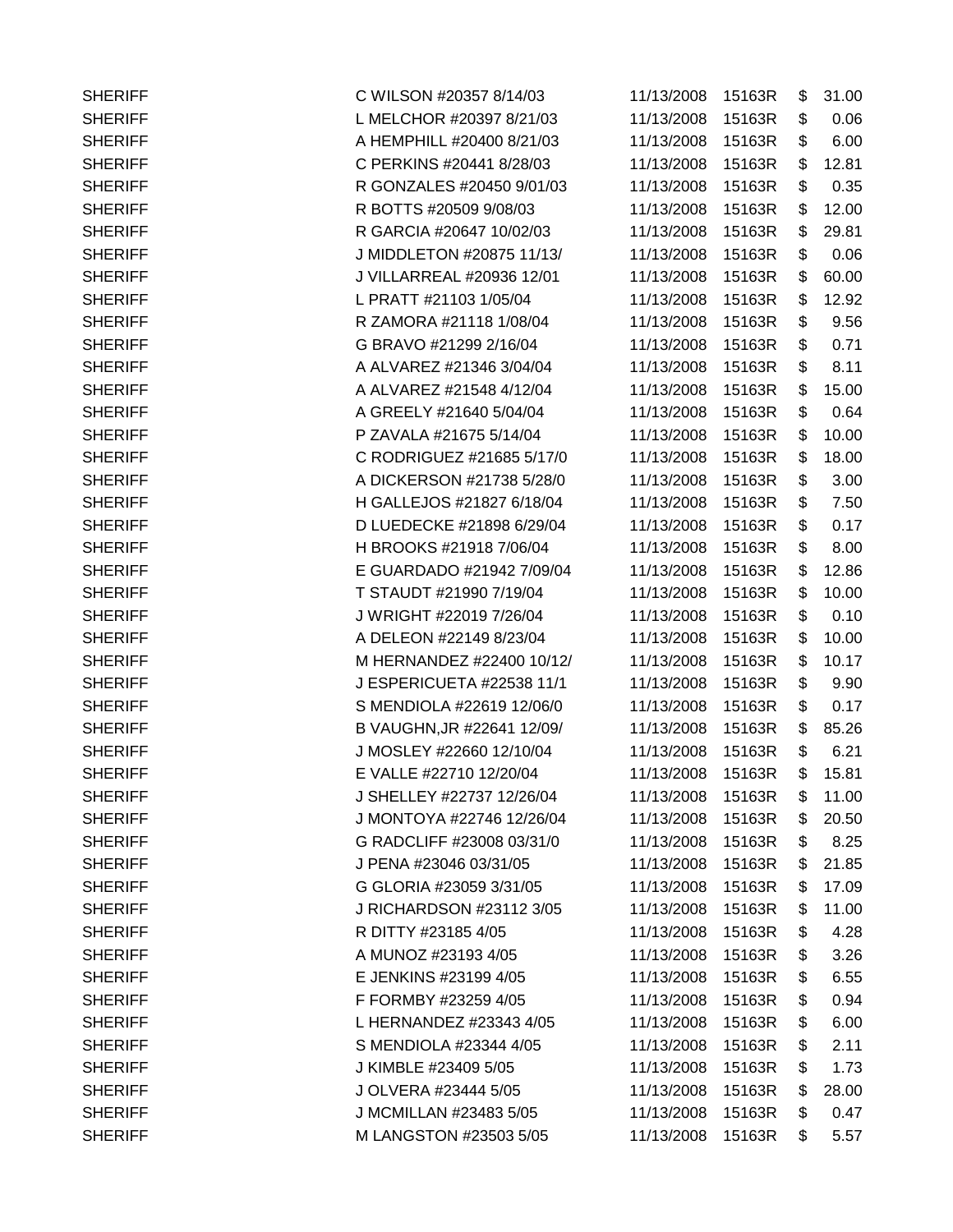| | | | | | |
|---|---|---|---|---|---|
| SHERIFF | C WILSON #20357 8/14/03 | 11/13/2008 | 15163R | $ | 31.00 |
| SHERIFF | L MELCHOR #20397 8/21/03 | 11/13/2008 | 15163R | $ | 0.06 |
| SHERIFF | A HEMPHILL #20400 8/21/03 | 11/13/2008 | 15163R | $ | 6.00 |
| SHERIFF | C PERKINS #20441 8/28/03 | 11/13/2008 | 15163R | $ | 12.81 |
| SHERIFF | R GONZALES #20450 9/01/03 | 11/13/2008 | 15163R | $ | 0.35 |
| SHERIFF | R BOTTS #20509 9/08/03 | 11/13/2008 | 15163R | $ | 12.00 |
| SHERIFF | R GARCIA #20647 10/02/03 | 11/13/2008 | 15163R | $ | 29.81 |
| SHERIFF | J MIDDLETON #20875 11/13/ | 11/13/2008 | 15163R | $ | 0.06 |
| SHERIFF | J VILLARREAL #20936 12/01 | 11/13/2008 | 15163R | $ | 60.00 |
| SHERIFF | L PRATT #21103 1/05/04 | 11/13/2008 | 15163R | $ | 12.92 |
| SHERIFF | R ZAMORA #21118 1/08/04 | 11/13/2008 | 15163R | $ | 9.56 |
| SHERIFF | G BRAVO #21299 2/16/04 | 11/13/2008 | 15163R | $ | 0.71 |
| SHERIFF | A ALVAREZ #21346 3/04/04 | 11/13/2008 | 15163R | $ | 8.11 |
| SHERIFF | A ALVAREZ #21548 4/12/04 | 11/13/2008 | 15163R | $ | 15.00 |
| SHERIFF | A GREELY #21640 5/04/04 | 11/13/2008 | 15163R | $ | 0.64 |
| SHERIFF | P ZAVALA #21675 5/14/04 | 11/13/2008 | 15163R | $ | 10.00 |
| SHERIFF | C RODRIGUEZ #21685 5/17/0 | 11/13/2008 | 15163R | $ | 18.00 |
| SHERIFF | A DICKERSON #21738 5/28/0 | 11/13/2008 | 15163R | $ | 3.00 |
| SHERIFF | H GALLEJOS #21827 6/18/04 | 11/13/2008 | 15163R | $ | 7.50 |
| SHERIFF | D LUEDECKE #21898 6/29/04 | 11/13/2008 | 15163R | $ | 0.17 |
| SHERIFF | H BROOKS #21918 7/06/04 | 11/13/2008 | 15163R | $ | 8.00 |
| SHERIFF | E GUARDADO #21942 7/09/04 | 11/13/2008 | 15163R | $ | 12.86 |
| SHERIFF | T STAUDT #21990 7/19/04 | 11/13/2008 | 15163R | $ | 10.00 |
| SHERIFF | J WRIGHT #22019 7/26/04 | 11/13/2008 | 15163R | $ | 0.10 |
| SHERIFF | A DELEON #22149 8/23/04 | 11/13/2008 | 15163R | $ | 10.00 |
| SHERIFF | M HERNANDEZ #22400 10/12/ | 11/13/2008 | 15163R | $ | 10.17 |
| SHERIFF | J ESPERICUETA #22538 11/1 | 11/13/2008 | 15163R | $ | 9.90 |
| SHERIFF | S MENDIOLA #22619 12/06/0 | 11/13/2008 | 15163R | $ | 0.17 |
| SHERIFF | B VAUGHN,JR #22641 12/09/ | 11/13/2008 | 15163R | $ | 85.26 |
| SHERIFF | J MOSLEY #22660 12/10/04 | 11/13/2008 | 15163R | $ | 6.21 |
| SHERIFF | E VALLE #22710 12/20/04 | 11/13/2008 | 15163R | $ | 15.81 |
| SHERIFF | J SHELLEY #22737 12/26/04 | 11/13/2008 | 15163R | $ | 11.00 |
| SHERIFF | J MONTOYA #22746 12/26/04 | 11/13/2008 | 15163R | $ | 20.50 |
| SHERIFF | G RADCLIFF #23008 03/31/0 | 11/13/2008 | 15163R | $ | 8.25 |
| SHERIFF | J PENA #23046 03/31/05 | 11/13/2008 | 15163R | $ | 21.85 |
| SHERIFF | G GLORIA #23059 3/31/05 | 11/13/2008 | 15163R | $ | 17.09 |
| SHERIFF | J RICHARDSON #23112 3/05 | 11/13/2008 | 15163R | $ | 11.00 |
| SHERIFF | R DITTY #23185 4/05 | 11/13/2008 | 15163R | $ | 4.28 |
| SHERIFF | A MUNOZ #23193 4/05 | 11/13/2008 | 15163R | $ | 3.26 |
| SHERIFF | E JENKINS #23199 4/05 | 11/13/2008 | 15163R | $ | 6.55 |
| SHERIFF | F FORMBY #23259 4/05 | 11/13/2008 | 15163R | $ | 0.94 |
| SHERIFF | L HERNANDEZ #23343 4/05 | 11/13/2008 | 15163R | $ | 6.00 |
| SHERIFF | S MENDIOLA #23344 4/05 | 11/13/2008 | 15163R | $ | 2.11 |
| SHERIFF | J KIMBLE #23409 5/05 | 11/13/2008 | 15163R | $ | 1.73 |
| SHERIFF | J OLVERA #23444 5/05 | 11/13/2008 | 15163R | $ | 28.00 |
| SHERIFF | J MCMILLAN #23483 5/05 | 11/13/2008 | 15163R | $ | 0.47 |
| SHERIFF | M LANGSTON #23503 5/05 | 11/13/2008 | 15163R | $ | 5.57 |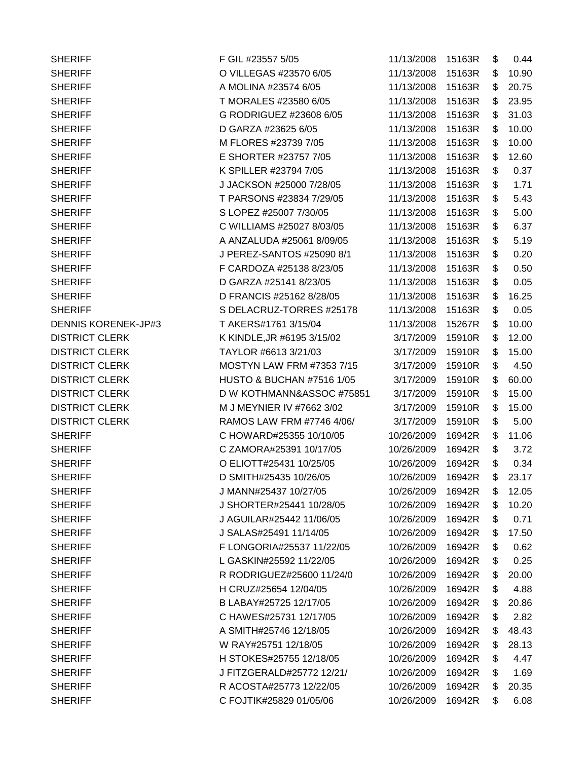| | | | | | |
|---|---|---|---|---|---|
| SHERIFF | F GIL #23557 5/05 | 11/13/2008 | 15163R | $ | 0.44 |
| SHERIFF | O VILLEGAS #23570 6/05 | 11/13/2008 | 15163R | $ | 10.90 |
| SHERIFF | A MOLINA #23574 6/05 | 11/13/2008 | 15163R | $ | 20.75 |
| SHERIFF | T MORALES #23580 6/05 | 11/13/2008 | 15163R | $ | 23.95 |
| SHERIFF | G RODRIGUEZ #23608 6/05 | 11/13/2008 | 15163R | $ | 31.03 |
| SHERIFF | D GARZA #23625 6/05 | 11/13/2008 | 15163R | $ | 10.00 |
| SHERIFF | M FLORES #23739 7/05 | 11/13/2008 | 15163R | $ | 10.00 |
| SHERIFF | E SHORTER #23757 7/05 | 11/13/2008 | 15163R | $ | 12.60 |
| SHERIFF | K SPILLER #23794 7/05 | 11/13/2008 | 15163R | $ | 0.37 |
| SHERIFF | J JACKSON #25000 7/28/05 | 11/13/2008 | 15163R | $ | 1.71 |
| SHERIFF | T PARSONS #23834 7/29/05 | 11/13/2008 | 15163R | $ | 5.43 |
| SHERIFF | S LOPEZ #25007 7/30/05 | 11/13/2008 | 15163R | $ | 5.00 |
| SHERIFF | C WILLIAMS #25027 8/03/05 | 11/13/2008 | 15163R | $ | 6.37 |
| SHERIFF | A ANZALUDA #25061 8/09/05 | 11/13/2008 | 15163R | $ | 5.19 |
| SHERIFF | J PEREZ-SANTOS #25090 8/1 | 11/13/2008 | 15163R | $ | 0.20 |
| SHERIFF | F CARDOZA #25138 8/23/05 | 11/13/2008 | 15163R | $ | 0.50 |
| SHERIFF | D GARZA #25141 8/23/05 | 11/13/2008 | 15163R | $ | 0.05 |
| SHERIFF | D FRANCIS #25162 8/28/05 | 11/13/2008 | 15163R | $ | 16.25 |
| SHERIFF | S DELACRUZ-TORRES #25178 | 11/13/2008 | 15163R | $ | 0.05 |
| DENNIS KORENEK-JP#3 | T AKERS#1761 3/15/04 | 11/13/2008 | 15267R | $ | 10.00 |
| DISTRICT CLERK | K KINDLE,JR #6195 3/15/02 | 3/17/2009 | 15910R | $ | 12.00 |
| DISTRICT CLERK | TAYLOR #6613 3/21/03 | 3/17/2009 | 15910R | $ | 15.00 |
| DISTRICT CLERK | MOSTYN LAW FRM #7353 7/15 | 3/17/2009 | 15910R | $ | 4.50 |
| DISTRICT CLERK | HUSTO & BUCHAN #7516 1/05 | 3/17/2009 | 15910R | $ | 60.00 |
| DISTRICT CLERK | D W KOTHMANN&ASSOC #75851 | 3/17/2009 | 15910R | $ | 15.00 |
| DISTRICT CLERK | M J MEYNIER IV #7662 3/02 | 3/17/2009 | 15910R | $ | 15.00 |
| DISTRICT CLERK | RAMOS LAW FRM #7746 4/06/ | 3/17/2009 | 15910R | $ | 5.00 |
| SHERIFF | C HOWARD#25355 10/10/05 | 10/26/2009 | 16942R | $ | 11.06 |
| SHERIFF | C ZAMORA#25391 10/17/05 | 10/26/2009 | 16942R | $ | 3.72 |
| SHERIFF | O ELIOTT#25431 10/25/05 | 10/26/2009 | 16942R | $ | 0.34 |
| SHERIFF | D SMITH#25435 10/26/05 | 10/26/2009 | 16942R | $ | 23.17 |
| SHERIFF | J MANN#25437 10/27/05 | 10/26/2009 | 16942R | $ | 12.05 |
| SHERIFF | J SHORTER#25441 10/28/05 | 10/26/2009 | 16942R | $ | 10.20 |
| SHERIFF | J AGUILAR#25442 11/06/05 | 10/26/2009 | 16942R | $ | 0.71 |
| SHERIFF | J SALAS#25491 11/14/05 | 10/26/2009 | 16942R | $ | 17.50 |
| SHERIFF | F LONGORIA#25537 11/22/05 | 10/26/2009 | 16942R | $ | 0.62 |
| SHERIFF | L GASKIN#25592 11/22/05 | 10/26/2009 | 16942R | $ | 0.25 |
| SHERIFF | R RODRIGUEZ#25600 11/24/0 | 10/26/2009 | 16942R | $ | 20.00 |
| SHERIFF | H CRUZ#25654 12/04/05 | 10/26/2009 | 16942R | $ | 4.88 |
| SHERIFF | B LABAY#25725 12/17/05 | 10/26/2009 | 16942R | $ | 20.86 |
| SHERIFF | C HAWES#25731 12/17/05 | 10/26/2009 | 16942R | $ | 2.82 |
| SHERIFF | A SMITH#25746 12/18/05 | 10/26/2009 | 16942R | $ | 48.43 |
| SHERIFF | W RAY#25751 12/18/05 | 10/26/2009 | 16942R | $ | 28.13 |
| SHERIFF | H STOKES#25755 12/18/05 | 10/26/2009 | 16942R | $ | 4.47 |
| SHERIFF | J FITZGERALD#25772 12/21/ | 10/26/2009 | 16942R | $ | 1.69 |
| SHERIFF | R ACOSTA#25773 12/22/05 | 10/26/2009 | 16942R | $ | 20.35 |
| SHERIFF | C FOJTIK#25829 01/05/06 | 10/26/2009 | 16942R | $ | 6.08 |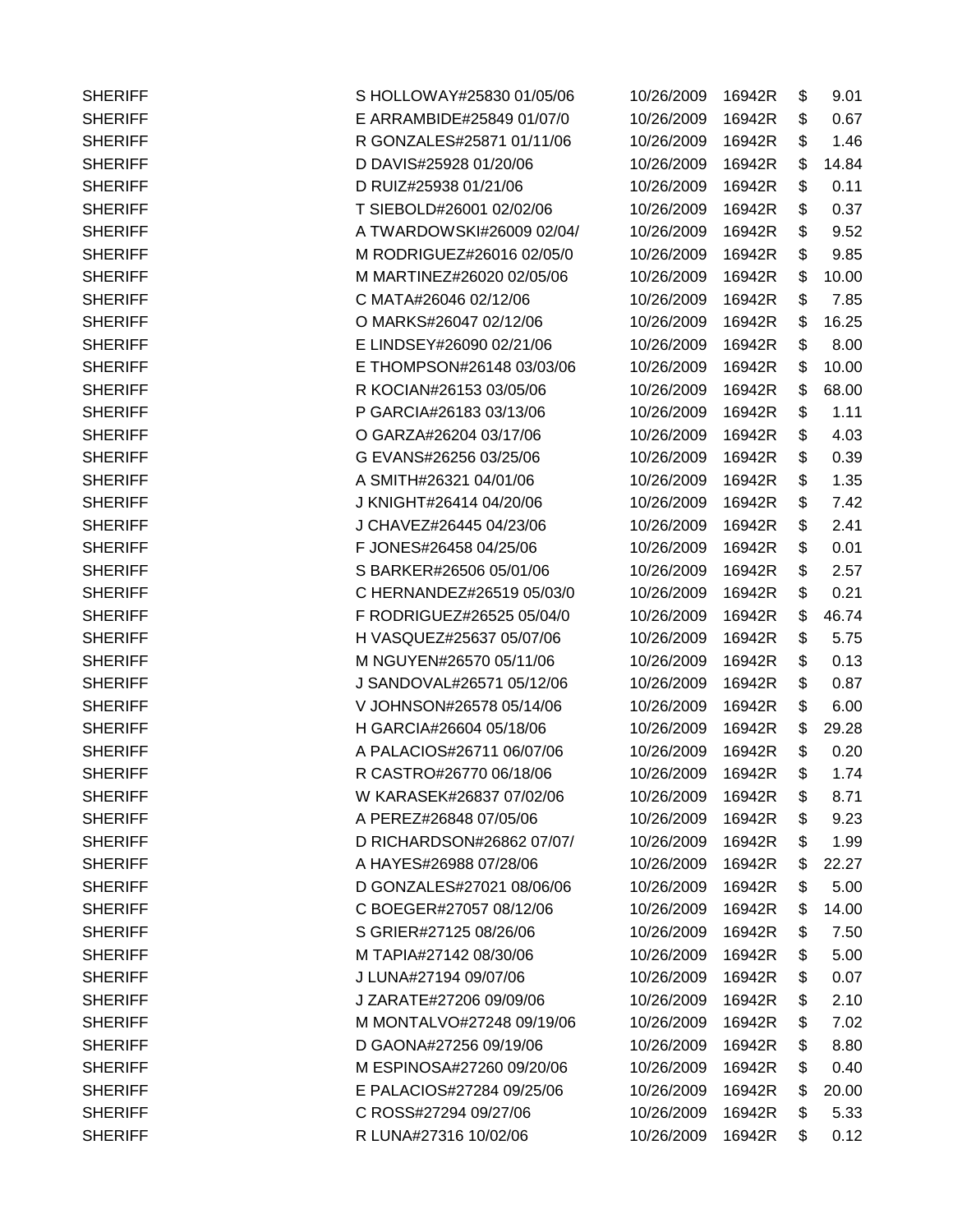| | | | | | |
|---|---|---|---|---|---|
| SHERIFF | S HOLLOWAY#25830 01/05/06 | 10/26/2009 | 16942R | $ | 9.01 |
| SHERIFF | E ARRAMBIDE#25849 01/07/0 | 10/26/2009 | 16942R | $ | 0.67 |
| SHERIFF | R GONZALES#25871 01/11/06 | 10/26/2009 | 16942R | $ | 1.46 |
| SHERIFF | D DAVIS#25928 01/20/06 | 10/26/2009 | 16942R | $ | 14.84 |
| SHERIFF | D RUIZ#25938 01/21/06 | 10/26/2009 | 16942R | $ | 0.11 |
| SHERIFF | T SIEBOLD#26001 02/02/06 | 10/26/2009 | 16942R | $ | 0.37 |
| SHERIFF | A TWARDOWSKI#26009 02/04/ | 10/26/2009 | 16942R | $ | 9.52 |
| SHERIFF | M RODRIGUEZ#26016 02/05/0 | 10/26/2009 | 16942R | $ | 9.85 |
| SHERIFF | M MARTINEZ#26020 02/05/06 | 10/26/2009 | 16942R | $ | 10.00 |
| SHERIFF | C MATA#26046 02/12/06 | 10/26/2009 | 16942R | $ | 7.85 |
| SHERIFF | O MARKS#26047 02/12/06 | 10/26/2009 | 16942R | $ | 16.25 |
| SHERIFF | E LINDSEY#26090 02/21/06 | 10/26/2009 | 16942R | $ | 8.00 |
| SHERIFF | E THOMPSON#26148 03/03/06 | 10/26/2009 | 16942R | $ | 10.00 |
| SHERIFF | R KOCIAN#26153 03/05/06 | 10/26/2009 | 16942R | $ | 68.00 |
| SHERIFF | P GARCIA#26183 03/13/06 | 10/26/2009 | 16942R | $ | 1.11 |
| SHERIFF | O GARZA#26204 03/17/06 | 10/26/2009 | 16942R | $ | 4.03 |
| SHERIFF | G EVANS#26256 03/25/06 | 10/26/2009 | 16942R | $ | 0.39 |
| SHERIFF | A SMITH#26321 04/01/06 | 10/26/2009 | 16942R | $ | 1.35 |
| SHERIFF | J KNIGHT#26414 04/20/06 | 10/26/2009 | 16942R | $ | 7.42 |
| SHERIFF | J CHAVEZ#26445 04/23/06 | 10/26/2009 | 16942R | $ | 2.41 |
| SHERIFF | F JONES#26458 04/25/06 | 10/26/2009 | 16942R | $ | 0.01 |
| SHERIFF | S BARKER#26506 05/01/06 | 10/26/2009 | 16942R | $ | 2.57 |
| SHERIFF | C HERNANDEZ#26519 05/03/0 | 10/26/2009 | 16942R | $ | 0.21 |
| SHERIFF | F RODRIGUEZ#26525 05/04/0 | 10/26/2009 | 16942R | $ | 46.74 |
| SHERIFF | H VASQUEZ#25637 05/07/06 | 10/26/2009 | 16942R | $ | 5.75 |
| SHERIFF | M NGUYEN#26570 05/11/06 | 10/26/2009 | 16942R | $ | 0.13 |
| SHERIFF | J SANDOVAL#26571 05/12/06 | 10/26/2009 | 16942R | $ | 0.87 |
| SHERIFF | V JOHNSON#26578 05/14/06 | 10/26/2009 | 16942R | $ | 6.00 |
| SHERIFF | H GARCIA#26604 05/18/06 | 10/26/2009 | 16942R | $ | 29.28 |
| SHERIFF | A PALACIOS#26711 06/07/06 | 10/26/2009 | 16942R | $ | 0.20 |
| SHERIFF | R CASTRO#26770 06/18/06 | 10/26/2009 | 16942R | $ | 1.74 |
| SHERIFF | W KARASEK#26837 07/02/06 | 10/26/2009 | 16942R | $ | 8.71 |
| SHERIFF | A PEREZ#26848 07/05/06 | 10/26/2009 | 16942R | $ | 9.23 |
| SHERIFF | D RICHARDSON#26862 07/07/ | 10/26/2009 | 16942R | $ | 1.99 |
| SHERIFF | A HAYES#26988 07/28/06 | 10/26/2009 | 16942R | $ | 22.27 |
| SHERIFF | D GONZALES#27021 08/06/06 | 10/26/2009 | 16942R | $ | 5.00 |
| SHERIFF | C BOEGER#27057 08/12/06 | 10/26/2009 | 16942R | $ | 14.00 |
| SHERIFF | S GRIER#27125 08/26/06 | 10/26/2009 | 16942R | $ | 7.50 |
| SHERIFF | M TAPIA#27142 08/30/06 | 10/26/2009 | 16942R | $ | 5.00 |
| SHERIFF | J LUNA#27194 09/07/06 | 10/26/2009 | 16942R | $ | 0.07 |
| SHERIFF | J ZARATE#27206 09/09/06 | 10/26/2009 | 16942R | $ | 2.10 |
| SHERIFF | M MONTALVO#27248 09/19/06 | 10/26/2009 | 16942R | $ | 7.02 |
| SHERIFF | D GAONA#27256 09/19/06 | 10/26/2009 | 16942R | $ | 8.80 |
| SHERIFF | M ESPINOSA#27260 09/20/06 | 10/26/2009 | 16942R | $ | 0.40 |
| SHERIFF | E PALACIOS#27284 09/25/06 | 10/26/2009 | 16942R | $ | 20.00 |
| SHERIFF | C ROSS#27294 09/27/06 | 10/26/2009 | 16942R | $ | 5.33 |
| SHERIFF | R LUNA#27316 10/02/06 | 10/26/2009 | 16942R | $ | 0.12 |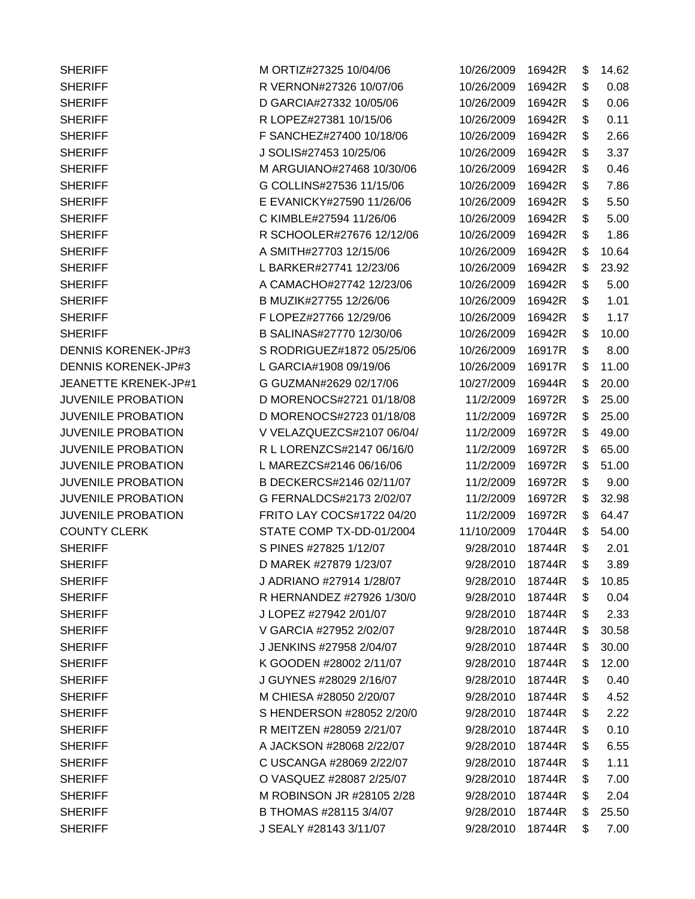| | | | | | |
|---|---|---|---|---|---|
| SHERIFF | M ORTIZ#27325 10/04/06 | 10/26/2009 | 16942R | $ | 14.62 |
| SHERIFF | R VERNON#27326 10/07/06 | 10/26/2009 | 16942R | $ | 0.08 |
| SHERIFF | D GARCIA#27332 10/05/06 | 10/26/2009 | 16942R | $ | 0.06 |
| SHERIFF | R LOPEZ#27381 10/15/06 | 10/26/2009 | 16942R | $ | 0.11 |
| SHERIFF | F SANCHEZ#27400 10/18/06 | 10/26/2009 | 16942R | $ | 2.66 |
| SHERIFF | J SOLIS#27453 10/25/06 | 10/26/2009 | 16942R | $ | 3.37 |
| SHERIFF | M ARGUIANO#27468 10/30/06 | 10/26/2009 | 16942R | $ | 0.46 |
| SHERIFF | G COLLINS#27536 11/15/06 | 10/26/2009 | 16942R | $ | 7.86 |
| SHERIFF | E EVANICKY#27590 11/26/06 | 10/26/2009 | 16942R | $ | 5.50 |
| SHERIFF | C KIMBLE#27594 11/26/06 | 10/26/2009 | 16942R | $ | 5.00 |
| SHERIFF | R SCHOOLER#27676 12/12/06 | 10/26/2009 | 16942R | $ | 1.86 |
| SHERIFF | A SMITH#27703 12/15/06 | 10/26/2009 | 16942R | $ | 10.64 |
| SHERIFF | L BARKER#27741 12/23/06 | 10/26/2009 | 16942R | $ | 23.92 |
| SHERIFF | A CAMACHO#27742 12/23/06 | 10/26/2009 | 16942R | $ | 5.00 |
| SHERIFF | B MUZIK#27755 12/26/06 | 10/26/2009 | 16942R | $ | 1.01 |
| SHERIFF | F LOPEZ#27766 12/29/06 | 10/26/2009 | 16942R | $ | 1.17 |
| SHERIFF | B SALINAS#27770 12/30/06 | 10/26/2009 | 16942R | $ | 10.00 |
| DENNIS KORENEK-JP#3 | S RODRIGUEZ#1872 05/25/06 | 10/26/2009 | 16917R | $ | 8.00 |
| DENNIS KORENEK-JP#3 | L GARCIA#1908 09/19/06 | 10/26/2009 | 16917R | $ | 11.00 |
| JEANETTE KRENEK-JP#1 | G GUZMAN#2629 02/17/06 | 10/27/2009 | 16944R | $ | 20.00 |
| JUVENILE PROBATION | D MORENOCS#2721 01/18/08 | 11/2/2009 | 16972R | $ | 25.00 |
| JUVENILE PROBATION | D MORENOCS#2723 01/18/08 | 11/2/2009 | 16972R | $ | 25.00 |
| JUVENILE PROBATION | V VELAZQUEZCS#2107 06/04/ | 11/2/2009 | 16972R | $ | 49.00 |
| JUVENILE PROBATION | R L LORENZCS#2147 06/16/0 | 11/2/2009 | 16972R | $ | 65.00 |
| JUVENILE PROBATION | L MAREZCS#2146 06/16/06 | 11/2/2009 | 16972R | $ | 51.00 |
| JUVENILE PROBATION | B DECKERCS#2146 02/11/07 | 11/2/2009 | 16972R | $ | 9.00 |
| JUVENILE PROBATION | G FERNALDCS#2173 2/02/07 | 11/2/2009 | 16972R | $ | 32.98 |
| JUVENILE PROBATION | FRITO LAY COCS#1722 04/20 | 11/2/2009 | 16972R | $ | 64.47 |
| COUNTY CLERK | STATE COMP TX-DD-01/2004 | 11/10/2009 | 17044R | $ | 54.00 |
| SHERIFF | S PINES #27825 1/12/07 | 9/28/2010 | 18744R | $ | 2.01 |
| SHERIFF | D MAREK #27879 1/23/07 | 9/28/2010 | 18744R | $ | 3.89 |
| SHERIFF | J ADRIANO #27914 1/28/07 | 9/28/2010 | 18744R | $ | 10.85 |
| SHERIFF | R HERNANDEZ #27926 1/30/0 | 9/28/2010 | 18744R | $ | 0.04 |
| SHERIFF | J LOPEZ #27942 2/01/07 | 9/28/2010 | 18744R | $ | 2.33 |
| SHERIFF | V GARCIA #27952 2/02/07 | 9/28/2010 | 18744R | $ | 30.58 |
| SHERIFF | J JENKINS #27958 2/04/07 | 9/28/2010 | 18744R | $ | 30.00 |
| SHERIFF | K GOODEN #28002 2/11/07 | 9/28/2010 | 18744R | $ | 12.00 |
| SHERIFF | J GUYNES #28029 2/16/07 | 9/28/2010 | 18744R | $ | 0.40 |
| SHERIFF | M CHIESA #28050 2/20/07 | 9/28/2010 | 18744R | $ | 4.52 |
| SHERIFF | S HENDERSON #28052 2/20/0 | 9/28/2010 | 18744R | $ | 2.22 |
| SHERIFF | R MEITZEN #28059 2/21/07 | 9/28/2010 | 18744R | $ | 0.10 |
| SHERIFF | A JACKSON #28068 2/22/07 | 9/28/2010 | 18744R | $ | 6.55 |
| SHERIFF | C USCANGA #28069 2/22/07 | 9/28/2010 | 18744R | $ | 1.11 |
| SHERIFF | O VASQUEZ #28087 2/25/07 | 9/28/2010 | 18744R | $ | 7.00 |
| SHERIFF | M ROBINSON JR #28105 2/28 | 9/28/2010 | 18744R | $ | 2.04 |
| SHERIFF | B THOMAS #28115 3/4/07 | 9/28/2010 | 18744R | $ | 25.50 |
| SHERIFF | J SEALY #28143 3/11/07 | 9/28/2010 | 18744R | $ | 7.00 |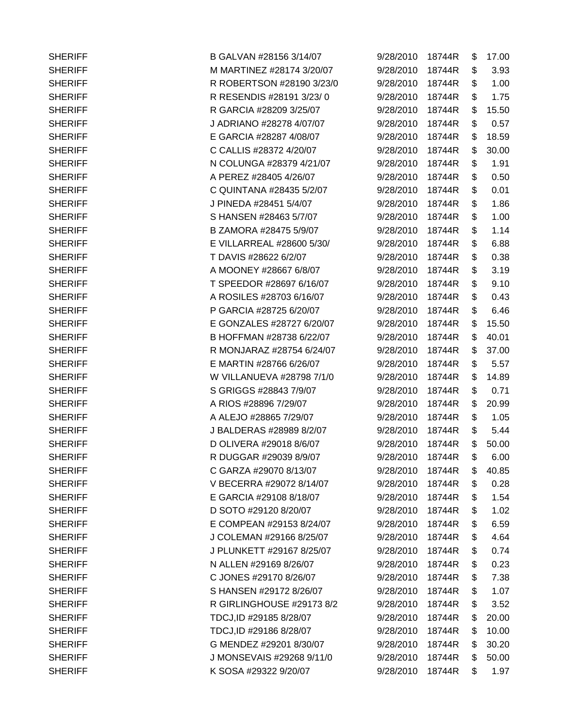| | | | | | |
|---|---|---|---|---|---|
| SHERIFF | B GALVAN #28156 3/14/07 | 9/28/2010 | 18744R | $ | 17.00 |
| SHERIFF | M MARTINEZ #28174 3/20/07 | 9/28/2010 | 18744R | $ | 3.93 |
| SHERIFF | R ROBERTSON #28190 3/23/0 | 9/28/2010 | 18744R | $ | 1.00 |
| SHERIFF | R RESENDIS #28191 3/23/ 0 | 9/28/2010 | 18744R | $ | 1.75 |
| SHERIFF | R GARCIA #28209 3/25/07 | 9/28/2010 | 18744R | $ | 15.50 |
| SHERIFF | J ADRIANO #28278 4/07/07 | 9/28/2010 | 18744R | $ | 0.57 |
| SHERIFF | E GARCIA #28287 4/08/07 | 9/28/2010 | 18744R | $ | 18.59 |
| SHERIFF | C CALLIS #28372 4/20/07 | 9/28/2010 | 18744R | $ | 30.00 |
| SHERIFF | N COLUNGA #28379 4/21/07 | 9/28/2010 | 18744R | $ | 1.91 |
| SHERIFF | A PEREZ #28405 4/26/07 | 9/28/2010 | 18744R | $ | 0.50 |
| SHERIFF | C QUINTANA #28435 5/2/07 | 9/28/2010 | 18744R | $ | 0.01 |
| SHERIFF | J PINEDA #28451 5/4/07 | 9/28/2010 | 18744R | $ | 1.86 |
| SHERIFF | S HANSEN #28463 5/7/07 | 9/28/2010 | 18744R | $ | 1.00 |
| SHERIFF | B ZAMORA #28475 5/9/07 | 9/28/2010 | 18744R | $ | 1.14 |
| SHERIFF | E VILLARREAL #28600 5/30/ | 9/28/2010 | 18744R | $ | 6.88 |
| SHERIFF | T DAVIS #28622 6/2/07 | 9/28/2010 | 18744R | $ | 0.38 |
| SHERIFF | A MOONEY #28667 6/8/07 | 9/28/2010 | 18744R | $ | 3.19 |
| SHERIFF | T SPEEDOR #28697 6/16/07 | 9/28/2010 | 18744R | $ | 9.10 |
| SHERIFF | A ROSILES #28703 6/16/07 | 9/28/2010 | 18744R | $ | 0.43 |
| SHERIFF | P GARCIA #28725 6/20/07 | 9/28/2010 | 18744R | $ | 6.46 |
| SHERIFF | E GONZALES #28727 6/20/07 | 9/28/2010 | 18744R | $ | 15.50 |
| SHERIFF | B HOFFMAN #28738 6/22/07 | 9/28/2010 | 18744R | $ | 40.01 |
| SHERIFF | R MONJARAZ #28754 6/24/07 | 9/28/2010 | 18744R | $ | 37.00 |
| SHERIFF | E MARTIN #28766 6/26/07 | 9/28/2010 | 18744R | $ | 5.57 |
| SHERIFF | W VILLANUEVA #28798 7/1/0 | 9/28/2010 | 18744R | $ | 14.89 |
| SHERIFF | S GRIGGS #28843 7/9/07 | 9/28/2010 | 18744R | $ | 0.71 |
| SHERIFF | A RIOS #28896 7/29/07 | 9/28/2010 | 18744R | $ | 20.99 |
| SHERIFF | A ALEJO #28865 7/29/07 | 9/28/2010 | 18744R | $ | 1.05 |
| SHERIFF | J BALDERAS #28989 8/2/07 | 9/28/2010 | 18744R | $ | 5.44 |
| SHERIFF | D OLIVERA #29018 8/6/07 | 9/28/2010 | 18744R | $ | 50.00 |
| SHERIFF | R DUGGAR #29039 8/9/07 | 9/28/2010 | 18744R | $ | 6.00 |
| SHERIFF | C GARZA #29070 8/13/07 | 9/28/2010 | 18744R | $ | 40.85 |
| SHERIFF | V BECERRA #29072 8/14/07 | 9/28/2010 | 18744R | $ | 0.28 |
| SHERIFF | E GARCIA #29108 8/18/07 | 9/28/2010 | 18744R | $ | 1.54 |
| SHERIFF | D SOTO #29120 8/20/07 | 9/28/2010 | 18744R | $ | 1.02 |
| SHERIFF | E COMPEAN #29153 8/24/07 | 9/28/2010 | 18744R | $ | 6.59 |
| SHERIFF | J COLEMAN #29166 8/25/07 | 9/28/2010 | 18744R | $ | 4.64 |
| SHERIFF | J PLUNKETT #29167 8/25/07 | 9/28/2010 | 18744R | $ | 0.74 |
| SHERIFF | N ALLEN #29169 8/26/07 | 9/28/2010 | 18744R | $ | 0.23 |
| SHERIFF | C JONES #29170 8/26/07 | 9/28/2010 | 18744R | $ | 7.38 |
| SHERIFF | S HANSEN #29172 8/26/07 | 9/28/2010 | 18744R | $ | 1.07 |
| SHERIFF | R GIRLINGHOUSE #29173 8/2 | 9/28/2010 | 18744R | $ | 3.52 |
| SHERIFF | TDCJ,ID #29185 8/28/07 | 9/28/2010 | 18744R | $ | 20.00 |
| SHERIFF | TDCJ,ID #29186 8/28/07 | 9/28/2010 | 18744R | $ | 10.00 |
| SHERIFF | G MENDEZ #29201 8/30/07 | 9/28/2010 | 18744R | $ | 30.20 |
| SHERIFF | J MONSEVAIS #29268 9/11/0 | 9/28/2010 | 18744R | $ | 50.00 |
| SHERIFF | K SOSA #29322 9/20/07 | 9/28/2010 | 18744R | $ | 1.97 |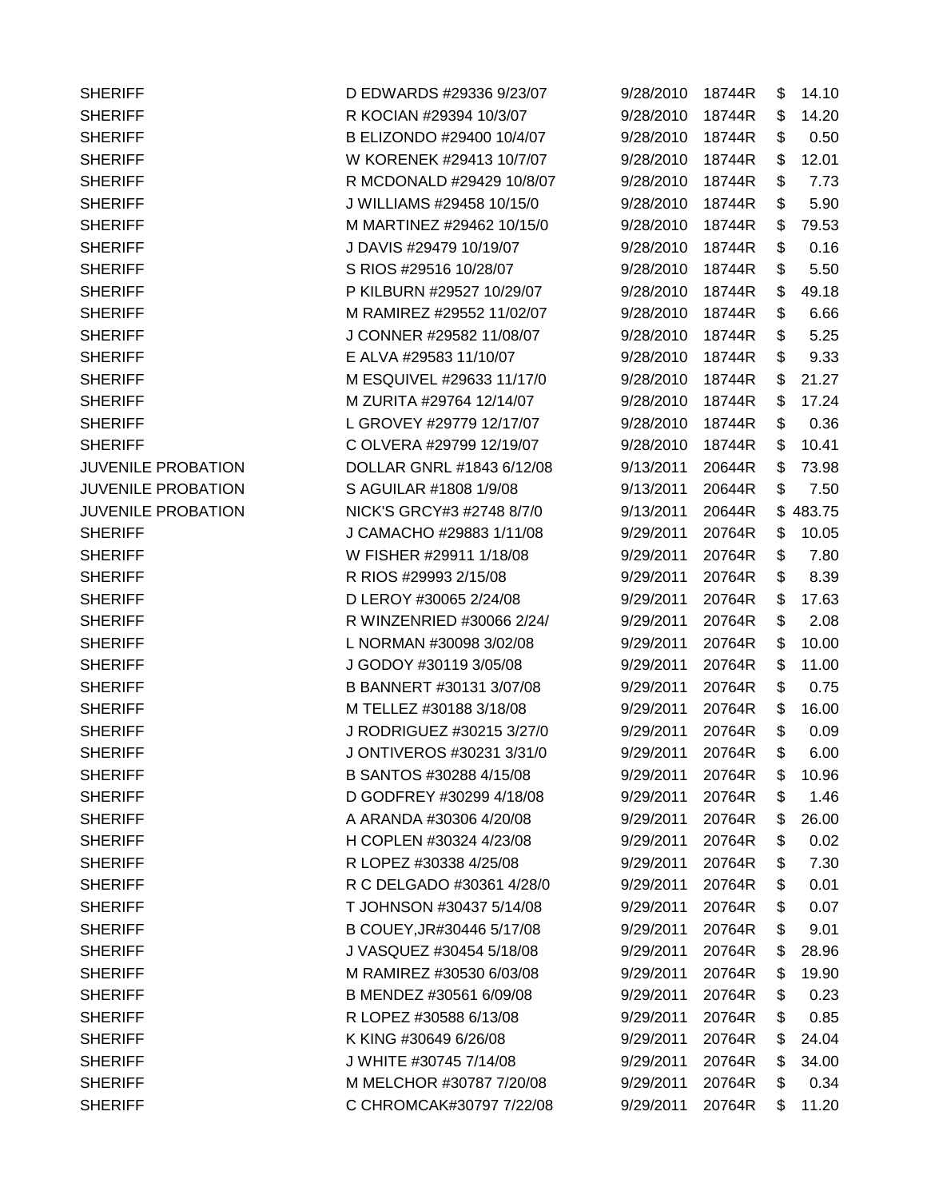| | | | | |
|---|---|---|---|---|
| SHERIFF | D EDWARDS #29336 9/23/07 | 9/28/2010 | 18744R | $ 14.10 |
| SHERIFF | R KOCIAN #29394 10/3/07 | 9/28/2010 | 18744R | $ 14.20 |
| SHERIFF | B ELIZONDO #29400 10/4/07 | 9/28/2010 | 18744R | $ 0.50 |
| SHERIFF | W KORENEK #29413 10/7/07 | 9/28/2010 | 18744R | $ 12.01 |
| SHERIFF | R MCDONALD #29429 10/8/07 | 9/28/2010 | 18744R | $ 7.73 |
| SHERIFF | J WILLIAMS #29458 10/15/0 | 9/28/2010 | 18744R | $ 5.90 |
| SHERIFF | M MARTINEZ #29462 10/15/0 | 9/28/2010 | 18744R | $ 79.53 |
| SHERIFF | J DAVIS #29479 10/19/07 | 9/28/2010 | 18744R | $ 0.16 |
| SHERIFF | S RIOS #29516 10/28/07 | 9/28/2010 | 18744R | $ 5.50 |
| SHERIFF | P KILBURN #29527 10/29/07 | 9/28/2010 | 18744R | $ 49.18 |
| SHERIFF | M RAMIREZ #29552 11/02/07 | 9/28/2010 | 18744R | $ 6.66 |
| SHERIFF | J CONNER #29582 11/08/07 | 9/28/2010 | 18744R | $ 5.25 |
| SHERIFF | E ALVA #29583 11/10/07 | 9/28/2010 | 18744R | $ 9.33 |
| SHERIFF | M ESQUIVEL #29633 11/17/0 | 9/28/2010 | 18744R | $ 21.27 |
| SHERIFF | M ZURITA #29764 12/14/07 | 9/28/2010 | 18744R | $ 17.24 |
| SHERIFF | L GROVEY #29779 12/17/07 | 9/28/2010 | 18744R | $ 0.36 |
| SHERIFF | C OLVERA #29799 12/19/07 | 9/28/2010 | 18744R | $ 10.41 |
| JUVENILE PROBATION | DOLLAR GNRL #1843 6/12/08 | 9/13/2011 | 20644R | $ 73.98 |
| JUVENILE PROBATION | S AGUILAR #1808 1/9/08 | 9/13/2011 | 20644R | $ 7.50 |
| JUVENILE PROBATION | NICK'S GRCY#3 #2748 8/7/0 | 9/13/2011 | 20644R | $ 483.75 |
| SHERIFF | J CAMACHO #29883 1/11/08 | 9/29/2011 | 20764R | $ 10.05 |
| SHERIFF | W FISHER #29911 1/18/08 | 9/29/2011 | 20764R | $ 7.80 |
| SHERIFF | R RIOS #29993 2/15/08 | 9/29/2011 | 20764R | $ 8.39 |
| SHERIFF | D LEROY #30065 2/24/08 | 9/29/2011 | 20764R | $ 17.63 |
| SHERIFF | R WINZENRIED #30066 2/24/ | 9/29/2011 | 20764R | $ 2.08 |
| SHERIFF | L NORMAN #30098 3/02/08 | 9/29/2011 | 20764R | $ 10.00 |
| SHERIFF | J GODOY #30119 3/05/08 | 9/29/2011 | 20764R | $ 11.00 |
| SHERIFF | B BANNERT #30131 3/07/08 | 9/29/2011 | 20764R | $ 0.75 |
| SHERIFF | M TELLEZ #30188 3/18/08 | 9/29/2011 | 20764R | $ 16.00 |
| SHERIFF | J RODRIGUEZ #30215 3/27/0 | 9/29/2011 | 20764R | $ 0.09 |
| SHERIFF | J ONTIVEROS #30231 3/31/0 | 9/29/2011 | 20764R | $ 6.00 |
| SHERIFF | B SANTOS #30288 4/15/08 | 9/29/2011 | 20764R | $ 10.96 |
| SHERIFF | D GODFREY #30299 4/18/08 | 9/29/2011 | 20764R | $ 1.46 |
| SHERIFF | A ARANDA #30306 4/20/08 | 9/29/2011 | 20764R | $ 26.00 |
| SHERIFF | H COPLEN #30324 4/23/08 | 9/29/2011 | 20764R | $ 0.02 |
| SHERIFF | R LOPEZ #30338 4/25/08 | 9/29/2011 | 20764R | $ 7.30 |
| SHERIFF | R C DELGADO #30361 4/28/0 | 9/29/2011 | 20764R | $ 0.01 |
| SHERIFF | T JOHNSON #30437 5/14/08 | 9/29/2011 | 20764R | $ 0.07 |
| SHERIFF | B COUEY,JR#30446 5/17/08 | 9/29/2011 | 20764R | $ 9.01 |
| SHERIFF | J VASQUEZ #30454 5/18/08 | 9/29/2011 | 20764R | $ 28.96 |
| SHERIFF | M RAMIREZ #30530 6/03/08 | 9/29/2011 | 20764R | $ 19.90 |
| SHERIFF | B MENDEZ #30561 6/09/08 | 9/29/2011 | 20764R | $ 0.23 |
| SHERIFF | R LOPEZ #30588 6/13/08 | 9/29/2011 | 20764R | $ 0.85 |
| SHERIFF | K KING #30649 6/26/08 | 9/29/2011 | 20764R | $ 24.04 |
| SHERIFF | J WHITE #30745 7/14/08 | 9/29/2011 | 20764R | $ 34.00 |
| SHERIFF | M MELCHOR #30787 7/20/08 | 9/29/2011 | 20764R | $ 0.34 |
| SHERIFF | C CHROMCAK#30797 7/22/08 | 9/29/2011 | 20764R | $ 11.20 |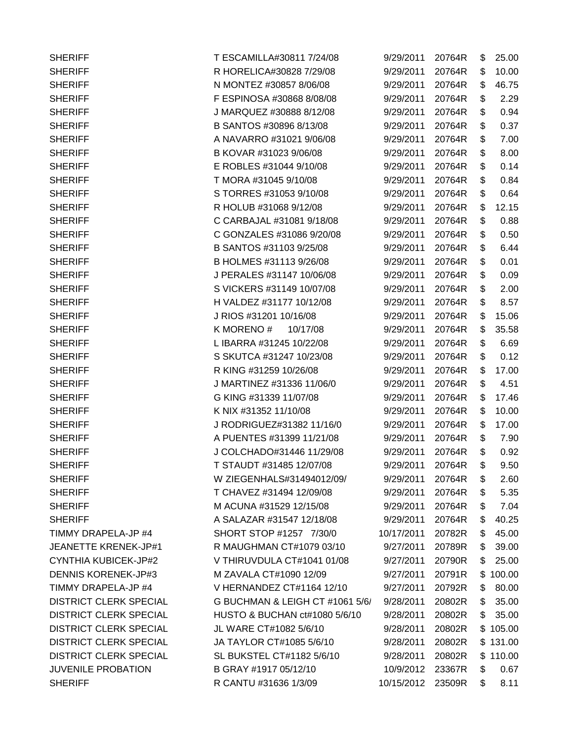| | | | | |
|---|---|---|---|---|
| SHERIFF | T ESCAMILLA#30811 7/24/08 | 9/29/2011 | 20764R | $ 25.00 |
| SHERIFF | R HORELICA#30828 7/29/08 | 9/29/2011 | 20764R | $ 10.00 |
| SHERIFF | N MONTEZ #30857 8/06/08 | 9/29/2011 | 20764R | $ 46.75 |
| SHERIFF | F ESPINOSA #30868 8/08/08 | 9/29/2011 | 20764R | $ 2.29 |
| SHERIFF | J MARQUEZ #30888 8/12/08 | 9/29/2011 | 20764R | $ 0.94 |
| SHERIFF | B SANTOS #30896 8/13/08 | 9/29/2011 | 20764R | $ 0.37 |
| SHERIFF | A NAVARRO #31021 9/06/08 | 9/29/2011 | 20764R | $ 7.00 |
| SHERIFF | B KOVAR #31023 9/06/08 | 9/29/2011 | 20764R | $ 8.00 |
| SHERIFF | E ROBLES #31044 9/10/08 | 9/29/2011 | 20764R | $ 0.14 |
| SHERIFF | T MORA #31045 9/10/08 | 9/29/2011 | 20764R | $ 0.84 |
| SHERIFF | S TORRES #31053 9/10/08 | 9/29/2011 | 20764R | $ 0.64 |
| SHERIFF | R HOLUB #31068 9/12/08 | 9/29/2011 | 20764R | $ 12.15 |
| SHERIFF | C CARBAJAL #31081 9/18/08 | 9/29/2011 | 20764R | $ 0.88 |
| SHERIFF | C GONZALES #31086 9/20/08 | 9/29/2011 | 20764R | $ 0.50 |
| SHERIFF | B SANTOS #31103 9/25/08 | 9/29/2011 | 20764R | $ 6.44 |
| SHERIFF | B HOLMES #31113 9/26/08 | 9/29/2011 | 20764R | $ 0.01 |
| SHERIFF | J PERALES #31147 10/06/08 | 9/29/2011 | 20764R | $ 0.09 |
| SHERIFF | S VICKERS #31149 10/07/08 | 9/29/2011 | 20764R | $ 2.00 |
| SHERIFF | H VALDEZ #31177 10/12/08 | 9/29/2011 | 20764R | $ 8.57 |
| SHERIFF | J RIOS #31201 10/16/08 | 9/29/2011 | 20764R | $ 15.06 |
| SHERIFF | K MORENO # 10/17/08 | 9/29/2011 | 20764R | $ 35.58 |
| SHERIFF | L IBARRA #31245 10/22/08 | 9/29/2011 | 20764R | $ 6.69 |
| SHERIFF | S SKUTCA #31247 10/23/08 | 9/29/2011 | 20764R | $ 0.12 |
| SHERIFF | R KING #31259 10/26/08 | 9/29/2011 | 20764R | $ 17.00 |
| SHERIFF | J MARTINEZ #31336 11/06/0 | 9/29/2011 | 20764R | $ 4.51 |
| SHERIFF | G KING #31339 11/07/08 | 9/29/2011 | 20764R | $ 17.46 |
| SHERIFF | K NIX #31352 11/10/08 | 9/29/2011 | 20764R | $ 10.00 |
| SHERIFF | J RODRIGUEZ#31382 11/16/0 | 9/29/2011 | 20764R | $ 17.00 |
| SHERIFF | A PUENTES #31399 11/21/08 | 9/29/2011 | 20764R | $ 7.90 |
| SHERIFF | J COLCHADO#31446 11/29/08 | 9/29/2011 | 20764R | $ 0.92 |
| SHERIFF | T STAUDT #31485 12/07/08 | 9/29/2011 | 20764R | $ 9.50 |
| SHERIFF | W ZIEGENHALS#31494012/09/ | 9/29/2011 | 20764R | $ 2.60 |
| SHERIFF | T CHAVEZ #31494 12/09/08 | 9/29/2011 | 20764R | $ 5.35 |
| SHERIFF | M ACUNA #31529 12/15/08 | 9/29/2011 | 20764R | $ 7.04 |
| SHERIFF | A SALAZAR #31547 12/18/08 | 9/29/2011 | 20764R | $ 40.25 |
| TIMMY DRAPELA-JP #4 | SHORT STOP #1257 7/30/0 | 10/17/2011 | 20782R | $ 45.00 |
| JEANETTE KRENEK-JP#1 | R MAUGHMAN CT#1079 03/10 | 9/27/2011 | 20789R | $ 39.00 |
| CYNTHIA KUBICEK-JP#2 | V THIRUVDULA CT#1041 01/08 | 9/27/2011 | 20790R | $ 25.00 |
| DENNIS KORENEK-JP#3 | M ZAVALA CT#1090 12/09 | 9/27/2011 | 20791R | $ 100.00 |
| TIMMY DRAPELA-JP #4 | V HERNANDEZ CT#1164 12/10 | 9/27/2011 | 20792R | $ 80.00 |
| DISTRICT CLERK SPECIAL | G BUCHMAN & LEIGH CT #1061 5/6/ | 9/28/2011 | 20802R | $ 35.00 |
| DISTRICT CLERK SPECIAL | HUSTO & BUCHAN ct#1080 5/6/10 | 9/28/2011 | 20802R | $ 35.00 |
| DISTRICT CLERK SPECIAL | JL WARE CT#1082 5/6/10 | 9/28/2011 | 20802R | $ 105.00 |
| DISTRICT CLERK SPECIAL | JA TAYLOR CT#1085 5/6/10 | 9/28/2011 | 20802R | $ 131.00 |
| DISTRICT CLERK SPECIAL | SL BUKSTEL CT#1182 5/6/10 | 9/28/2011 | 20802R | $ 110.00 |
| JUVENILE PROBATION | B GRAY #1917 05/12/10 | 10/9/2012 | 23367R | $ 0.67 |
| SHERIFF | R CANTU #31636 1/3/09 | 10/15/2012 | 23509R | $ 8.11 |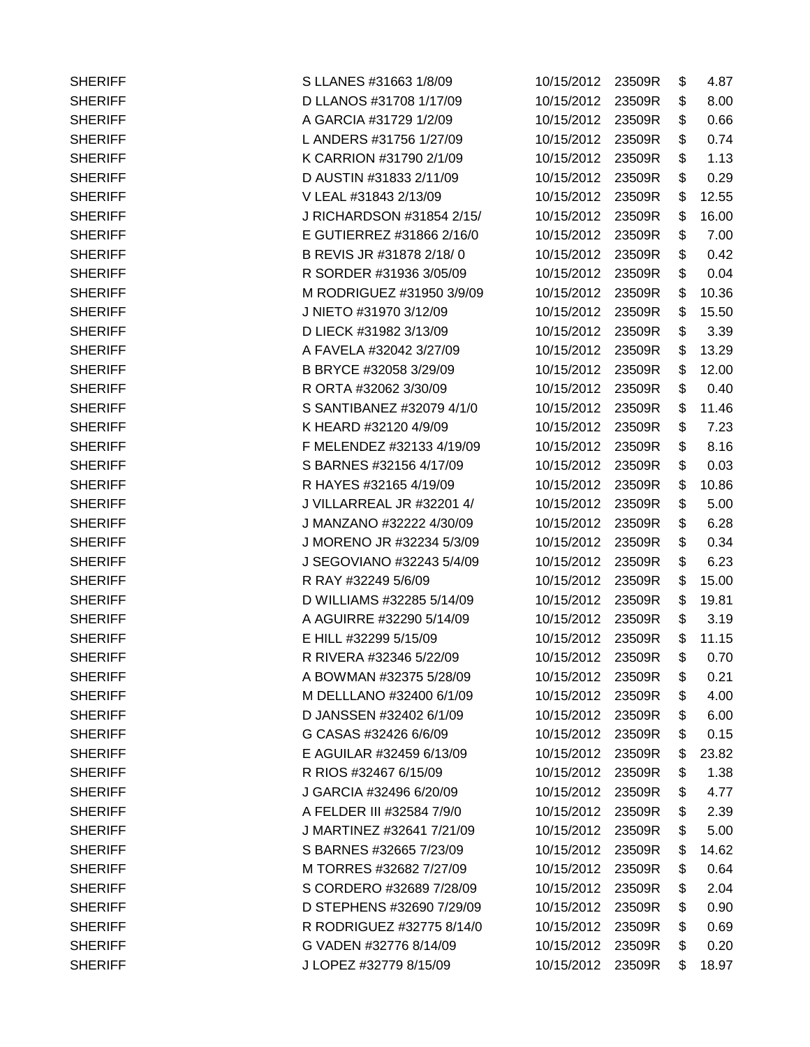| | | | | | |
|---|---|---|---|---|---|
| SHERIFF | S LLANES #31663 1/8/09 | 10/15/2012 | 23509R | $ | 4.87 |
| SHERIFF | D LLANOS #31708 1/17/09 | 10/15/2012 | 23509R | $ | 8.00 |
| SHERIFF | A GARCIA #31729 1/2/09 | 10/15/2012 | 23509R | $ | 0.66 |
| SHERIFF | L ANDERS #31756 1/27/09 | 10/15/2012 | 23509R | $ | 0.74 |
| SHERIFF | K CARRION #31790 2/1/09 | 10/15/2012 | 23509R | $ | 1.13 |
| SHERIFF | D AUSTIN #31833 2/11/09 | 10/15/2012 | 23509R | $ | 0.29 |
| SHERIFF | V LEAL #31843 2/13/09 | 10/15/2012 | 23509R | $ | 12.55 |
| SHERIFF | J RICHARDSON #31854 2/15/ | 10/15/2012 | 23509R | $ | 16.00 |
| SHERIFF | E GUTIERREZ #31866 2/16/0 | 10/15/2012 | 23509R | $ | 7.00 |
| SHERIFF | B REVIS JR #31878 2/18/ 0 | 10/15/2012 | 23509R | $ | 0.42 |
| SHERIFF | R SORDER #31936 3/05/09 | 10/15/2012 | 23509R | $ | 0.04 |
| SHERIFF | M RODRIGUEZ #31950 3/9/09 | 10/15/2012 | 23509R | $ | 10.36 |
| SHERIFF | J NIETO #31970 3/12/09 | 10/15/2012 | 23509R | $ | 15.50 |
| SHERIFF | D LIECK #31982 3/13/09 | 10/15/2012 | 23509R | $ | 3.39 |
| SHERIFF | A FAVELA #32042 3/27/09 | 10/15/2012 | 23509R | $ | 13.29 |
| SHERIFF | B BRYCE #32058 3/29/09 | 10/15/2012 | 23509R | $ | 12.00 |
| SHERIFF | R ORTA #32062 3/30/09 | 10/15/2012 | 23509R | $ | 0.40 |
| SHERIFF | S SANTIBANEZ #32079 4/1/0 | 10/15/2012 | 23509R | $ | 11.46 |
| SHERIFF | K HEARD #32120 4/9/09 | 10/15/2012 | 23509R | $ | 7.23 |
| SHERIFF | F MELENDEZ #32133 4/19/09 | 10/15/2012 | 23509R | $ | 8.16 |
| SHERIFF | S BARNES #32156 4/17/09 | 10/15/2012 | 23509R | $ | 0.03 |
| SHERIFF | R HAYES #32165 4/19/09 | 10/15/2012 | 23509R | $ | 10.86 |
| SHERIFF | J VILLARREAL JR #32201 4/ | 10/15/2012 | 23509R | $ | 5.00 |
| SHERIFF | J MANZANO #32222 4/30/09 | 10/15/2012 | 23509R | $ | 6.28 |
| SHERIFF | J MORENO JR #32234 5/3/09 | 10/15/2012 | 23509R | $ | 0.34 |
| SHERIFF | J SEGOVIANO #32243 5/4/09 | 10/15/2012 | 23509R | $ | 6.23 |
| SHERIFF | R RAY #32249 5/6/09 | 10/15/2012 | 23509R | $ | 15.00 |
| SHERIFF | D WILLIAMS #32285 5/14/09 | 10/15/2012 | 23509R | $ | 19.81 |
| SHERIFF | A AGUIRRE #32290 5/14/09 | 10/15/2012 | 23509R | $ | 3.19 |
| SHERIFF | E HILL #32299 5/15/09 | 10/15/2012 | 23509R | $ | 11.15 |
| SHERIFF | R RIVERA #32346 5/22/09 | 10/15/2012 | 23509R | $ | 0.70 |
| SHERIFF | A BOWMAN #32375 5/28/09 | 10/15/2012 | 23509R | $ | 0.21 |
| SHERIFF | M DELLLANO #32400 6/1/09 | 10/15/2012 | 23509R | $ | 4.00 |
| SHERIFF | D JANSSEN #32402 6/1/09 | 10/15/2012 | 23509R | $ | 6.00 |
| SHERIFF | G CASAS #32426 6/6/09 | 10/15/2012 | 23509R | $ | 0.15 |
| SHERIFF | E AGUILAR #32459 6/13/09 | 10/15/2012 | 23509R | $ | 23.82 |
| SHERIFF | R RIOS #32467 6/15/09 | 10/15/2012 | 23509R | $ | 1.38 |
| SHERIFF | J GARCIA #32496 6/20/09 | 10/15/2012 | 23509R | $ | 4.77 |
| SHERIFF | A FELDER III #32584 7/9/0 | 10/15/2012 | 23509R | $ | 2.39 |
| SHERIFF | J MARTINEZ #32641 7/21/09 | 10/15/2012 | 23509R | $ | 5.00 |
| SHERIFF | S BARNES #32665 7/23/09 | 10/15/2012 | 23509R | $ | 14.62 |
| SHERIFF | M TORRES #32682 7/27/09 | 10/15/2012 | 23509R | $ | 0.64 |
| SHERIFF | S CORDERO #32689 7/28/09 | 10/15/2012 | 23509R | $ | 2.04 |
| SHERIFF | D STEPHENS #32690 7/29/09 | 10/15/2012 | 23509R | $ | 0.90 |
| SHERIFF | R RODRIGUEZ #32775 8/14/0 | 10/15/2012 | 23509R | $ | 0.69 |
| SHERIFF | G VADEN #32776 8/14/09 | 10/15/2012 | 23509R | $ | 0.20 |
| SHERIFF | J LOPEZ #32779 8/15/09 | 10/15/2012 | 23509R | $ | 18.97 |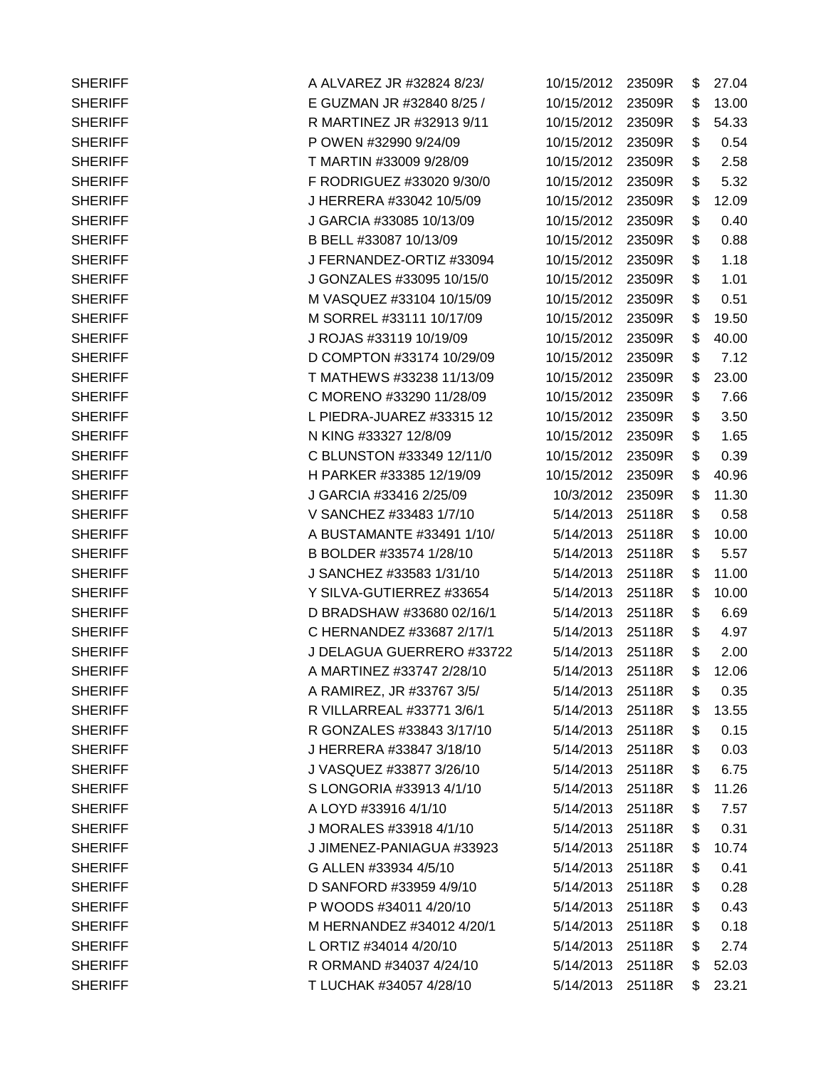| | | | | | |
|---|---|---|---|---|---|
| SHERIFF | A ALVAREZ JR #32824 8/23/ | 10/15/2012 | 23509R | $ | 27.04 |
| SHERIFF | E GUZMAN JR #32840 8/25 / | 10/15/2012 | 23509R | $ | 13.00 |
| SHERIFF | R MARTINEZ JR #32913 9/11 | 10/15/2012 | 23509R | $ | 54.33 |
| SHERIFF | P OWEN #32990 9/24/09 | 10/15/2012 | 23509R | $ | 0.54 |
| SHERIFF | T MARTIN #33009 9/28/09 | 10/15/2012 | 23509R | $ | 2.58 |
| SHERIFF | F RODRIGUEZ #33020 9/30/0 | 10/15/2012 | 23509R | $ | 5.32 |
| SHERIFF | J HERRERA #33042 10/5/09 | 10/15/2012 | 23509R | $ | 12.09 |
| SHERIFF | J GARCIA #33085 10/13/09 | 10/15/2012 | 23509R | $ | 0.40 |
| SHERIFF | B BELL #33087 10/13/09 | 10/15/2012 | 23509R | $ | 0.88 |
| SHERIFF | J FERNANDEZ-ORTIZ #33094 | 10/15/2012 | 23509R | $ | 1.18 |
| SHERIFF | J GONZALES #33095 10/15/0 | 10/15/2012 | 23509R | $ | 1.01 |
| SHERIFF | M VASQUEZ #33104 10/15/09 | 10/15/2012 | 23509R | $ | 0.51 |
| SHERIFF | M SORREL #33111 10/17/09 | 10/15/2012 | 23509R | $ | 19.50 |
| SHERIFF | J ROJAS #33119 10/19/09 | 10/15/2012 | 23509R | $ | 40.00 |
| SHERIFF | D COMPTON #33174 10/29/09 | 10/15/2012 | 23509R | $ | 7.12 |
| SHERIFF | T MATHEWS #33238 11/13/09 | 10/15/2012 | 23509R | $ | 23.00 |
| SHERIFF | C MORENO #33290 11/28/09 | 10/15/2012 | 23509R | $ | 7.66 |
| SHERIFF | L PIEDRA-JUAREZ #33315 12 | 10/15/2012 | 23509R | $ | 3.50 |
| SHERIFF | N KING #33327 12/8/09 | 10/15/2012 | 23509R | $ | 1.65 |
| SHERIFF | C BLUNSTON #33349 12/11/0 | 10/15/2012 | 23509R | $ | 0.39 |
| SHERIFF | H PARKER #33385 12/19/09 | 10/15/2012 | 23509R | $ | 40.96 |
| SHERIFF | J GARCIA #33416 2/25/09 | 10/3/2012 | 23509R | $ | 11.30 |
| SHERIFF | V SANCHEZ #33483 1/7/10 | 5/14/2013 | 25118R | $ | 0.58 |
| SHERIFF | A BUSTAMANTE #33491 1/10/ | 5/14/2013 | 25118R | $ | 10.00 |
| SHERIFF | B BOLDER #33574 1/28/10 | 5/14/2013 | 25118R | $ | 5.57 |
| SHERIFF | J SANCHEZ #33583 1/31/10 | 5/14/2013 | 25118R | $ | 11.00 |
| SHERIFF | Y SILVA-GUTIERREZ #33654 | 5/14/2013 | 25118R | $ | 10.00 |
| SHERIFF | D BRADSHAW #33680 02/16/1 | 5/14/2013 | 25118R | $ | 6.69 |
| SHERIFF | C HERNANDEZ #33687 2/17/1 | 5/14/2013 | 25118R | $ | 4.97 |
| SHERIFF | J DELAGUA GUERRERO #33722 | 5/14/2013 | 25118R | $ | 2.00 |
| SHERIFF | A MARTINEZ #33747 2/28/10 | 5/14/2013 | 25118R | $ | 12.06 |
| SHERIFF | A RAMIREZ, JR #33767 3/5/ | 5/14/2013 | 25118R | $ | 0.35 |
| SHERIFF | R VILLARREAL #33771 3/6/1 | 5/14/2013 | 25118R | $ | 13.55 |
| SHERIFF | R GONZALES #33843 3/17/10 | 5/14/2013 | 25118R | $ | 0.15 |
| SHERIFF | J HERRERA #33847 3/18/10 | 5/14/2013 | 25118R | $ | 0.03 |
| SHERIFF | J VASQUEZ #33877 3/26/10 | 5/14/2013 | 25118R | $ | 6.75 |
| SHERIFF | S LONGORIA #33913 4/1/10 | 5/14/2013 | 25118R | $ | 11.26 |
| SHERIFF | A LOYD #33916 4/1/10 | 5/14/2013 | 25118R | $ | 7.57 |
| SHERIFF | J MORALES #33918 4/1/10 | 5/14/2013 | 25118R | $ | 0.31 |
| SHERIFF | J JIMENEZ-PANIAGUA #33923 | 5/14/2013 | 25118R | $ | 10.74 |
| SHERIFF | G ALLEN #33934 4/5/10 | 5/14/2013 | 25118R | $ | 0.41 |
| SHERIFF | D SANFORD #33959 4/9/10 | 5/14/2013 | 25118R | $ | 0.28 |
| SHERIFF | P WOODS #34011 4/20/10 | 5/14/2013 | 25118R | $ | 0.43 |
| SHERIFF | M HERNANDEZ #34012 4/20/1 | 5/14/2013 | 25118R | $ | 0.18 |
| SHERIFF | L ORTIZ #34014 4/20/10 | 5/14/2013 | 25118R | $ | 2.74 |
| SHERIFF | R ORMAND #34037 4/24/10 | 5/14/2013 | 25118R | $ | 52.03 |
| SHERIFF | T LUCHAK #34057 4/28/10 | 5/14/2013 | 25118R | $ | 23.21 |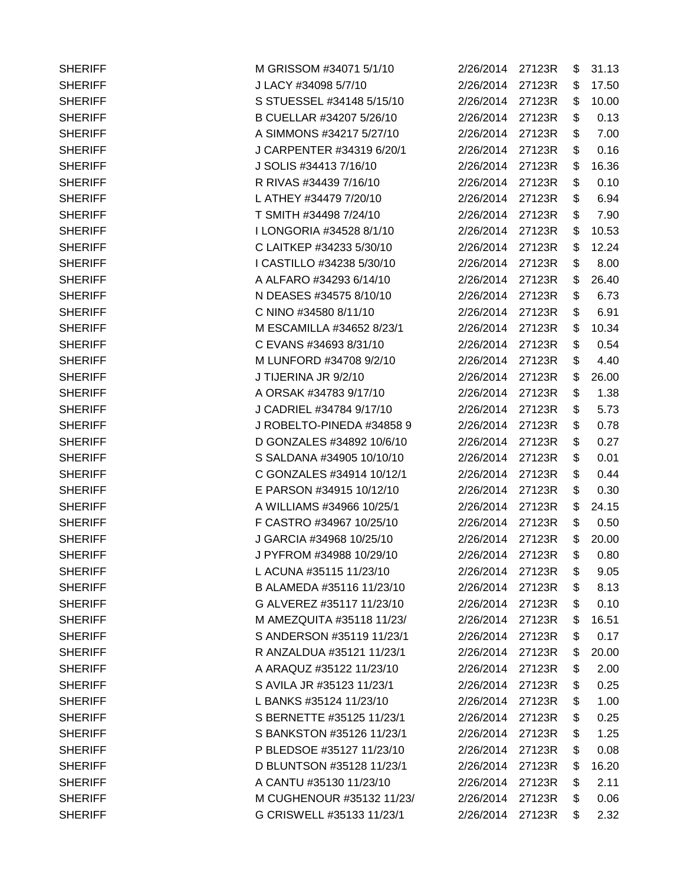| | | | | | |
|---|---|---|---|---|---|
| SHERIFF | M GRISSOM #34071 5/1/10 | 2/26/2014 | 27123R | $ | 31.13 |
| SHERIFF | J LACY #34098 5/7/10 | 2/26/2014 | 27123R | $ | 17.50 |
| SHERIFF | S STUESSEL #34148 5/15/10 | 2/26/2014 | 27123R | $ | 10.00 |
| SHERIFF | B CUELLAR #34207 5/26/10 | 2/26/2014 | 27123R | $ | 0.13 |
| SHERIFF | A SIMMONS #34217 5/27/10 | 2/26/2014 | 27123R | $ | 7.00 |
| SHERIFF | J CARPENTER #34319 6/20/1 | 2/26/2014 | 27123R | $ | 0.16 |
| SHERIFF | J SOLIS #34413 7/16/10 | 2/26/2014 | 27123R | $ | 16.36 |
| SHERIFF | R RIVAS #34439 7/16/10 | 2/26/2014 | 27123R | $ | 0.10 |
| SHERIFF | L ATHEY #34479 7/20/10 | 2/26/2014 | 27123R | $ | 6.94 |
| SHERIFF | T SMITH #34498 7/24/10 | 2/26/2014 | 27123R | $ | 7.90 |
| SHERIFF | I LONGORIA #34528 8/1/10 | 2/26/2014 | 27123R | $ | 10.53 |
| SHERIFF | C LAITKEP #34233 5/30/10 | 2/26/2014 | 27123R | $ | 12.24 |
| SHERIFF | I CASTILLO #34238 5/30/10 | 2/26/2014 | 27123R | $ | 8.00 |
| SHERIFF | A ALFARO #34293 6/14/10 | 2/26/2014 | 27123R | $ | 26.40 |
| SHERIFF | N DEASES #34575 8/10/10 | 2/26/2014 | 27123R | $ | 6.73 |
| SHERIFF | C NINO #34580 8/11/10 | 2/26/2014 | 27123R | $ | 6.91 |
| SHERIFF | M ESCAMILLA #34652 8/23/1 | 2/26/2014 | 27123R | $ | 10.34 |
| SHERIFF | C EVANS #34693 8/31/10 | 2/26/2014 | 27123R | $ | 0.54 |
| SHERIFF | M LUNFORD #34708 9/2/10 | 2/26/2014 | 27123R | $ | 4.40 |
| SHERIFF | J TIJERINA JR 9/2/10 | 2/26/2014 | 27123R | $ | 26.00 |
| SHERIFF | A ORSAK #34783 9/17/10 | 2/26/2014 | 27123R | $ | 1.38 |
| SHERIFF | J CADRIEL #34784 9/17/10 | 2/26/2014 | 27123R | $ | 5.73 |
| SHERIFF | J ROBELTO-PINEDA #34858 9 | 2/26/2014 | 27123R | $ | 0.78 |
| SHERIFF | D GONZALES #34892 10/6/10 | 2/26/2014 | 27123R | $ | 0.27 |
| SHERIFF | S SALDANA #34905 10/10/10 | 2/26/2014 | 27123R | $ | 0.01 |
| SHERIFF | C GONZALES #34914 10/12/1 | 2/26/2014 | 27123R | $ | 0.44 |
| SHERIFF | E PARSON #34915 10/12/10 | 2/26/2014 | 27123R | $ | 0.30 |
| SHERIFF | A WILLIAMS #34966 10/25/1 | 2/26/2014 | 27123R | $ | 24.15 |
| SHERIFF | F CASTRO #34967 10/25/10 | 2/26/2014 | 27123R | $ | 0.50 |
| SHERIFF | J GARCIA #34968 10/25/10 | 2/26/2014 | 27123R | $ | 20.00 |
| SHERIFF | J PYFROM #34988 10/29/10 | 2/26/2014 | 27123R | $ | 0.80 |
| SHERIFF | L ACUNA #35115 11/23/10 | 2/26/2014 | 27123R | $ | 9.05 |
| SHERIFF | B ALAMEDA #35116 11/23/10 | 2/26/2014 | 27123R | $ | 8.13 |
| SHERIFF | G ALVEREZ #35117 11/23/10 | 2/26/2014 | 27123R | $ | 0.10 |
| SHERIFF | M AMEZQUITA #35118 11/23/ | 2/26/2014 | 27123R | $ | 16.51 |
| SHERIFF | S ANDERSON #35119 11/23/1 | 2/26/2014 | 27123R | $ | 0.17 |
| SHERIFF | R ANZALDUA #35121 11/23/1 | 2/26/2014 | 27123R | $ | 20.00 |
| SHERIFF | A ARAQUZ #35122 11/23/10 | 2/26/2014 | 27123R | $ | 2.00 |
| SHERIFF | S AVILA JR #35123 11/23/1 | 2/26/2014 | 27123R | $ | 0.25 |
| SHERIFF | L BANKS #35124 11/23/10 | 2/26/2014 | 27123R | $ | 1.00 |
| SHERIFF | S BERNETTE #35125 11/23/1 | 2/26/2014 | 27123R | $ | 0.25 |
| SHERIFF | S BANKSTON #35126 11/23/1 | 2/26/2014 | 27123R | $ | 1.25 |
| SHERIFF | P BLEDSOE #35127 11/23/10 | 2/26/2014 | 27123R | $ | 0.08 |
| SHERIFF | D BLUNTSON #35128 11/23/1 | 2/26/2014 | 27123R | $ | 16.20 |
| SHERIFF | A CANTU #35130 11/23/10 | 2/26/2014 | 27123R | $ | 2.11 |
| SHERIFF | M CUGHENOUR #35132 11/23/ | 2/26/2014 | 27123R | $ | 0.06 |
| SHERIFF | G CRISWELL #35133 11/23/1 | 2/26/2014 | 27123R | $ | 2.32 |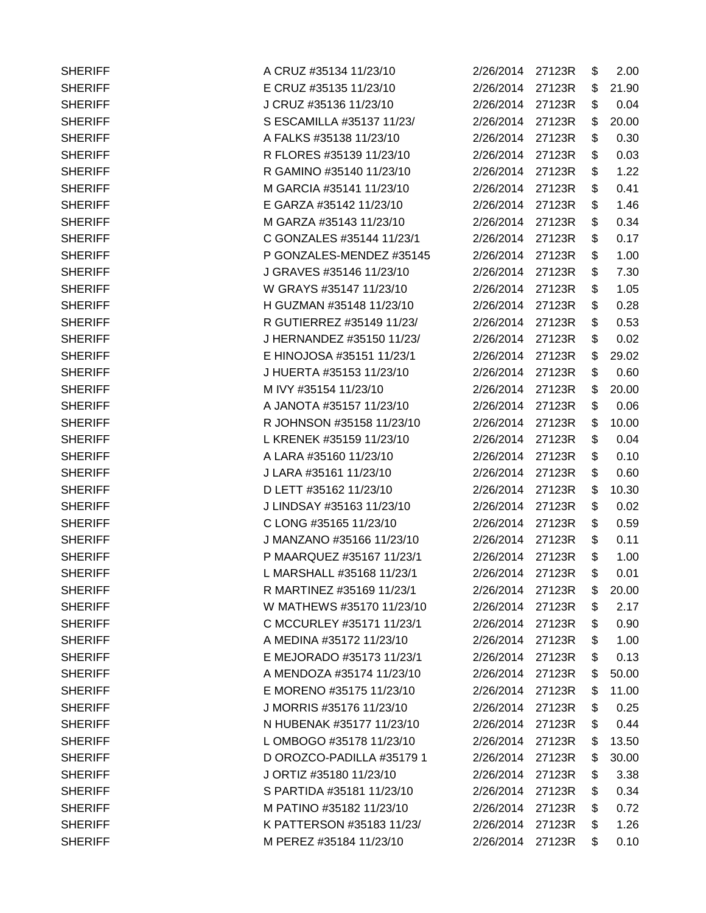| | | | | | |
|---|---|---|---|---|---|
| SHERIFF | A CRUZ #35134 11/23/10 | 2/26/2014 | 27123R | $ | 2.00 |
| SHERIFF | E CRUZ #35135 11/23/10 | 2/26/2014 | 27123R | $ | 21.90 |
| SHERIFF | J CRUZ #35136 11/23/10 | 2/26/2014 | 27123R | $ | 0.04 |
| SHERIFF | S ESCAMILLA #35137 11/23/ | 2/26/2014 | 27123R | $ | 20.00 |
| SHERIFF | A FALKS #35138 11/23/10 | 2/26/2014 | 27123R | $ | 0.30 |
| SHERIFF | R FLORES #35139 11/23/10 | 2/26/2014 | 27123R | $ | 0.03 |
| SHERIFF | R GAMINO #35140 11/23/10 | 2/26/2014 | 27123R | $ | 1.22 |
| SHERIFF | M GARCIA #35141 11/23/10 | 2/26/2014 | 27123R | $ | 0.41 |
| SHERIFF | E GARZA #35142 11/23/10 | 2/26/2014 | 27123R | $ | 1.46 |
| SHERIFF | M GARZA #35143 11/23/10 | 2/26/2014 | 27123R | $ | 0.34 |
| SHERIFF | C GONZALES #35144 11/23/1 | 2/26/2014 | 27123R | $ | 0.17 |
| SHERIFF | P GONZALES-MENDEZ #35145 | 2/26/2014 | 27123R | $ | 1.00 |
| SHERIFF | J GRAVES #35146 11/23/10 | 2/26/2014 | 27123R | $ | 7.30 |
| SHERIFF | W GRAYS #35147 11/23/10 | 2/26/2014 | 27123R | $ | 1.05 |
| SHERIFF | H GUZMAN #35148 11/23/10 | 2/26/2014 | 27123R | $ | 0.28 |
| SHERIFF | R GUTIERREZ #35149 11/23/ | 2/26/2014 | 27123R | $ | 0.53 |
| SHERIFF | J HERNANDEZ #35150 11/23/ | 2/26/2014 | 27123R | $ | 0.02 |
| SHERIFF | E HINOJOSA #35151 11/23/1 | 2/26/2014 | 27123R | $ | 29.02 |
| SHERIFF | J HUERTA #35153 11/23/10 | 2/26/2014 | 27123R | $ | 0.60 |
| SHERIFF | M IVY #35154 11/23/10 | 2/26/2014 | 27123R | $ | 20.00 |
| SHERIFF | A JANOTA #35157 11/23/10 | 2/26/2014 | 27123R | $ | 0.06 |
| SHERIFF | R JOHNSON #35158 11/23/10 | 2/26/2014 | 27123R | $ | 10.00 |
| SHERIFF | L KRENEK #35159 11/23/10 | 2/26/2014 | 27123R | $ | 0.04 |
| SHERIFF | A LARA #35160 11/23/10 | 2/26/2014 | 27123R | $ | 0.10 |
| SHERIFF | J LARA #35161 11/23/10 | 2/26/2014 | 27123R | $ | 0.60 |
| SHERIFF | D LETT #35162 11/23/10 | 2/26/2014 | 27123R | $ | 10.30 |
| SHERIFF | J LINDSAY #35163 11/23/10 | 2/26/2014 | 27123R | $ | 0.02 |
| SHERIFF | C LONG #35165 11/23/10 | 2/26/2014 | 27123R | $ | 0.59 |
| SHERIFF | J MANZANO #35166 11/23/10 | 2/26/2014 | 27123R | $ | 0.11 |
| SHERIFF | P MAARQUEZ #35167 11/23/1 | 2/26/2014 | 27123R | $ | 1.00 |
| SHERIFF | L MARSHALL #35168 11/23/1 | 2/26/2014 | 27123R | $ | 0.01 |
| SHERIFF | R MARTINEZ #35169 11/23/1 | 2/26/2014 | 27123R | $ | 20.00 |
| SHERIFF | W MATHEWS #35170 11/23/10 | 2/26/2014 | 27123R | $ | 2.17 |
| SHERIFF | C MCCURLEY #35171 11/23/1 | 2/26/2014 | 27123R | $ | 0.90 |
| SHERIFF | A MEDINA #35172 11/23/10 | 2/26/2014 | 27123R | $ | 1.00 |
| SHERIFF | E MEJORADO #35173 11/23/1 | 2/26/2014 | 27123R | $ | 0.13 |
| SHERIFF | A MENDOZA #35174 11/23/10 | 2/26/2014 | 27123R | $ | 50.00 |
| SHERIFF | E MORENO #35175 11/23/10 | 2/26/2014 | 27123R | $ | 11.00 |
| SHERIFF | J MORRIS #35176 11/23/10 | 2/26/2014 | 27123R | $ | 0.25 |
| SHERIFF | N HUBENAK #35177 11/23/10 | 2/26/2014 | 27123R | $ | 0.44 |
| SHERIFF | L OMBOGO #35178 11/23/10 | 2/26/2014 | 27123R | $ | 13.50 |
| SHERIFF | D OROZCO-PADILLA #35179 1 | 2/26/2014 | 27123R | $ | 30.00 |
| SHERIFF | J ORTIZ #35180 11/23/10 | 2/26/2014 | 27123R | $ | 3.38 |
| SHERIFF | S PARTIDA #35181 11/23/10 | 2/26/2014 | 27123R | $ | 0.34 |
| SHERIFF | M PATINO #35182 11/23/10 | 2/26/2014 | 27123R | $ | 0.72 |
| SHERIFF | K PATTERSON #35183 11/23/ | 2/26/2014 | 27123R | $ | 1.26 |
| SHERIFF | M PEREZ #35184 11/23/10 | 2/26/2014 | 27123R | $ | 0.10 |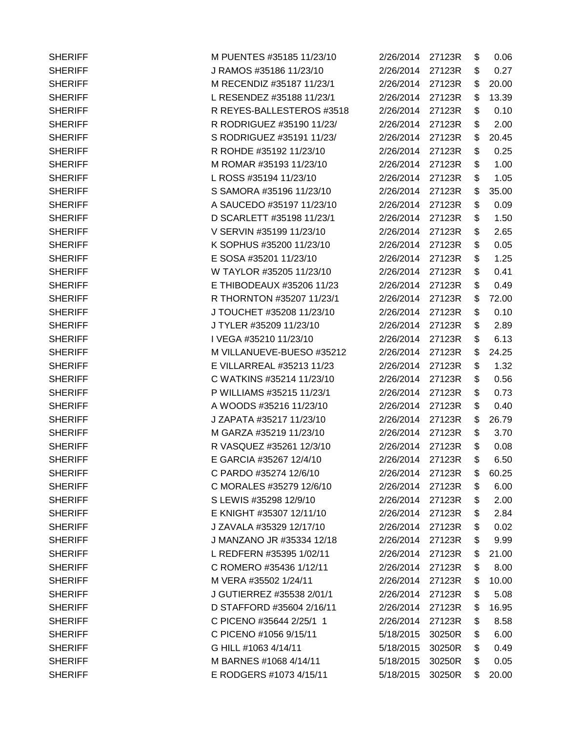| | | | | | |
|---|---|---|---|---|---|
| SHERIFF | M PUENTES #35185 11/23/10 | 2/26/2014 | 27123R | $ | 0.06 |
| SHERIFF | J RAMOS #35186 11/23/10 | 2/26/2014 | 27123R | $ | 0.27 |
| SHERIFF | M RECENDIZ #35187 11/23/1 | 2/26/2014 | 27123R | $ | 20.00 |
| SHERIFF | L RESENDEZ #35188 11/23/1 | 2/26/2014 | 27123R | $ | 13.39 |
| SHERIFF | R REYES-BALLESTEROS #3518 | 2/26/2014 | 27123R | $ | 0.10 |
| SHERIFF | R RODRIGUEZ #35190 11/23/ | 2/26/2014 | 27123R | $ | 2.00 |
| SHERIFF | S RODRIGUEZ #35191 11/23/ | 2/26/2014 | 27123R | $ | 20.45 |
| SHERIFF | R ROHDE #35192 11/23/10 | 2/26/2014 | 27123R | $ | 0.25 |
| SHERIFF | M ROMAR #35193 11/23/10 | 2/26/2014 | 27123R | $ | 1.00 |
| SHERIFF | L ROSS #35194 11/23/10 | 2/26/2014 | 27123R | $ | 1.05 |
| SHERIFF | S SAMORA #35196 11/23/10 | 2/26/2014 | 27123R | $ | 35.00 |
| SHERIFF | A SAUCEDO #35197 11/23/10 | 2/26/2014 | 27123R | $ | 0.09 |
| SHERIFF | D SCARLETT #35198 11/23/1 | 2/26/2014 | 27123R | $ | 1.50 |
| SHERIFF | V SERVIN #35199 11/23/10 | 2/26/2014 | 27123R | $ | 2.65 |
| SHERIFF | K SOPHUS #35200 11/23/10 | 2/26/2014 | 27123R | $ | 0.05 |
| SHERIFF | E SOSA #35201 11/23/10 | 2/26/2014 | 27123R | $ | 1.25 |
| SHERIFF | W TAYLOR #35205 11/23/10 | 2/26/2014 | 27123R | $ | 0.41 |
| SHERIFF | E THIBODEAUX #35206 11/23 | 2/26/2014 | 27123R | $ | 0.49 |
| SHERIFF | R THORNTON #35207 11/23/1 | 2/26/2014 | 27123R | $ | 72.00 |
| SHERIFF | J TOUCHET #35208 11/23/10 | 2/26/2014 | 27123R | $ | 0.10 |
| SHERIFF | J TYLER #35209 11/23/10 | 2/26/2014 | 27123R | $ | 2.89 |
| SHERIFF | I VEGA #35210 11/23/10 | 2/26/2014 | 27123R | $ | 6.13 |
| SHERIFF | M VILLANUEVE-BUESO #35212 | 2/26/2014 | 27123R | $ | 24.25 |
| SHERIFF | E VILLARREAL #35213 11/23 | 2/26/2014 | 27123R | $ | 1.32 |
| SHERIFF | C WATKINS #35214 11/23/10 | 2/26/2014 | 27123R | $ | 0.56 |
| SHERIFF | P WILLIAMS #35215 11/23/1 | 2/26/2014 | 27123R | $ | 0.73 |
| SHERIFF | A WOODS #35216 11/23/10 | 2/26/2014 | 27123R | $ | 0.40 |
| SHERIFF | J ZAPATA #35217 11/23/10 | 2/26/2014 | 27123R | $ | 26.79 |
| SHERIFF | M GARZA #35219 11/23/10 | 2/26/2014 | 27123R | $ | 3.70 |
| SHERIFF | R VASQUEZ #35261 12/3/10 | 2/26/2014 | 27123R | $ | 0.08 |
| SHERIFF | E GARCIA #35267 12/4/10 | 2/26/2014 | 27123R | $ | 6.50 |
| SHERIFF | C PARDO #35274 12/6/10 | 2/26/2014 | 27123R | $ | 60.25 |
| SHERIFF | C MORALES #35279 12/6/10 | 2/26/2014 | 27123R | $ | 6.00 |
| SHERIFF | S LEWIS #35298 12/9/10 | 2/26/2014 | 27123R | $ | 2.00 |
| SHERIFF | E KNIGHT #35307 12/11/10 | 2/26/2014 | 27123R | $ | 2.84 |
| SHERIFF | J ZAVALA #35329 12/17/10 | 2/26/2014 | 27123R | $ | 0.02 |
| SHERIFF | J MANZANO JR #35334 12/18 | 2/26/2014 | 27123R | $ | 9.99 |
| SHERIFF | L REDFERN #35395 1/02/11 | 2/26/2014 | 27123R | $ | 21.00 |
| SHERIFF | C ROMERO #35436 1/12/11 | 2/26/2014 | 27123R | $ | 8.00 |
| SHERIFF | M VERA #35502 1/24/11 | 2/26/2014 | 27123R | $ | 10.00 |
| SHERIFF | J GUTIERREZ #35538 2/01/1 | 2/26/2014 | 27123R | $ | 5.08 |
| SHERIFF | D STAFFORD #35604 2/16/11 | 2/26/2014 | 27123R | $ | 16.95 |
| SHERIFF | C PICENO #35644 2/25/1 1 | 2/26/2014 | 27123R | $ | 8.58 |
| SHERIFF | C PICENO #1056 9/15/11 | 5/18/2015 | 30250R | $ | 6.00 |
| SHERIFF | G HILL #1063 4/14/11 | 5/18/2015 | 30250R | $ | 0.49 |
| SHERIFF | M BARNES #1068 4/14/11 | 5/18/2015 | 30250R | $ | 0.05 |
| SHERIFF | E RODGERS #1073 4/15/11 | 5/18/2015 | 30250R | $ | 20.00 |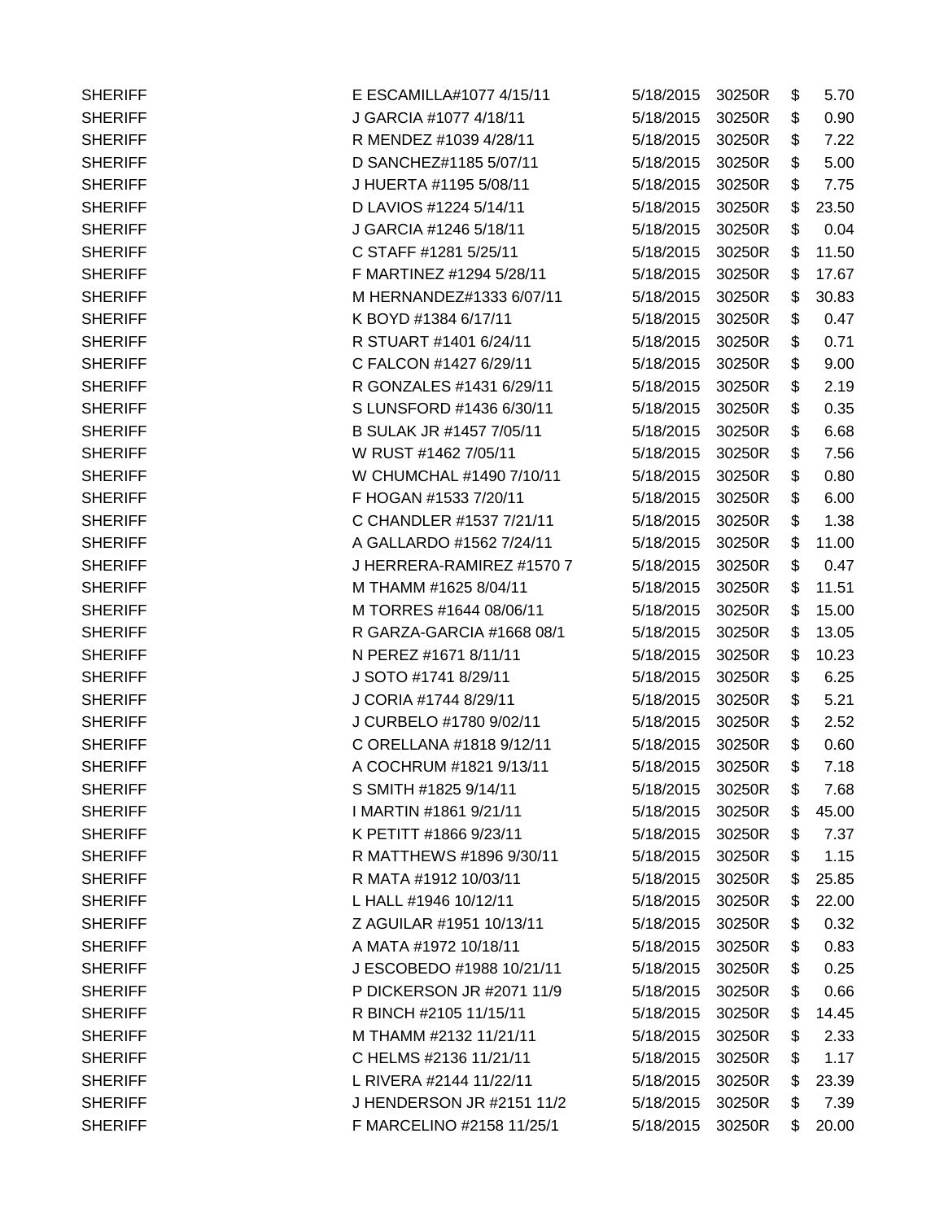| | | | | | |
|---|---|---|---|---|---|
| SHERIFF | E ESCAMILLA#1077 4/15/11 | 5/18/2015 | 30250R | $ | 5.70 |
| SHERIFF | J GARCIA #1077 4/18/11 | 5/18/2015 | 30250R | $ | 0.90 |
| SHERIFF | R MENDEZ #1039 4/28/11 | 5/18/2015 | 30250R | $ | 7.22 |
| SHERIFF | D SANCHEZ#1185 5/07/11 | 5/18/2015 | 30250R | $ | 5.00 |
| SHERIFF | J HUERTA #1195 5/08/11 | 5/18/2015 | 30250R | $ | 7.75 |
| SHERIFF | D LAVIOS #1224 5/14/11 | 5/18/2015 | 30250R | $ | 23.50 |
| SHERIFF | J GARCIA #1246 5/18/11 | 5/18/2015 | 30250R | $ | 0.04 |
| SHERIFF | C STAFF #1281 5/25/11 | 5/18/2015 | 30250R | $ | 11.50 |
| SHERIFF | F MARTINEZ #1294 5/28/11 | 5/18/2015 | 30250R | $ | 17.67 |
| SHERIFF | M HERNANDEZ#1333 6/07/11 | 5/18/2015 | 30250R | $ | 30.83 |
| SHERIFF | K BOYD #1384 6/17/11 | 5/18/2015 | 30250R | $ | 0.47 |
| SHERIFF | R STUART #1401 6/24/11 | 5/18/2015 | 30250R | $ | 0.71 |
| SHERIFF | C FALCON #1427 6/29/11 | 5/18/2015 | 30250R | $ | 9.00 |
| SHERIFF | R GONZALES #1431 6/29/11 | 5/18/2015 | 30250R | $ | 2.19 |
| SHERIFF | S LUNSFORD #1436 6/30/11 | 5/18/2015 | 30250R | $ | 0.35 |
| SHERIFF | B SULAK JR #1457 7/05/11 | 5/18/2015 | 30250R | $ | 6.68 |
| SHERIFF | W RUST #1462 7/05/11 | 5/18/2015 | 30250R | $ | 7.56 |
| SHERIFF | W CHUMCHAL #1490 7/10/11 | 5/18/2015 | 30250R | $ | 0.80 |
| SHERIFF | F HOGAN #1533 7/20/11 | 5/18/2015 | 30250R | $ | 6.00 |
| SHERIFF | C CHANDLER #1537 7/21/11 | 5/18/2015 | 30250R | $ | 1.38 |
| SHERIFF | A GALLARDO #1562 7/24/11 | 5/18/2015 | 30250R | $ | 11.00 |
| SHERIFF | J HERRERA-RAMIREZ #1570 7 | 5/18/2015 | 30250R | $ | 0.47 |
| SHERIFF | M THAMM #1625 8/04/11 | 5/18/2015 | 30250R | $ | 11.51 |
| SHERIFF | M TORRES #1644 08/06/11 | 5/18/2015 | 30250R | $ | 15.00 |
| SHERIFF | R GARZA-GARCIA #1668 08/1 | 5/18/2015 | 30250R | $ | 13.05 |
| SHERIFF | N PEREZ #1671 8/11/11 | 5/18/2015 | 30250R | $ | 10.23 |
| SHERIFF | J SOTO #1741 8/29/11 | 5/18/2015 | 30250R | $ | 6.25 |
| SHERIFF | J CORIA #1744 8/29/11 | 5/18/2015 | 30250R | $ | 5.21 |
| SHERIFF | J CURBELO #1780 9/02/11 | 5/18/2015 | 30250R | $ | 2.52 |
| SHERIFF | C ORELLANA #1818 9/12/11 | 5/18/2015 | 30250R | $ | 0.60 |
| SHERIFF | A COCHRUM #1821 9/13/11 | 5/18/2015 | 30250R | $ | 7.18 |
| SHERIFF | S SMITH #1825 9/14/11 | 5/18/2015 | 30250R | $ | 7.68 |
| SHERIFF | I MARTIN #1861 9/21/11 | 5/18/2015 | 30250R | $ | 45.00 |
| SHERIFF | K PETITT #1866 9/23/11 | 5/18/2015 | 30250R | $ | 7.37 |
| SHERIFF | R MATTHEWS #1896 9/30/11 | 5/18/2015 | 30250R | $ | 1.15 |
| SHERIFF | R MATA #1912 10/03/11 | 5/18/2015 | 30250R | $ | 25.85 |
| SHERIFF | L HALL #1946 10/12/11 | 5/18/2015 | 30250R | $ | 22.00 |
| SHERIFF | Z AGUILAR #1951 10/13/11 | 5/18/2015 | 30250R | $ | 0.32 |
| SHERIFF | A MATA #1972 10/18/11 | 5/18/2015 | 30250R | $ | 0.83 |
| SHERIFF | J ESCOBEDO #1988 10/21/11 | 5/18/2015 | 30250R | $ | 0.25 |
| SHERIFF | P DICKERSON JR #2071 11/9 | 5/18/2015 | 30250R | $ | 0.66 |
| SHERIFF | R BINCH #2105 11/15/11 | 5/18/2015 | 30250R | $ | 14.45 |
| SHERIFF | M THAMM #2132 11/21/11 | 5/18/2015 | 30250R | $ | 2.33 |
| SHERIFF | C HELMS #2136 11/21/11 | 5/18/2015 | 30250R | $ | 1.17 |
| SHERIFF | L RIVERA #2144 11/22/11 | 5/18/2015 | 30250R | $ | 23.39 |
| SHERIFF | J HENDERSON JR #2151 11/2 | 5/18/2015 | 30250R | $ | 7.39 |
| SHERIFF | F MARCELINO #2158 11/25/1 | 5/18/2015 | 30250R | $ | 20.00 |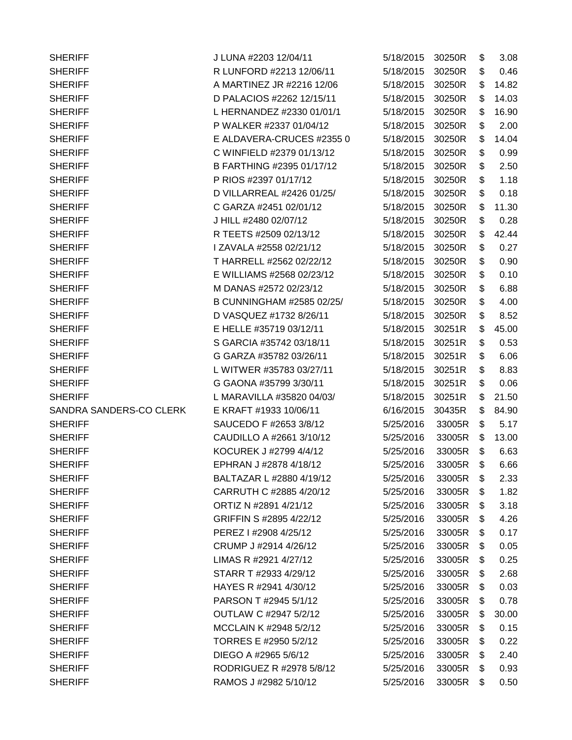| | | | | | |
|---|---|---|---|---|---|
| SHERIFF | J LUNA #2203 12/04/11 | 5/18/2015 | 30250R | $ | 3.08 |
| SHERIFF | R LUNFORD #2213 12/06/11 | 5/18/2015 | 30250R | $ | 0.46 |
| SHERIFF | A MARTINEZ JR #2216 12/06 | 5/18/2015 | 30250R | $ | 14.82 |
| SHERIFF | D PALACIOS #2262 12/15/11 | 5/18/2015 | 30250R | $ | 14.03 |
| SHERIFF | L HERNANDEZ #2330 01/01/1 | 5/18/2015 | 30250R | $ | 16.90 |
| SHERIFF | P WALKER #2337 01/04/12 | 5/18/2015 | 30250R | $ | 2.00 |
| SHERIFF | E ALDAVERA-CRUCES #2355 0 | 5/18/2015 | 30250R | $ | 14.04 |
| SHERIFF | C WINFIELD #2379 01/13/12 | 5/18/2015 | 30250R | $ | 0.99 |
| SHERIFF | B FARTHING #2395 01/17/12 | 5/18/2015 | 30250R | $ | 2.50 |
| SHERIFF | P RIOS #2397 01/17/12 | 5/18/2015 | 30250R | $ | 1.18 |
| SHERIFF | D VILLARREAL #2426 01/25/ | 5/18/2015 | 30250R | $ | 0.18 |
| SHERIFF | C GARZA #2451 02/01/12 | 5/18/2015 | 30250R | $ | 11.30 |
| SHERIFF | J HILL #2480 02/07/12 | 5/18/2015 | 30250R | $ | 0.28 |
| SHERIFF | R TEETS #2509 02/13/12 | 5/18/2015 | 30250R | $ | 42.44 |
| SHERIFF | I ZAVALA #2558 02/21/12 | 5/18/2015 | 30250R | $ | 0.27 |
| SHERIFF | T HARRELL #2562 02/22/12 | 5/18/2015 | 30250R | $ | 0.90 |
| SHERIFF | E WILLIAMS #2568 02/23/12 | 5/18/2015 | 30250R | $ | 0.10 |
| SHERIFF | M DANAS #2572 02/23/12 | 5/18/2015 | 30250R | $ | 6.88 |
| SHERIFF | B CUNNINGHAM #2585 02/25/ | 5/18/2015 | 30250R | $ | 4.00 |
| SHERIFF | D VASQUEZ #1732 8/26/11 | 5/18/2015 | 30250R | $ | 8.52 |
| SHERIFF | E HELLE #35719 03/12/11 | 5/18/2015 | 30251R | $ | 45.00 |
| SHERIFF | S GARCIA #35742 03/18/11 | 5/18/2015 | 30251R | $ | 0.53 |
| SHERIFF | G GARZA #35782 03/26/11 | 5/18/2015 | 30251R | $ | 6.06 |
| SHERIFF | L WITWER #35783 03/27/11 | 5/18/2015 | 30251R | $ | 8.83 |
| SHERIFF | G GAONA #35799 3/30/11 | 5/18/2015 | 30251R | $ | 0.06 |
| SHERIFF | L MARAVILLA #35820 04/03/ | 5/18/2015 | 30251R | $ | 21.50 |
| SANDRA SANDERS-CO CLERK | E KRAFT #1933 10/06/11 | 6/16/2015 | 30435R | $ | 84.90 |
| SHERIFF | SAUCEDO F #2653 3/8/12 | 5/25/2016 | 33005R | $ | 5.17 |
| SHERIFF | CAUDILLO A #2661 3/10/12 | 5/25/2016 | 33005R | $ | 13.00 |
| SHERIFF | KOCUREK J #2799 4/4/12 | 5/25/2016 | 33005R | $ | 6.63 |
| SHERIFF | EPHRAN J #2878 4/18/12 | 5/25/2016 | 33005R | $ | 6.66 |
| SHERIFF | BALTAZAR L #2880 4/19/12 | 5/25/2016 | 33005R | $ | 2.33 |
| SHERIFF | CARRUTH C #2885 4/20/12 | 5/25/2016 | 33005R | $ | 1.82 |
| SHERIFF | ORTIZ N #2891 4/21/12 | 5/25/2016 | 33005R | $ | 3.18 |
| SHERIFF | GRIFFIN S #2895 4/22/12 | 5/25/2016 | 33005R | $ | 4.26 |
| SHERIFF | PEREZ I #2908 4/25/12 | 5/25/2016 | 33005R | $ | 0.17 |
| SHERIFF | CRUMP J #2914 4/26/12 | 5/25/2016 | 33005R | $ | 0.05 |
| SHERIFF | LIMAS R #2921 4/27/12 | 5/25/2016 | 33005R | $ | 0.25 |
| SHERIFF | STARR T #2933 4/29/12 | 5/25/2016 | 33005R | $ | 2.68 |
| SHERIFF | HAYES R #2941 4/30/12 | 5/25/2016 | 33005R | $ | 0.03 |
| SHERIFF | PARSON T #2945 5/1/12 | 5/25/2016 | 33005R | $ | 0.78 |
| SHERIFF | OUTLAW C #2947 5/2/12 | 5/25/2016 | 33005R | $ | 30.00 |
| SHERIFF | MCCLAIN K #2948 5/2/12 | 5/25/2016 | 33005R | $ | 0.15 |
| SHERIFF | TORRES E #2950 5/2/12 | 5/25/2016 | 33005R | $ | 0.22 |
| SHERIFF | DIEGO A #2965 5/6/12 | 5/25/2016 | 33005R | $ | 2.40 |
| SHERIFF | RODRIGUEZ R #2978 5/8/12 | 5/25/2016 | 33005R | $ | 0.93 |
| SHERIFF | RAMOS J #2982 5/10/12 | 5/25/2016 | 33005R | $ | 0.50 |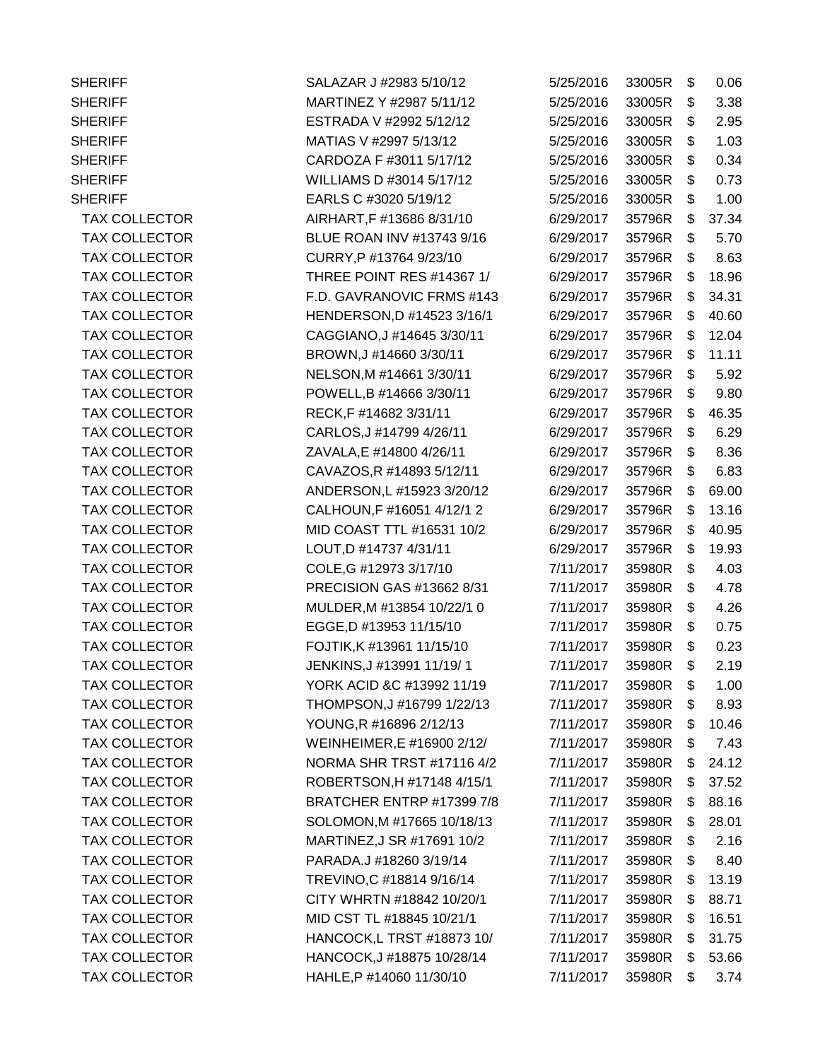| | | | | | |
|---|---|---|---|---|---|
| SHERIFF | SALAZAR J #2983 5/10/12 | 5/25/2016 | 33005R | $ | 0.06 |
| SHERIFF | MARTINEZ Y #2987 5/11/12 | 5/25/2016 | 33005R | $ | 3.38 |
| SHERIFF | ESTRADA V #2992 5/12/12 | 5/25/2016 | 33005R | $ | 2.95 |
| SHERIFF | MATIAS V #2997 5/13/12 | 5/25/2016 | 33005R | $ | 1.03 |
| SHERIFF | CARDOZA F #3011 5/17/12 | 5/25/2016 | 33005R | $ | 0.34 |
| SHERIFF | WILLIAMS D #3014 5/17/12 | 5/25/2016 | 33005R | $ | 0.73 |
| SHERIFF | EARLS C #3020 5/19/12 | 5/25/2016 | 33005R | $ | 1.00 |
| TAX COLLECTOR | AIRHART,F #13686 8/31/10 | 6/29/2017 | 35796R | $ | 37.34 |
| TAX COLLECTOR | BLUE ROAN INV #13743 9/16 | 6/29/2017 | 35796R | $ | 5.70 |
| TAX COLLECTOR | CURRY,P #13764 9/23/10 | 6/29/2017 | 35796R | $ | 8.63 |
| TAX COLLECTOR | THREE POINT RES #14367 1/ | 6/29/2017 | 35796R | $ | 18.96 |
| TAX COLLECTOR | F.D. GAVRANOVIC FRMS #143 | 6/29/2017 | 35796R | $ | 34.31 |
| TAX COLLECTOR | HENDERSON,D #14523 3/16/1 | 6/29/2017 | 35796R | $ | 40.60 |
| TAX COLLECTOR | CAGGIANO,J #14645 3/30/11 | 6/29/2017 | 35796R | $ | 12.04 |
| TAX COLLECTOR | BROWN,J #14660 3/30/11 | 6/29/2017 | 35796R | $ | 11.11 |
| TAX COLLECTOR | NELSON,M #14661 3/30/11 | 6/29/2017 | 35796R | $ | 5.92 |
| TAX COLLECTOR | POWELL,B #14666 3/30/11 | 6/29/2017 | 35796R | $ | 9.80 |
| TAX COLLECTOR | RECK,F #14682 3/31/11 | 6/29/2017 | 35796R | $ | 46.35 |
| TAX COLLECTOR | CARLOS,J #14799 4/26/11 | 6/29/2017 | 35796R | $ | 6.29 |
| TAX COLLECTOR | ZAVALA,E #14800 4/26/11 | 6/29/2017 | 35796R | $ | 8.36 |
| TAX COLLECTOR | CAVAZOS,R #14893 5/12/11 | 6/29/2017 | 35796R | $ | 6.83 |
| TAX COLLECTOR | ANDERSON,L #15923 3/20/12 | 6/29/2017 | 35796R | $ | 69.00 |
| TAX COLLECTOR | CALHOUN,F #16051 4/12/1 2 | 6/29/2017 | 35796R | $ | 13.16 |
| TAX COLLECTOR | MID COAST TTL #16531 10/2 | 6/29/2017 | 35796R | $ | 40.95 |
| TAX COLLECTOR | LOUT,D #14737 4/31/11 | 6/29/2017 | 35796R | $ | 19.93 |
| TAX COLLECTOR | COLE,G #12973 3/17/10 | 7/11/2017 | 35980R | $ | 4.03 |
| TAX COLLECTOR | PRECISION GAS #13662 8/31 | 7/11/2017 | 35980R | $ | 4.78 |
| TAX COLLECTOR | MULDER,M #13854 10/22/1 0 | 7/11/2017 | 35980R | $ | 4.26 |
| TAX COLLECTOR | EGGE,D #13953 11/15/10 | 7/11/2017 | 35980R | $ | 0.75 |
| TAX COLLECTOR | FOJTIK,K #13961 11/15/10 | 7/11/2017 | 35980R | $ | 0.23 |
| TAX COLLECTOR | JENKINS,J #13991 11/19/ 1 | 7/11/2017 | 35980R | $ | 2.19 |
| TAX COLLECTOR | YORK ACID &C #13992 11/19 | 7/11/2017 | 35980R | $ | 1.00 |
| TAX COLLECTOR | THOMPSON,J #16799 1/22/13 | 7/11/2017 | 35980R | $ | 8.93 |
| TAX COLLECTOR | YOUNG,R #16896 2/12/13 | 7/11/2017 | 35980R | $ | 10.46 |
| TAX COLLECTOR | WEINHEIMER,E #16900 2/12/ | 7/11/2017 | 35980R | $ | 7.43 |
| TAX COLLECTOR | NORMA SHR TRST #17116 4/2 | 7/11/2017 | 35980R | $ | 24.12 |
| TAX COLLECTOR | ROBERTSON,H #17148 4/15/1 | 7/11/2017 | 35980R | $ | 37.52 |
| TAX COLLECTOR | BRATCHER ENTRP #17399 7/8 | 7/11/2017 | 35980R | $ | 88.16 |
| TAX COLLECTOR | SOLOMON,M #17665 10/18/13 | 7/11/2017 | 35980R | $ | 28.01 |
| TAX COLLECTOR | MARTINEZ,J SR #17691 10/2 | 7/11/2017 | 35980R | $ | 2.16 |
| TAX COLLECTOR | PARADA.J #18260 3/19/14 | 7/11/2017 | 35980R | $ | 8.40 |
| TAX COLLECTOR | TREVINO,C #18814 9/16/14 | 7/11/2017 | 35980R | $ | 13.19 |
| TAX COLLECTOR | CITY WHRTN #18842 10/20/1 | 7/11/2017 | 35980R | $ | 88.71 |
| TAX COLLECTOR | MID CST TL #18845 10/21/1 | 7/11/2017 | 35980R | $ | 16.51 |
| TAX COLLECTOR | HANCOCK,L TRST #18873 10/ | 7/11/2017 | 35980R | $ | 31.75 |
| TAX COLLECTOR | HANCOCK,J #18875 10/28/14 | 7/11/2017 | 35980R | $ | 53.66 |
| TAX COLLECTOR | HAHLE,P #14060 11/30/10 | 7/11/2017 | 35980R | $ | 3.74 |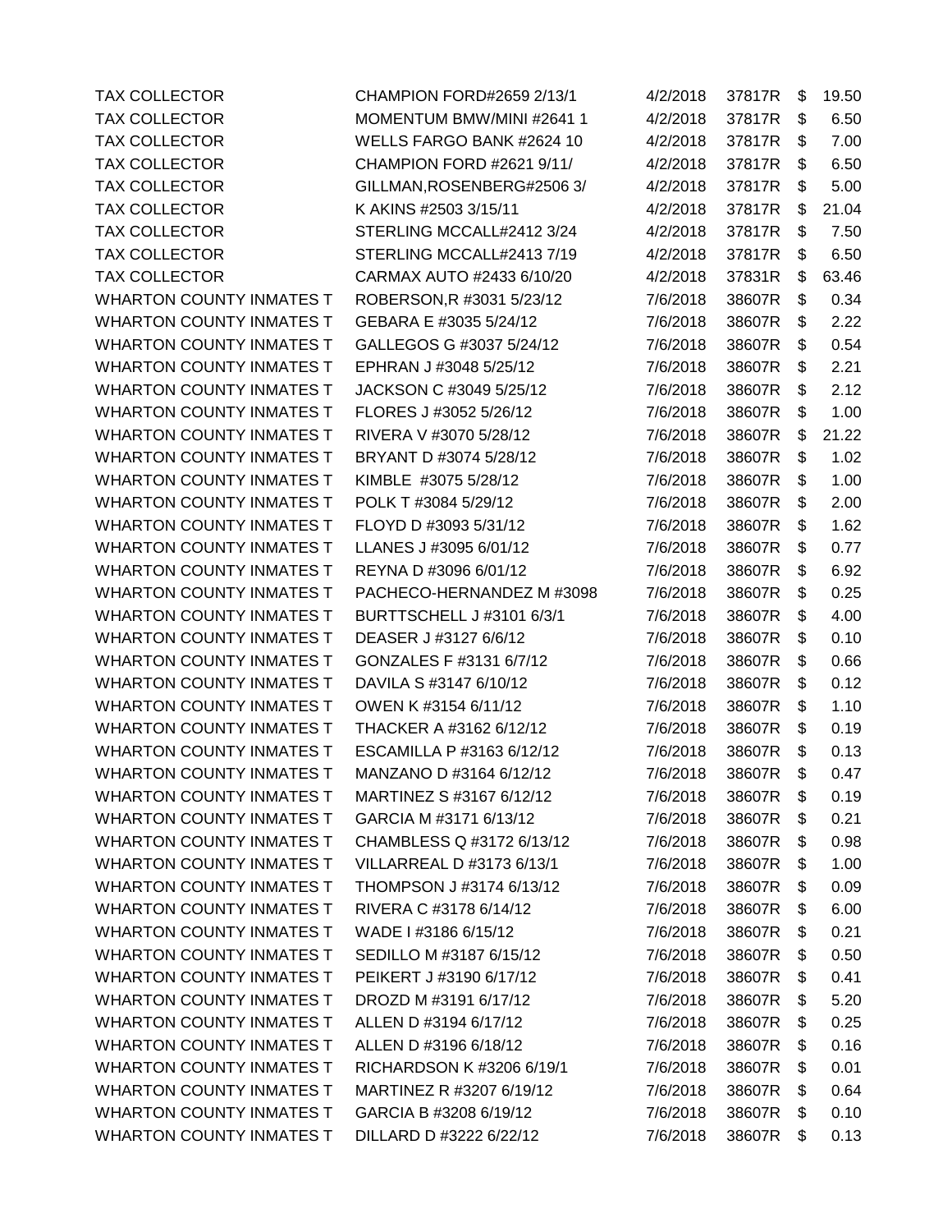| | | | | | |
|---|---|---|---|---|---|
| TAX COLLECTOR | CHAMPION FORD#2659 2/13/1 | 4/2/2018 | 37817R | $ | 19.50 |
| TAX COLLECTOR | MOMENTUM BMW/MINI #2641 1 | 4/2/2018 | 37817R | $ | 6.50 |
| TAX COLLECTOR | WELLS FARGO BANK #2624 10 | 4/2/2018 | 37817R | $ | 7.00 |
| TAX COLLECTOR | CHAMPION FORD #2621 9/11/ | 4/2/2018 | 37817R | $ | 6.50 |
| TAX COLLECTOR | GILLMAN,ROSENBERG#2506 3/ | 4/2/2018 | 37817R | $ | 5.00 |
| TAX COLLECTOR | K AKINS #2503 3/15/11 | 4/2/2018 | 37817R | $ | 21.04 |
| TAX COLLECTOR | STERLING MCCALL#2412 3/24 | 4/2/2018 | 37817R | $ | 7.50 |
| TAX COLLECTOR | STERLING MCCALL#2413 7/19 | 4/2/2018 | 37817R | $ | 6.50 |
| TAX COLLECTOR | CARMAX AUTO #2433 6/10/20 | 4/2/2018 | 37831R | $ | 63.46 |
| WHARTON COUNTY INMATES T | ROBERSON,R #3031 5/23/12 | 7/6/2018 | 38607R | $ | 0.34 |
| WHARTON COUNTY INMATES T | GEBARA E #3035 5/24/12 | 7/6/2018 | 38607R | $ | 2.22 |
| WHARTON COUNTY INMATES T | GALLEGOS G #3037 5/24/12 | 7/6/2018 | 38607R | $ | 0.54 |
| WHARTON COUNTY INMATES T | EPHRAN J #3048 5/25/12 | 7/6/2018 | 38607R | $ | 2.21 |
| WHARTON COUNTY INMATES T | JACKSON C #3049 5/25/12 | 7/6/2018 | 38607R | $ | 2.12 |
| WHARTON COUNTY INMATES T | FLORES J #3052 5/26/12 | 7/6/2018 | 38607R | $ | 1.00 |
| WHARTON COUNTY INMATES T | RIVERA V #3070 5/28/12 | 7/6/2018 | 38607R | $ | 21.22 |
| WHARTON COUNTY INMATES T | BRYANT D #3074 5/28/12 | 7/6/2018 | 38607R | $ | 1.02 |
| WHARTON COUNTY INMATES T | KIMBLE #3075 5/28/12 | 7/6/2018 | 38607R | $ | 1.00 |
| WHARTON COUNTY INMATES T | POLK T #3084 5/29/12 | 7/6/2018 | 38607R | $ | 2.00 |
| WHARTON COUNTY INMATES T | FLOYD D #3093 5/31/12 | 7/6/2018 | 38607R | $ | 1.62 |
| WHARTON COUNTY INMATES T | LLANES J #3095 6/01/12 | 7/6/2018 | 38607R | $ | 0.77 |
| WHARTON COUNTY INMATES T | REYNA D #3096 6/01/12 | 7/6/2018 | 38607R | $ | 6.92 |
| WHARTON COUNTY INMATES T | PACHECO-HERNANDEZ M #3098 | 7/6/2018 | 38607R | $ | 0.25 |
| WHARTON COUNTY INMATES T | BURTTSCHELL J #3101 6/3/1 | 7/6/2018 | 38607R | $ | 4.00 |
| WHARTON COUNTY INMATES T | DEASER J #3127 6/6/12 | 7/6/2018 | 38607R | $ | 0.10 |
| WHARTON COUNTY INMATES T | GONZALES F #3131 6/7/12 | 7/6/2018 | 38607R | $ | 0.66 |
| WHARTON COUNTY INMATES T | DAVILA S #3147 6/10/12 | 7/6/2018 | 38607R | $ | 0.12 |
| WHARTON COUNTY INMATES T | OWEN K #3154 6/11/12 | 7/6/2018 | 38607R | $ | 1.10 |
| WHARTON COUNTY INMATES T | THACKER A #3162 6/12/12 | 7/6/2018 | 38607R | $ | 0.19 |
| WHARTON COUNTY INMATES T | ESCAMILLA P #3163 6/12/12 | 7/6/2018 | 38607R | $ | 0.13 |
| WHARTON COUNTY INMATES T | MANZANO D #3164 6/12/12 | 7/6/2018 | 38607R | $ | 0.47 |
| WHARTON COUNTY INMATES T | MARTINEZ S #3167 6/12/12 | 7/6/2018 | 38607R | $ | 0.19 |
| WHARTON COUNTY INMATES T | GARCIA M #3171 6/13/12 | 7/6/2018 | 38607R | $ | 0.21 |
| WHARTON COUNTY INMATES T | CHAMBLESS Q #3172 6/13/12 | 7/6/2018 | 38607R | $ | 0.98 |
| WHARTON COUNTY INMATES T | VILLARREAL D #3173 6/13/1 | 7/6/2018 | 38607R | $ | 1.00 |
| WHARTON COUNTY INMATES T | THOMPSON J #3174 6/13/12 | 7/6/2018 | 38607R | $ | 0.09 |
| WHARTON COUNTY INMATES T | RIVERA C #3178 6/14/12 | 7/6/2018 | 38607R | $ | 6.00 |
| WHARTON COUNTY INMATES T | WADE I #3186 6/15/12 | 7/6/2018 | 38607R | $ | 0.21 |
| WHARTON COUNTY INMATES T | SEDILLO M #3187 6/15/12 | 7/6/2018 | 38607R | $ | 0.50 |
| WHARTON COUNTY INMATES T | PEIKERT J #3190 6/17/12 | 7/6/2018 | 38607R | $ | 0.41 |
| WHARTON COUNTY INMATES T | DROZD M #3191 6/17/12 | 7/6/2018 | 38607R | $ | 5.20 |
| WHARTON COUNTY INMATES T | ALLEN D #3194 6/17/12 | 7/6/2018 | 38607R | $ | 0.25 |
| WHARTON COUNTY INMATES T | ALLEN D #3196 6/18/12 | 7/6/2018 | 38607R | $ | 0.16 |
| WHARTON COUNTY INMATES T | RICHARDSON K #3206 6/19/1 | 7/6/2018 | 38607R | $ | 0.01 |
| WHARTON COUNTY INMATES T | MARTINEZ R #3207 6/19/12 | 7/6/2018 | 38607R | $ | 0.64 |
| WHARTON COUNTY INMATES T | GARCIA B #3208 6/19/12 | 7/6/2018 | 38607R | $ | 0.10 |
| WHARTON COUNTY INMATES T | DILLARD D #3222 6/22/12 | 7/6/2018 | 38607R | $ | 0.13 |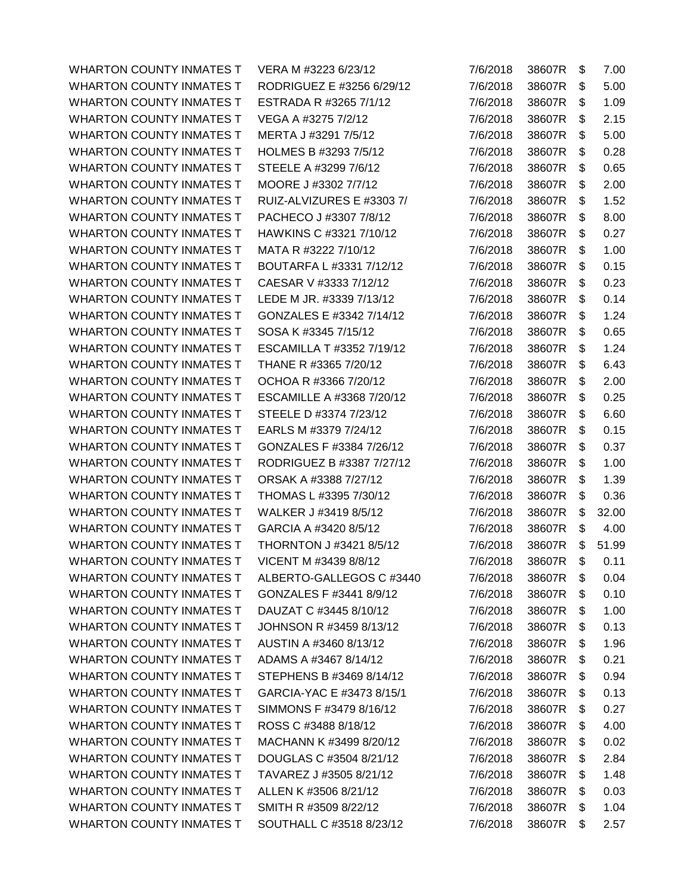| | | | | | |
|---|---|---|---|---|---|
| WHARTON COUNTY INMATES T | VERA M #3223 6/23/12 | 7/6/2018 | 38607R | $ | 7.00 |
| WHARTON COUNTY INMATES T | RODRIGUEZ E #3256 6/29/12 | 7/6/2018 | 38607R | $ | 5.00 |
| WHARTON COUNTY INMATES T | ESTRADA R #3265 7/1/12 | 7/6/2018 | 38607R | $ | 1.09 |
| WHARTON COUNTY INMATES T | VEGA A #3275 7/2/12 | 7/6/2018 | 38607R | $ | 2.15 |
| WHARTON COUNTY INMATES T | MERTA J #3291 7/5/12 | 7/6/2018 | 38607R | $ | 5.00 |
| WHARTON COUNTY INMATES T | HOLMES B #3293 7/5/12 | 7/6/2018 | 38607R | $ | 0.28 |
| WHARTON COUNTY INMATES T | STEELE A #3299 7/6/12 | 7/6/2018 | 38607R | $ | 0.65 |
| WHARTON COUNTY INMATES T | MOORE J #3302 7/7/12 | 7/6/2018 | 38607R | $ | 2.00 |
| WHARTON COUNTY INMATES T | RUIZ-ALVIZURES E #3303 7/ | 7/6/2018 | 38607R | $ | 1.52 |
| WHARTON COUNTY INMATES T | PACHECO J #3307 7/8/12 | 7/6/2018 | 38607R | $ | 8.00 |
| WHARTON COUNTY INMATES T | HAWKINS C #3321 7/10/12 | 7/6/2018 | 38607R | $ | 0.27 |
| WHARTON COUNTY INMATES T | MATA R #3222 7/10/12 | 7/6/2018 | 38607R | $ | 1.00 |
| WHARTON COUNTY INMATES T | BOUTARFA L #3331 7/12/12 | 7/6/2018 | 38607R | $ | 0.15 |
| WHARTON COUNTY INMATES T | CAESAR V #3333 7/12/12 | 7/6/2018 | 38607R | $ | 0.23 |
| WHARTON COUNTY INMATES T | LEDE M JR. #3339 7/13/12 | 7/6/2018 | 38607R | $ | 0.14 |
| WHARTON COUNTY INMATES T | GONZALES E #3342 7/14/12 | 7/6/2018 | 38607R | $ | 1.24 |
| WHARTON COUNTY INMATES T | SOSA K #3345 7/15/12 | 7/6/2018 | 38607R | $ | 0.65 |
| WHARTON COUNTY INMATES T | ESCAMILLA T #3352 7/19/12 | 7/6/2018 | 38607R | $ | 1.24 |
| WHARTON COUNTY INMATES T | THANE R #3365 7/20/12 | 7/6/2018 | 38607R | $ | 6.43 |
| WHARTON COUNTY INMATES T | OCHOA R #3366 7/20/12 | 7/6/2018 | 38607R | $ | 2.00 |
| WHARTON COUNTY INMATES T | ESCAMILLE A #3368 7/20/12 | 7/6/2018 | 38607R | $ | 0.25 |
| WHARTON COUNTY INMATES T | STEELE D #3374 7/23/12 | 7/6/2018 | 38607R | $ | 6.60 |
| WHARTON COUNTY INMATES T | EARLS M #3379 7/24/12 | 7/6/2018 | 38607R | $ | 0.15 |
| WHARTON COUNTY INMATES T | GONZALES F #3384 7/26/12 | 7/6/2018 | 38607R | $ | 0.37 |
| WHARTON COUNTY INMATES T | RODRIGUEZ B #3387 7/27/12 | 7/6/2018 | 38607R | $ | 1.00 |
| WHARTON COUNTY INMATES T | ORSAK A #3388 7/27/12 | 7/6/2018 | 38607R | $ | 1.39 |
| WHARTON COUNTY INMATES T | THOMAS L #3395 7/30/12 | 7/6/2018 | 38607R | $ | 0.36 |
| WHARTON COUNTY INMATES T | WALKER J #3419 8/5/12 | 7/6/2018 | 38607R | $ | 32.00 |
| WHARTON COUNTY INMATES T | GARCIA A #3420 8/5/12 | 7/6/2018 | 38607R | $ | 4.00 |
| WHARTON COUNTY INMATES T | THORNTON J #3421 8/5/12 | 7/6/2018 | 38607R | $ | 51.99 |
| WHARTON COUNTY INMATES T | VICENT M #3439 8/8/12 | 7/6/2018 | 38607R | $ | 0.11 |
| WHARTON COUNTY INMATES T | ALBERTO-GALLEGOS C #3440 | 7/6/2018 | 38607R | $ | 0.04 |
| WHARTON COUNTY INMATES T | GONZALES F #3441 8/9/12 | 7/6/2018 | 38607R | $ | 0.10 |
| WHARTON COUNTY INMATES T | DAUZAT C #3445 8/10/12 | 7/6/2018 | 38607R | $ | 1.00 |
| WHARTON COUNTY INMATES T | JOHNSON R #3459 8/13/12 | 7/6/2018 | 38607R | $ | 0.13 |
| WHARTON COUNTY INMATES T | AUSTIN A #3460 8/13/12 | 7/6/2018 | 38607R | $ | 1.96 |
| WHARTON COUNTY INMATES T | ADAMS A #3467 8/14/12 | 7/6/2018 | 38607R | $ | 0.21 |
| WHARTON COUNTY INMATES T | STEPHENS B #3469 8/14/12 | 7/6/2018 | 38607R | $ | 0.94 |
| WHARTON COUNTY INMATES T | GARCIA-YAC E #3473 8/15/1 | 7/6/2018 | 38607R | $ | 0.13 |
| WHARTON COUNTY INMATES T | SIMMONS F #3479 8/16/12 | 7/6/2018 | 38607R | $ | 0.27 |
| WHARTON COUNTY INMATES T | ROSS C #3488 8/18/12 | 7/6/2018 | 38607R | $ | 4.00 |
| WHARTON COUNTY INMATES T | MACHANN K #3499 8/20/12 | 7/6/2018 | 38607R | $ | 0.02 |
| WHARTON COUNTY INMATES T | DOUGLAS C #3504 8/21/12 | 7/6/2018 | 38607R | $ | 2.84 |
| WHARTON COUNTY INMATES T | TAVAREZ J #3505 8/21/12 | 7/6/2018 | 38607R | $ | 1.48 |
| WHARTON COUNTY INMATES T | ALLEN K #3506 8/21/12 | 7/6/2018 | 38607R | $ | 0.03 |
| WHARTON COUNTY INMATES T | SMITH R #3509 8/22/12 | 7/6/2018 | 38607R | $ | 1.04 |
| WHARTON COUNTY INMATES T | SOUTHALL C #3518 8/23/12 | 7/6/2018 | 38607R | $ | 2.57 |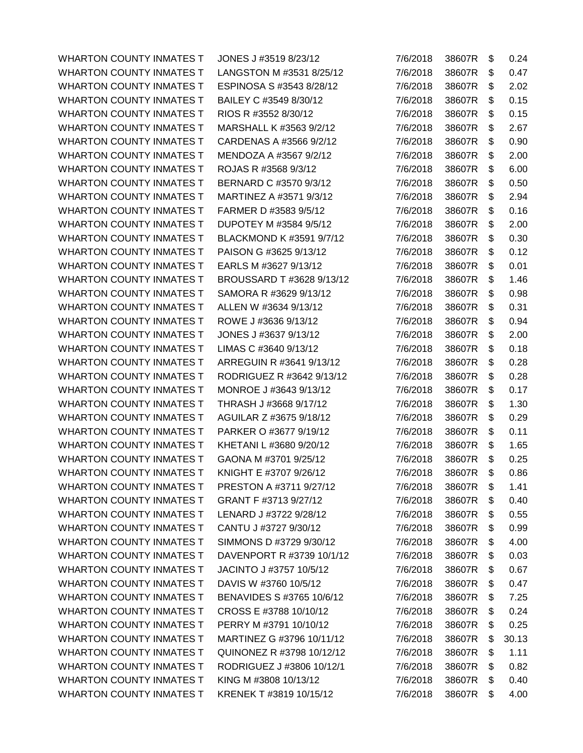| | | | | | |
|---|---|---|---|---|---|
| WHARTON COUNTY INMATES T | JONES J #3519 8/23/12 | 7/6/2018 | 38607R | $ | 0.24 |
| WHARTON COUNTY INMATES T | LANGSTON M #3531 8/25/12 | 7/6/2018 | 38607R | $ | 0.47 |
| WHARTON COUNTY INMATES T | ESPINOSA S #3543 8/28/12 | 7/6/2018 | 38607R | $ | 2.02 |
| WHARTON COUNTY INMATES T | BAILEY C #3549 8/30/12 | 7/6/2018 | 38607R | $ | 0.15 |
| WHARTON COUNTY INMATES T | RIOS R #3552 8/30/12 | 7/6/2018 | 38607R | $ | 0.15 |
| WHARTON COUNTY INMATES T | MARSHALL K #3563 9/2/12 | 7/6/2018 | 38607R | $ | 2.67 |
| WHARTON COUNTY INMATES T | CARDENAS A #3566 9/2/12 | 7/6/2018 | 38607R | $ | 0.90 |
| WHARTON COUNTY INMATES T | MENDOZA A #3567 9/2/12 | 7/6/2018 | 38607R | $ | 2.00 |
| WHARTON COUNTY INMATES T | ROJAS R #3568 9/3/12 | 7/6/2018 | 38607R | $ | 6.00 |
| WHARTON COUNTY INMATES T | BERNARD C #3570 9/3/12 | 7/6/2018 | 38607R | $ | 0.50 |
| WHARTON COUNTY INMATES T | MARTINEZ A #3571 9/3/12 | 7/6/2018 | 38607R | $ | 2.94 |
| WHARTON COUNTY INMATES T | FARMER D #3583 9/5/12 | 7/6/2018 | 38607R | $ | 0.16 |
| WHARTON COUNTY INMATES T | DUPOTEY M #3584 9/5/12 | 7/6/2018 | 38607R | $ | 2.00 |
| WHARTON COUNTY INMATES T | BLACKMOND K #3591 9/7/12 | 7/6/2018 | 38607R | $ | 0.30 |
| WHARTON COUNTY INMATES T | PAISON G #3625 9/13/12 | 7/6/2018 | 38607R | $ | 0.12 |
| WHARTON COUNTY INMATES T | EARLS M #3627 9/13/12 | 7/6/2018 | 38607R | $ | 0.01 |
| WHARTON COUNTY INMATES T | BROUSSARD T #3628 9/13/12 | 7/6/2018 | 38607R | $ | 1.46 |
| WHARTON COUNTY INMATES T | SAMORA R #3629 9/13/12 | 7/6/2018 | 38607R | $ | 0.98 |
| WHARTON COUNTY INMATES T | ALLEN W #3634 9/13/12 | 7/6/2018 | 38607R | $ | 0.31 |
| WHARTON COUNTY INMATES T | ROWE J #3636 9/13/12 | 7/6/2018 | 38607R | $ | 0.94 |
| WHARTON COUNTY INMATES T | JONES J #3637 9/13/12 | 7/6/2018 | 38607R | $ | 2.00 |
| WHARTON COUNTY INMATES T | LIMAS C #3640 9/13/12 | 7/6/2018 | 38607R | $ | 0.18 |
| WHARTON COUNTY INMATES T | ARREGUIN R #3641 9/13/12 | 7/6/2018 | 38607R | $ | 0.28 |
| WHARTON COUNTY INMATES T | RODRIGUEZ R #3642 9/13/12 | 7/6/2018 | 38607R | $ | 0.28 |
| WHARTON COUNTY INMATES T | MONROE J #3643 9/13/12 | 7/6/2018 | 38607R | $ | 0.17 |
| WHARTON COUNTY INMATES T | THRASH J #3668 9/17/12 | 7/6/2018 | 38607R | $ | 1.30 |
| WHARTON COUNTY INMATES T | AGUILAR Z #3675 9/18/12 | 7/6/2018 | 38607R | $ | 0.29 |
| WHARTON COUNTY INMATES T | PARKER O #3677 9/19/12 | 7/6/2018 | 38607R | $ | 0.11 |
| WHARTON COUNTY INMATES T | KHETANI L #3680 9/20/12 | 7/6/2018 | 38607R | $ | 1.65 |
| WHARTON COUNTY INMATES T | GAONA M #3701 9/25/12 | 7/6/2018 | 38607R | $ | 0.25 |
| WHARTON COUNTY INMATES T | KNIGHT E #3707 9/26/12 | 7/6/2018 | 38607R | $ | 0.86 |
| WHARTON COUNTY INMATES T | PRESTON A #3711 9/27/12 | 7/6/2018 | 38607R | $ | 1.41 |
| WHARTON COUNTY INMATES T | GRANT F #3713 9/27/12 | 7/6/2018 | 38607R | $ | 0.40 |
| WHARTON COUNTY INMATES T | LENARD J #3722 9/28/12 | 7/6/2018 | 38607R | $ | 0.55 |
| WHARTON COUNTY INMATES T | CANTU J #3727 9/30/12 | 7/6/2018 | 38607R | $ | 0.99 |
| WHARTON COUNTY INMATES T | SIMMONS D #3729 9/30/12 | 7/6/2018 | 38607R | $ | 4.00 |
| WHARTON COUNTY INMATES T | DAVENPORT R #3739 10/1/12 | 7/6/2018 | 38607R | $ | 0.03 |
| WHARTON COUNTY INMATES T | JACINTO J #3757 10/5/12 | 7/6/2018 | 38607R | $ | 0.67 |
| WHARTON COUNTY INMATES T | DAVIS W #3760 10/5/12 | 7/6/2018 | 38607R | $ | 0.47 |
| WHARTON COUNTY INMATES T | BENAVIDES S #3765 10/6/12 | 7/6/2018 | 38607R | $ | 7.25 |
| WHARTON COUNTY INMATES T | CROSS E #3788 10/10/12 | 7/6/2018 | 38607R | $ | 0.24 |
| WHARTON COUNTY INMATES T | PERRY M #3791 10/10/12 | 7/6/2018 | 38607R | $ | 0.25 |
| WHARTON COUNTY INMATES T | MARTINEZ G #3796 10/11/12 | 7/6/2018 | 38607R | $ | 30.13 |
| WHARTON COUNTY INMATES T | QUINONEZ R #3798 10/12/12 | 7/6/2018 | 38607R | $ | 1.11 |
| WHARTON COUNTY INMATES T | RODRIGUEZ J #3806 10/12/1 | 7/6/2018 | 38607R | $ | 0.82 |
| WHARTON COUNTY INMATES T | KING M #3808 10/13/12 | 7/6/2018 | 38607R | $ | 0.40 |
| WHARTON COUNTY INMATES T | KRENEK T #3819 10/15/12 | 7/6/2018 | 38607R | $ | 4.00 |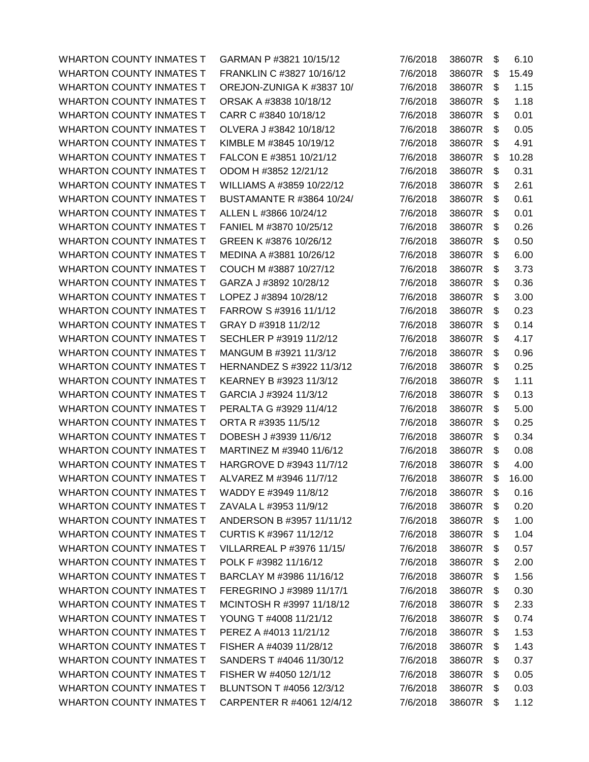| | | | | | |
|---|---|---|---|---|---|
| WHARTON COUNTY INMATES T | GARMAN P #3821 10/15/12 | 7/6/2018 | 38607R | $ | 6.10 |
| WHARTON COUNTY INMATES T | FRANKLIN C #3827 10/16/12 | 7/6/2018 | 38607R | $ | 15.49 |
| WHARTON COUNTY INMATES T | OREJON-ZUNIGA K #3837 10/ | 7/6/2018 | 38607R | $ | 1.15 |
| WHARTON COUNTY INMATES T | ORSAK A #3838 10/18/12 | 7/6/2018 | 38607R | $ | 1.18 |
| WHARTON COUNTY INMATES T | CARR C #3840 10/18/12 | 7/6/2018 | 38607R | $ | 0.01 |
| WHARTON COUNTY INMATES T | OLVERA J #3842 10/18/12 | 7/6/2018 | 38607R | $ | 0.05 |
| WHARTON COUNTY INMATES T | KIMBLE M #3845 10/19/12 | 7/6/2018 | 38607R | $ | 4.91 |
| WHARTON COUNTY INMATES T | FALCON E #3851 10/21/12 | 7/6/2018 | 38607R | $ | 10.28 |
| WHARTON COUNTY INMATES T | ODOM H #3852 12/21/12 | 7/6/2018 | 38607R | $ | 0.31 |
| WHARTON COUNTY INMATES T | WILLIAMS A #3859 10/22/12 | 7/6/2018 | 38607R | $ | 2.61 |
| WHARTON COUNTY INMATES T | BUSTAMANTE R #3864 10/24/ | 7/6/2018 | 38607R | $ | 0.61 |
| WHARTON COUNTY INMATES T | ALLEN L #3866 10/24/12 | 7/6/2018 | 38607R | $ | 0.01 |
| WHARTON COUNTY INMATES T | FANIEL M #3870 10/25/12 | 7/6/2018 | 38607R | $ | 0.26 |
| WHARTON COUNTY INMATES T | GREEN K #3876 10/26/12 | 7/6/2018 | 38607R | $ | 0.50 |
| WHARTON COUNTY INMATES T | MEDINA A #3881 10/26/12 | 7/6/2018 | 38607R | $ | 6.00 |
| WHARTON COUNTY INMATES T | COUCH M #3887 10/27/12 | 7/6/2018 | 38607R | $ | 3.73 |
| WHARTON COUNTY INMATES T | GARZA J #3892 10/28/12 | 7/6/2018 | 38607R | $ | 0.36 |
| WHARTON COUNTY INMATES T | LOPEZ J #3894 10/28/12 | 7/6/2018 | 38607R | $ | 3.00 |
| WHARTON COUNTY INMATES T | FARROW S #3916 11/1/12 | 7/6/2018 | 38607R | $ | 0.23 |
| WHARTON COUNTY INMATES T | GRAY D #3918 11/2/12 | 7/6/2018 | 38607R | $ | 0.14 |
| WHARTON COUNTY INMATES T | SECHLER P #3919 11/2/12 | 7/6/2018 | 38607R | $ | 4.17 |
| WHARTON COUNTY INMATES T | MANGUM B #3921 11/3/12 | 7/6/2018 | 38607R | $ | 0.96 |
| WHARTON COUNTY INMATES T | HERNANDEZ S #3922 11/3/12 | 7/6/2018 | 38607R | $ | 0.25 |
| WHARTON COUNTY INMATES T | KEARNEY B #3923 11/3/12 | 7/6/2018 | 38607R | $ | 1.11 |
| WHARTON COUNTY INMATES T | GARCIA J #3924 11/3/12 | 7/6/2018 | 38607R | $ | 0.13 |
| WHARTON COUNTY INMATES T | PERALTA G #3929 11/4/12 | 7/6/2018 | 38607R | $ | 5.00 |
| WHARTON COUNTY INMATES T | ORTA R #3935 11/5/12 | 7/6/2018 | 38607R | $ | 0.25 |
| WHARTON COUNTY INMATES T | DOBESH J #3939 11/6/12 | 7/6/2018 | 38607R | $ | 0.34 |
| WHARTON COUNTY INMATES T | MARTINEZ M #3940 11/6/12 | 7/6/2018 | 38607R | $ | 0.08 |
| WHARTON COUNTY INMATES T | HARGROVE D #3943 11/7/12 | 7/6/2018 | 38607R | $ | 4.00 |
| WHARTON COUNTY INMATES T | ALVAREZ M #3946 11/7/12 | 7/6/2018 | 38607R | $ | 16.00 |
| WHARTON COUNTY INMATES T | WADDY E #3949 11/8/12 | 7/6/2018 | 38607R | $ | 0.16 |
| WHARTON COUNTY INMATES T | ZAVALA L #3953 11/9/12 | 7/6/2018 | 38607R | $ | 0.20 |
| WHARTON COUNTY INMATES T | ANDERSON B #3957 11/11/12 | 7/6/2018 | 38607R | $ | 1.00 |
| WHARTON COUNTY INMATES T | CURTIS K #3967 11/12/12 | 7/6/2018 | 38607R | $ | 1.04 |
| WHARTON COUNTY INMATES T | VILLARREAL P #3976 11/15/ | 7/6/2018 | 38607R | $ | 0.57 |
| WHARTON COUNTY INMATES T | POLK F #3982 11/16/12 | 7/6/2018 | 38607R | $ | 2.00 |
| WHARTON COUNTY INMATES T | BARCLAY M #3986 11/16/12 | 7/6/2018 | 38607R | $ | 1.56 |
| WHARTON COUNTY INMATES T | FEREGRINO J #3989 11/17/1 | 7/6/2018 | 38607R | $ | 0.30 |
| WHARTON COUNTY INMATES T | MCINTOSH R #3997 11/18/12 | 7/6/2018 | 38607R | $ | 2.33 |
| WHARTON COUNTY INMATES T | YOUNG T #4008 11/21/12 | 7/6/2018 | 38607R | $ | 0.74 |
| WHARTON COUNTY INMATES T | PEREZ A #4013 11/21/12 | 7/6/2018 | 38607R | $ | 1.53 |
| WHARTON COUNTY INMATES T | FISHER A #4039 11/28/12 | 7/6/2018 | 38607R | $ | 1.43 |
| WHARTON COUNTY INMATES T | SANDERS T #4046 11/30/12 | 7/6/2018 | 38607R | $ | 0.37 |
| WHARTON COUNTY INMATES T | FISHER W #4050 12/1/12 | 7/6/2018 | 38607R | $ | 0.05 |
| WHARTON COUNTY INMATES T | BLUNTSON T #4056 12/3/12 | 7/6/2018 | 38607R | $ | 0.03 |
| WHARTON COUNTY INMATES T | CARPENTER R #4061 12/4/12 | 7/6/2018 | 38607R | $ | 1.12 |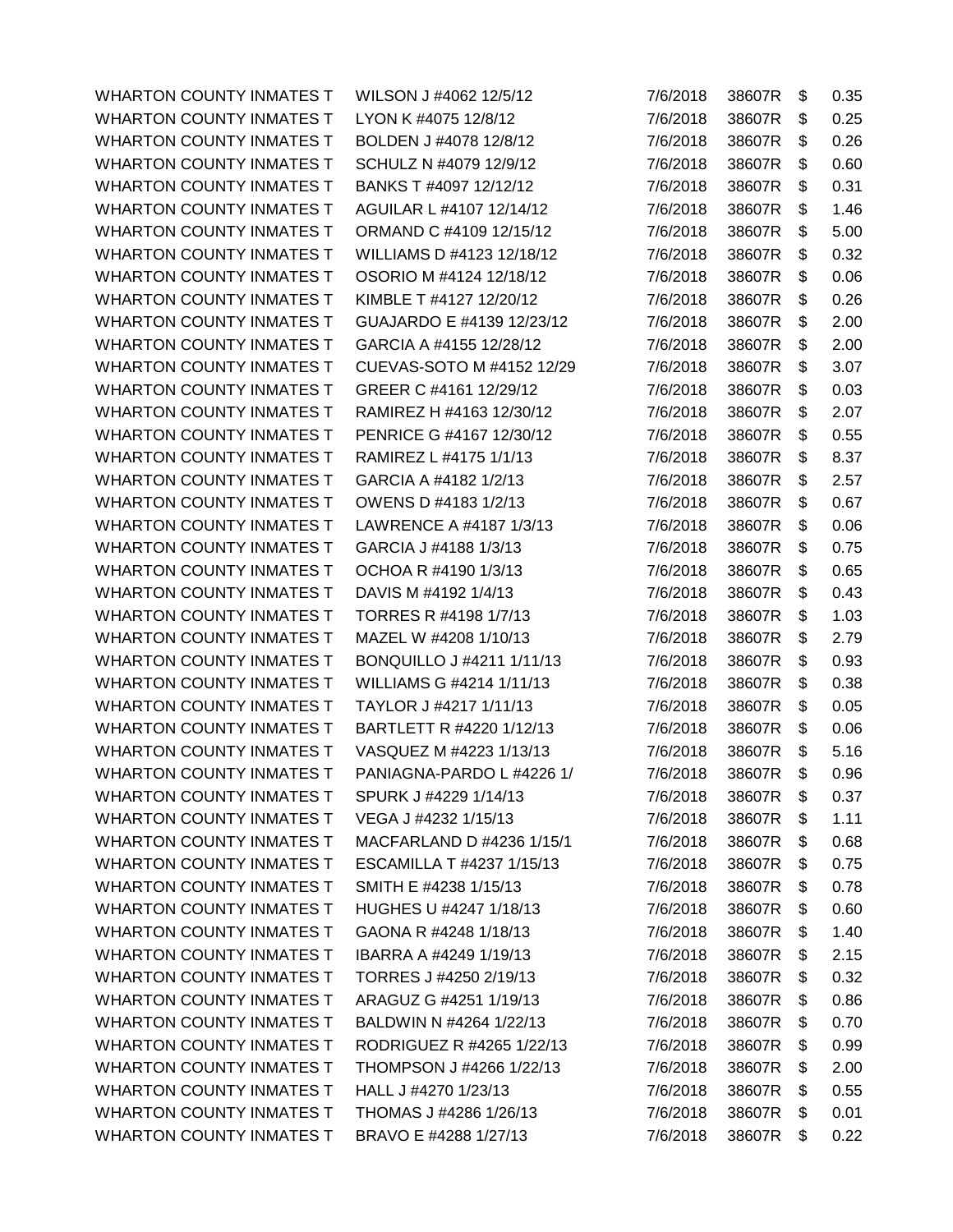| | | | | | |
|---|---|---|---|---|---|
| WHARTON COUNTY INMATES T | WILSON J #4062 12/5/12 | 7/6/2018 | 38607R | $ | 0.35 |
| WHARTON COUNTY INMATES T | LYON K #4075 12/8/12 | 7/6/2018 | 38607R | $ | 0.25 |
| WHARTON COUNTY INMATES T | BOLDEN J #4078 12/8/12 | 7/6/2018 | 38607R | $ | 0.26 |
| WHARTON COUNTY INMATES T | SCHULZ N #4079 12/9/12 | 7/6/2018 | 38607R | $ | 0.60 |
| WHARTON COUNTY INMATES T | BANKS T #4097 12/12/12 | 7/6/2018 | 38607R | $ | 0.31 |
| WHARTON COUNTY INMATES T | AGUILAR L #4107 12/14/12 | 7/6/2018 | 38607R | $ | 1.46 |
| WHARTON COUNTY INMATES T | ORMAND C #4109 12/15/12 | 7/6/2018 | 38607R | $ | 5.00 |
| WHARTON COUNTY INMATES T | WILLIAMS D #4123 12/18/12 | 7/6/2018 | 38607R | $ | 0.32 |
| WHARTON COUNTY INMATES T | OSORIO M #4124 12/18/12 | 7/6/2018 | 38607R | $ | 0.06 |
| WHARTON COUNTY INMATES T | KIMBLE T #4127 12/20/12 | 7/6/2018 | 38607R | $ | 0.26 |
| WHARTON COUNTY INMATES T | GUAJARDO E #4139 12/23/12 | 7/6/2018 | 38607R | $ | 2.00 |
| WHARTON COUNTY INMATES T | GARCIA A #4155 12/28/12 | 7/6/2018 | 38607R | $ | 2.00 |
| WHARTON COUNTY INMATES T | CUEVAS-SOTO M #4152 12/29 | 7/6/2018 | 38607R | $ | 3.07 |
| WHARTON COUNTY INMATES T | GREER C #4161 12/29/12 | 7/6/2018 | 38607R | $ | 0.03 |
| WHARTON COUNTY INMATES T | RAMIREZ H #4163 12/30/12 | 7/6/2018 | 38607R | $ | 2.07 |
| WHARTON COUNTY INMATES T | PENRICE G #4167 12/30/12 | 7/6/2018 | 38607R | $ | 0.55 |
| WHARTON COUNTY INMATES T | RAMIREZ L #4175 1/1/13 | 7/6/2018 | 38607R | $ | 8.37 |
| WHARTON COUNTY INMATES T | GARCIA A #4182 1/2/13 | 7/6/2018 | 38607R | $ | 2.57 |
| WHARTON COUNTY INMATES T | OWENS D #4183 1/2/13 | 7/6/2018 | 38607R | $ | 0.67 |
| WHARTON COUNTY INMATES T | LAWRENCE A #4187 1/3/13 | 7/6/2018 | 38607R | $ | 0.06 |
| WHARTON COUNTY INMATES T | GARCIA J #4188 1/3/13 | 7/6/2018 | 38607R | $ | 0.75 |
| WHARTON COUNTY INMATES T | OCHOA R #4190 1/3/13 | 7/6/2018 | 38607R | $ | 0.65 |
| WHARTON COUNTY INMATES T | DAVIS M #4192 1/4/13 | 7/6/2018 | 38607R | $ | 0.43 |
| WHARTON COUNTY INMATES T | TORRES R #4198 1/7/13 | 7/6/2018 | 38607R | $ | 1.03 |
| WHARTON COUNTY INMATES T | MAZEL W #4208 1/10/13 | 7/6/2018 | 38607R | $ | 2.79 |
| WHARTON COUNTY INMATES T | BONQUILLO J #4211 1/11/13 | 7/6/2018 | 38607R | $ | 0.93 |
| WHARTON COUNTY INMATES T | WILLIAMS G #4214 1/11/13 | 7/6/2018 | 38607R | $ | 0.38 |
| WHARTON COUNTY INMATES T | TAYLOR J #4217 1/11/13 | 7/6/2018 | 38607R | $ | 0.05 |
| WHARTON COUNTY INMATES T | BARTLETT R #4220 1/12/13 | 7/6/2018 | 38607R | $ | 0.06 |
| WHARTON COUNTY INMATES T | VASQUEZ M #4223 1/13/13 | 7/6/2018 | 38607R | $ | 5.16 |
| WHARTON COUNTY INMATES T | PANIAGNA-PARDO L #4226 1/ | 7/6/2018 | 38607R | $ | 0.96 |
| WHARTON COUNTY INMATES T | SPURK J #4229 1/14/13 | 7/6/2018 | 38607R | $ | 0.37 |
| WHARTON COUNTY INMATES T | VEGA J #4232 1/15/13 | 7/6/2018 | 38607R | $ | 1.11 |
| WHARTON COUNTY INMATES T | MACFARLAND D #4236 1/15/1 | 7/6/2018 | 38607R | $ | 0.68 |
| WHARTON COUNTY INMATES T | ESCAMILLA T #4237 1/15/13 | 7/6/2018 | 38607R | $ | 0.75 |
| WHARTON COUNTY INMATES T | SMITH E #4238 1/15/13 | 7/6/2018 | 38607R | $ | 0.78 |
| WHARTON COUNTY INMATES T | HUGHES U #4247 1/18/13 | 7/6/2018 | 38607R | $ | 0.60 |
| WHARTON COUNTY INMATES T | GAONA R #4248 1/18/13 | 7/6/2018 | 38607R | $ | 1.40 |
| WHARTON COUNTY INMATES T | IBARRA A #4249 1/19/13 | 7/6/2018 | 38607R | $ | 2.15 |
| WHARTON COUNTY INMATES T | TORRES J #4250 2/19/13 | 7/6/2018 | 38607R | $ | 0.32 |
| WHARTON COUNTY INMATES T | ARAGUZ G #4251 1/19/13 | 7/6/2018 | 38607R | $ | 0.86 |
| WHARTON COUNTY INMATES T | BALDWIN N #4264 1/22/13 | 7/6/2018 | 38607R | $ | 0.70 |
| WHARTON COUNTY INMATES T | RODRIGUEZ R #4265 1/22/13 | 7/6/2018 | 38607R | $ | 0.99 |
| WHARTON COUNTY INMATES T | THOMPSON J #4266 1/22/13 | 7/6/2018 | 38607R | $ | 2.00 |
| WHARTON COUNTY INMATES T | HALL J #4270 1/23/13 | 7/6/2018 | 38607R | $ | 0.55 |
| WHARTON COUNTY INMATES T | THOMAS J #4286 1/26/13 | 7/6/2018 | 38607R | $ | 0.01 |
| WHARTON COUNTY INMATES T | BRAVO E #4288 1/27/13 | 7/6/2018 | 38607R | $ | 0.22 |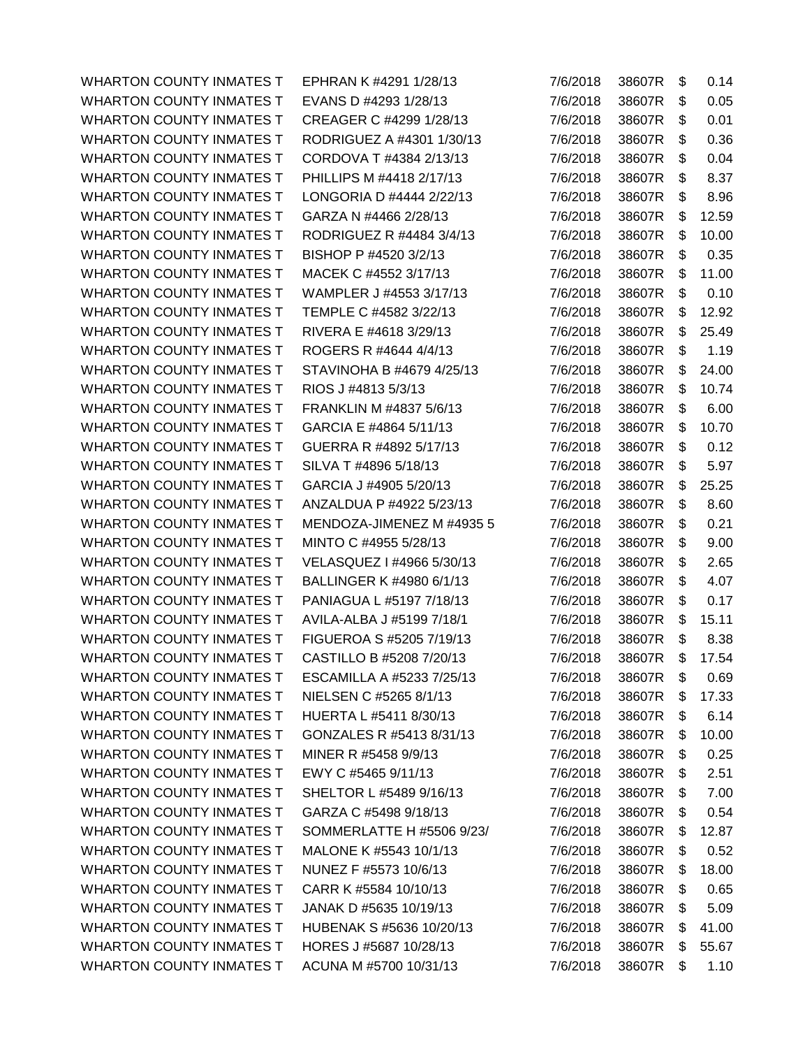| | | | | | |
|---|---|---|---|---|---|
| WHARTON COUNTY INMATES T | EPHRAN K #4291 1/28/13 | 7/6/2018 | 38607R | $ | 0.14 |
| WHARTON COUNTY INMATES T | EVANS D #4293 1/28/13 | 7/6/2018 | 38607R | $ | 0.05 |
| WHARTON COUNTY INMATES T | CREAGER C #4299 1/28/13 | 7/6/2018 | 38607R | $ | 0.01 |
| WHARTON COUNTY INMATES T | RODRIGUEZ A #4301 1/30/13 | 7/6/2018 | 38607R | $ | 0.36 |
| WHARTON COUNTY INMATES T | CORDOVA T #4384 2/13/13 | 7/6/2018 | 38607R | $ | 0.04 |
| WHARTON COUNTY INMATES T | PHILLIPS M #4418 2/17/13 | 7/6/2018 | 38607R | $ | 8.37 |
| WHARTON COUNTY INMATES T | LONGORIA D #4444 2/22/13 | 7/6/2018 | 38607R | $ | 8.96 |
| WHARTON COUNTY INMATES T | GARZA N #4466 2/28/13 | 7/6/2018 | 38607R | $ | 12.59 |
| WHARTON COUNTY INMATES T | RODRIGUEZ R #4484 3/4/13 | 7/6/2018 | 38607R | $ | 10.00 |
| WHARTON COUNTY INMATES T | BISHOP P #4520 3/2/13 | 7/6/2018 | 38607R | $ | 0.35 |
| WHARTON COUNTY INMATES T | MACEK C #4552 3/17/13 | 7/6/2018 | 38607R | $ | 11.00 |
| WHARTON COUNTY INMATES T | WAMPLER J #4553 3/17/13 | 7/6/2018 | 38607R | $ | 0.10 |
| WHARTON COUNTY INMATES T | TEMPLE C #4582 3/22/13 | 7/6/2018 | 38607R | $ | 12.92 |
| WHARTON COUNTY INMATES T | RIVERA E #4618 3/29/13 | 7/6/2018 | 38607R | $ | 25.49 |
| WHARTON COUNTY INMATES T | ROGERS R #4644 4/4/13 | 7/6/2018 | 38607R | $ | 1.19 |
| WHARTON COUNTY INMATES T | STAVINOHA B #4679 4/25/13 | 7/6/2018 | 38607R | $ | 24.00 |
| WHARTON COUNTY INMATES T | RIOS J #4813 5/3/13 | 7/6/2018 | 38607R | $ | 10.74 |
| WHARTON COUNTY INMATES T | FRANKLIN M #4837 5/6/13 | 7/6/2018 | 38607R | $ | 6.00 |
| WHARTON COUNTY INMATES T | GARCIA E #4864 5/11/13 | 7/6/2018 | 38607R | $ | 10.70 |
| WHARTON COUNTY INMATES T | GUERRA R #4892 5/17/13 | 7/6/2018 | 38607R | $ | 0.12 |
| WHARTON COUNTY INMATES T | SILVA T #4896 5/18/13 | 7/6/2018 | 38607R | $ | 5.97 |
| WHARTON COUNTY INMATES T | GARCIA J #4905 5/20/13 | 7/6/2018 | 38607R | $ | 25.25 |
| WHARTON COUNTY INMATES T | ANZALDUA P #4922 5/23/13 | 7/6/2018 | 38607R | $ | 8.60 |
| WHARTON COUNTY INMATES T | MENDOZA-JIMENEZ M #4935 5 | 7/6/2018 | 38607R | $ | 0.21 |
| WHARTON COUNTY INMATES T | MINTO C #4955 5/28/13 | 7/6/2018 | 38607R | $ | 9.00 |
| WHARTON COUNTY INMATES T | VELASQUEZ I #4966 5/30/13 | 7/6/2018 | 38607R | $ | 2.65 |
| WHARTON COUNTY INMATES T | BALLINGER K #4980 6/1/13 | 7/6/2018 | 38607R | $ | 4.07 |
| WHARTON COUNTY INMATES T | PANIAGUA L #5197 7/18/13 | 7/6/2018 | 38607R | $ | 0.17 |
| WHARTON COUNTY INMATES T | AVILA-ALBA J #5199 7/18/1 | 7/6/2018 | 38607R | $ | 15.11 |
| WHARTON COUNTY INMATES T | FIGUEROA S #5205 7/19/13 | 7/6/2018 | 38607R | $ | 8.38 |
| WHARTON COUNTY INMATES T | CASTILLO B #5208 7/20/13 | 7/6/2018 | 38607R | $ | 17.54 |
| WHARTON COUNTY INMATES T | ESCAMILLA A #5233 7/25/13 | 7/6/2018 | 38607R | $ | 0.69 |
| WHARTON COUNTY INMATES T | NIELSEN C #5265 8/1/13 | 7/6/2018 | 38607R | $ | 17.33 |
| WHARTON COUNTY INMATES T | HUERTA L #5411 8/30/13 | 7/6/2018 | 38607R | $ | 6.14 |
| WHARTON COUNTY INMATES T | GONZALES R #5413 8/31/13 | 7/6/2018 | 38607R | $ | 10.00 |
| WHARTON COUNTY INMATES T | MINER R #5458 9/9/13 | 7/6/2018 | 38607R | $ | 0.25 |
| WHARTON COUNTY INMATES T | EWY C #5465 9/11/13 | 7/6/2018 | 38607R | $ | 2.51 |
| WHARTON COUNTY INMATES T | SHELTOR L #5489 9/16/13 | 7/6/2018 | 38607R | $ | 7.00 |
| WHARTON COUNTY INMATES T | GARZA C #5498 9/18/13 | 7/6/2018 | 38607R | $ | 0.54 |
| WHARTON COUNTY INMATES T | SOMMERLATTE H #5506 9/23/ | 7/6/2018 | 38607R | $ | 12.87 |
| WHARTON COUNTY INMATES T | MALONE K #5543 10/1/13 | 7/6/2018 | 38607R | $ | 0.52 |
| WHARTON COUNTY INMATES T | NUNEZ F #5573 10/6/13 | 7/6/2018 | 38607R | $ | 18.00 |
| WHARTON COUNTY INMATES T | CARR K #5584 10/10/13 | 7/6/2018 | 38607R | $ | 0.65 |
| WHARTON COUNTY INMATES T | JANAK D #5635 10/19/13 | 7/6/2018 | 38607R | $ | 5.09 |
| WHARTON COUNTY INMATES T | HUBENAK S #5636 10/20/13 | 7/6/2018 | 38607R | $ | 41.00 |
| WHARTON COUNTY INMATES T | HORES J #5687 10/28/13 | 7/6/2018 | 38607R | $ | 55.67 |
| WHARTON COUNTY INMATES T | ACUNA M #5700 10/31/13 | 7/6/2018 | 38607R | $ | 1.10 |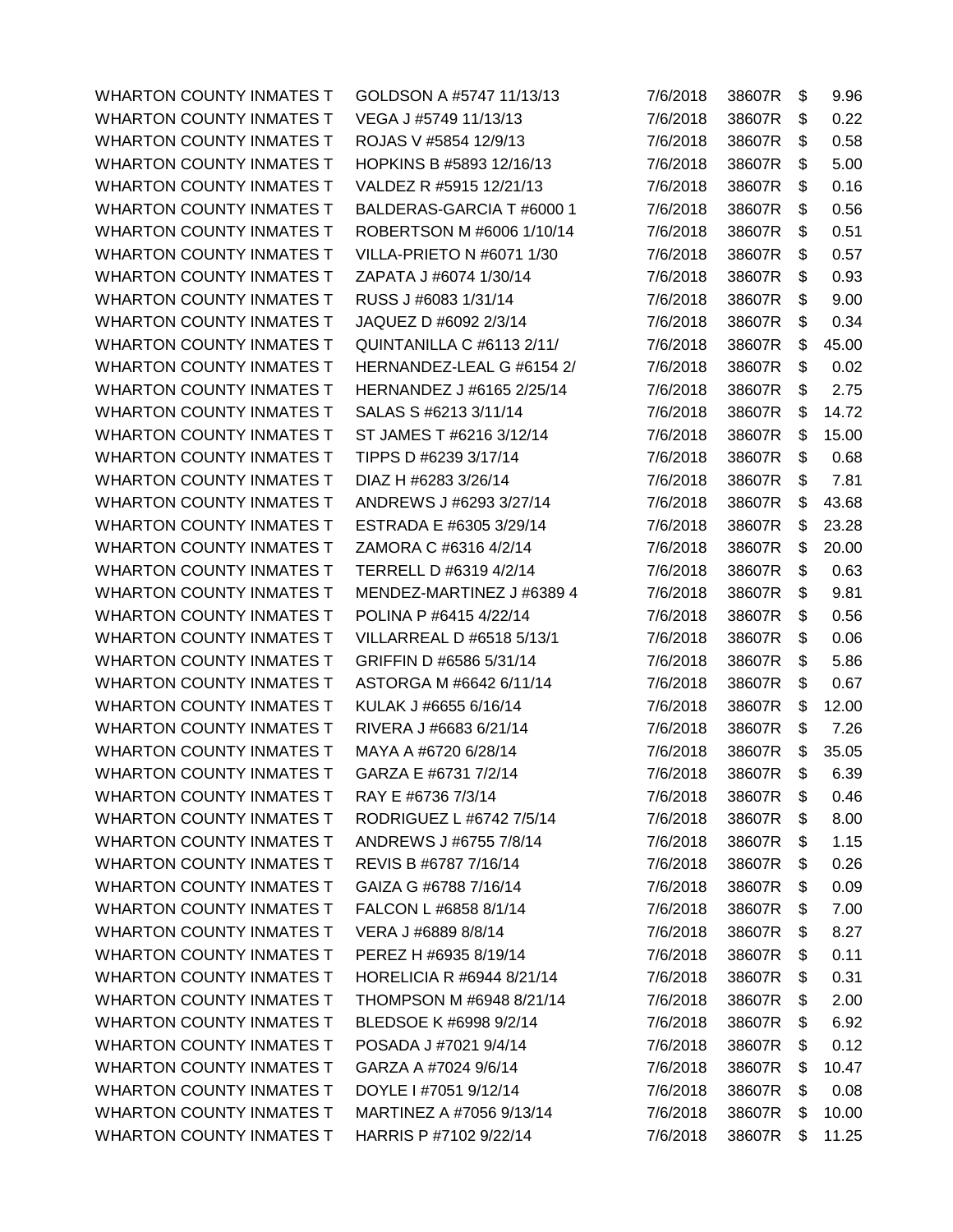| | | | | | |
|---|---|---|---|---|---|
| WHARTON COUNTY INMATES T | GOLDSON A #5747 11/13/13 | 7/6/2018 | 38607R | $ | 9.96 |
| WHARTON COUNTY INMATES T | VEGA J #5749 11/13/13 | 7/6/2018 | 38607R | $ | 0.22 |
| WHARTON COUNTY INMATES T | ROJAS V #5854 12/9/13 | 7/6/2018 | 38607R | $ | 0.58 |
| WHARTON COUNTY INMATES T | HOPKINS B #5893 12/16/13 | 7/6/2018 | 38607R | $ | 5.00 |
| WHARTON COUNTY INMATES T | VALDEZ R #5915 12/21/13 | 7/6/2018 | 38607R | $ | 0.16 |
| WHARTON COUNTY INMATES T | BALDERAS-GARCIA T #6000 1 | 7/6/2018 | 38607R | $ | 0.56 |
| WHARTON COUNTY INMATES T | ROBERTSON M #6006 1/10/14 | 7/6/2018 | 38607R | $ | 0.51 |
| WHARTON COUNTY INMATES T | VILLA-PRIETO N #6071 1/30 | 7/6/2018 | 38607R | $ | 0.57 |
| WHARTON COUNTY INMATES T | ZAPATA J #6074 1/30/14 | 7/6/2018 | 38607R | $ | 0.93 |
| WHARTON COUNTY INMATES T | RUSS J #6083 1/31/14 | 7/6/2018 | 38607R | $ | 9.00 |
| WHARTON COUNTY INMATES T | JAQUEZ D #6092 2/3/14 | 7/6/2018 | 38607R | $ | 0.34 |
| WHARTON COUNTY INMATES T | QUINTANILLA C #6113 2/11/ | 7/6/2018 | 38607R | $ | 45.00 |
| WHARTON COUNTY INMATES T | HERNANDEZ-LEAL G #6154 2/ | 7/6/2018 | 38607R | $ | 0.02 |
| WHARTON COUNTY INMATES T | HERNANDEZ J #6165 2/25/14 | 7/6/2018 | 38607R | $ | 2.75 |
| WHARTON COUNTY INMATES T | SALAS S #6213 3/11/14 | 7/6/2018 | 38607R | $ | 14.72 |
| WHARTON COUNTY INMATES T | ST JAMES T #6216 3/12/14 | 7/6/2018 | 38607R | $ | 15.00 |
| WHARTON COUNTY INMATES T | TIPPS D #6239 3/17/14 | 7/6/2018 | 38607R | $ | 0.68 |
| WHARTON COUNTY INMATES T | DIAZ H #6283 3/26/14 | 7/6/2018 | 38607R | $ | 7.81 |
| WHARTON COUNTY INMATES T | ANDREWS J #6293 3/27/14 | 7/6/2018 | 38607R | $ | 43.68 |
| WHARTON COUNTY INMATES T | ESTRADA E #6305 3/29/14 | 7/6/2018 | 38607R | $ | 23.28 |
| WHARTON COUNTY INMATES T | ZAMORA C #6316 4/2/14 | 7/6/2018 | 38607R | $ | 20.00 |
| WHARTON COUNTY INMATES T | TERRELL D #6319 4/2/14 | 7/6/2018 | 38607R | $ | 0.63 |
| WHARTON COUNTY INMATES T | MENDEZ-MARTINEZ J #6389 4 | 7/6/2018 | 38607R | $ | 9.81 |
| WHARTON COUNTY INMATES T | POLINA P #6415 4/22/14 | 7/6/2018 | 38607R | $ | 0.56 |
| WHARTON COUNTY INMATES T | VILLARREAL D #6518 5/13/1 | 7/6/2018 | 38607R | $ | 0.06 |
| WHARTON COUNTY INMATES T | GRIFFIN D #6586 5/31/14 | 7/6/2018 | 38607R | $ | 5.86 |
| WHARTON COUNTY INMATES T | ASTORGA M #6642 6/11/14 | 7/6/2018 | 38607R | $ | 0.67 |
| WHARTON COUNTY INMATES T | KULAK J #6655 6/16/14 | 7/6/2018 | 38607R | $ | 12.00 |
| WHARTON COUNTY INMATES T | RIVERA J #6683 6/21/14 | 7/6/2018 | 38607R | $ | 7.26 |
| WHARTON COUNTY INMATES T | MAYA A #6720 6/28/14 | 7/6/2018 | 38607R | $ | 35.05 |
| WHARTON COUNTY INMATES T | GARZA E #6731 7/2/14 | 7/6/2018 | 38607R | $ | 6.39 |
| WHARTON COUNTY INMATES T | RAY E #6736 7/3/14 | 7/6/2018 | 38607R | $ | 0.46 |
| WHARTON COUNTY INMATES T | RODRIGUEZ L #6742 7/5/14 | 7/6/2018 | 38607R | $ | 8.00 |
| WHARTON COUNTY INMATES T | ANDREWS J #6755 7/8/14 | 7/6/2018 | 38607R | $ | 1.15 |
| WHARTON COUNTY INMATES T | REVIS B #6787 7/16/14 | 7/6/2018 | 38607R | $ | 0.26 |
| WHARTON COUNTY INMATES T | GAIZA G #6788 7/16/14 | 7/6/2018 | 38607R | $ | 0.09 |
| WHARTON COUNTY INMATES T | FALCON L #6858 8/1/14 | 7/6/2018 | 38607R | $ | 7.00 |
| WHARTON COUNTY INMATES T | VERA J #6889 8/8/14 | 7/6/2018 | 38607R | $ | 8.27 |
| WHARTON COUNTY INMATES T | PEREZ H #6935 8/19/14 | 7/6/2018 | 38607R | $ | 0.11 |
| WHARTON COUNTY INMATES T | HORELICIA R #6944 8/21/14 | 7/6/2018 | 38607R | $ | 0.31 |
| WHARTON COUNTY INMATES T | THOMPSON M #6948 8/21/14 | 7/6/2018 | 38607R | $ | 2.00 |
| WHARTON COUNTY INMATES T | BLEDSOE K #6998 9/2/14 | 7/6/2018 | 38607R | $ | 6.92 |
| WHARTON COUNTY INMATES T | POSADA J #7021 9/4/14 | 7/6/2018 | 38607R | $ | 0.12 |
| WHARTON COUNTY INMATES T | GARZA A #7024 9/6/14 | 7/6/2018 | 38607R | $ | 10.47 |
| WHARTON COUNTY INMATES T | DOYLE I #7051 9/12/14 | 7/6/2018 | 38607R | $ | 0.08 |
| WHARTON COUNTY INMATES T | MARTINEZ A #7056 9/13/14 | 7/6/2018 | 38607R | $ | 10.00 |
| WHARTON COUNTY INMATES T | HARRIS P #7102 9/22/14 | 7/6/2018 | 38607R | $ | 11.25 |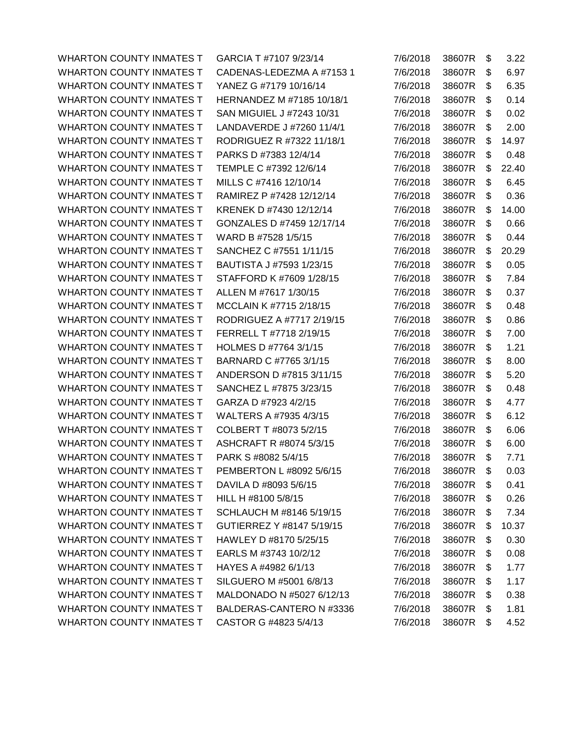| | | | | | |
|---|---|---|---|---|---|
| WHARTON COUNTY INMATES T | GARCIA T #7107 9/23/14 | 7/6/2018 | 38607R | $ | 3.22 |
| WHARTON COUNTY INMATES T | CADENAS-LEDEZMA A #7153 1 | 7/6/2018 | 38607R | $ | 6.97 |
| WHARTON COUNTY INMATES T | YANEZ G #7179 10/16/14 | 7/6/2018 | 38607R | $ | 6.35 |
| WHARTON COUNTY INMATES T | HERNANDEZ M #7185 10/18/1 | 7/6/2018 | 38607R | $ | 0.14 |
| WHARTON COUNTY INMATES T | SAN MIGUIEL J #7243 10/31 | 7/6/2018 | 38607R | $ | 0.02 |
| WHARTON COUNTY INMATES T | LANDAVERDE J #7260 11/4/1 | 7/6/2018 | 38607R | $ | 2.00 |
| WHARTON COUNTY INMATES T | RODRIGUEZ R #7322 11/18/1 | 7/6/2018 | 38607R | $ | 14.97 |
| WHARTON COUNTY INMATES T | PARKS D #7383 12/4/14 | 7/6/2018 | 38607R | $ | 0.48 |
| WHARTON COUNTY INMATES T | TEMPLE C #7392 12/6/14 | 7/6/2018 | 38607R | $ | 22.40 |
| WHARTON COUNTY INMATES T | MILLS C #7416 12/10/14 | 7/6/2018 | 38607R | $ | 6.45 |
| WHARTON COUNTY INMATES T | RAMIREZ P #7428 12/12/14 | 7/6/2018 | 38607R | $ | 0.36 |
| WHARTON COUNTY INMATES T | KRENEK D #7430 12/12/14 | 7/6/2018 | 38607R | $ | 14.00 |
| WHARTON COUNTY INMATES T | GONZALES D #7459 12/17/14 | 7/6/2018 | 38607R | $ | 0.66 |
| WHARTON COUNTY INMATES T | WARD B #7528 1/5/15 | 7/6/2018 | 38607R | $ | 0.44 |
| WHARTON COUNTY INMATES T | SANCHEZ C #7551 1/11/15 | 7/6/2018 | 38607R | $ | 20.29 |
| WHARTON COUNTY INMATES T | BAUTISTA J #7593 1/23/15 | 7/6/2018 | 38607R | $ | 0.05 |
| WHARTON COUNTY INMATES T | STAFFORD K #7609 1/28/15 | 7/6/2018 | 38607R | $ | 7.84 |
| WHARTON COUNTY INMATES T | ALLEN M #7617 1/30/15 | 7/6/2018 | 38607R | $ | 0.37 |
| WHARTON COUNTY INMATES T | MCCLAIN K #7715 2/18/15 | 7/6/2018 | 38607R | $ | 0.48 |
| WHARTON COUNTY INMATES T | RODRIGUEZ A #7717 2/19/15 | 7/6/2018 | 38607R | $ | 0.86 |
| WHARTON COUNTY INMATES T | FERRELL T #7718 2/19/15 | 7/6/2018 | 38607R | $ | 7.00 |
| WHARTON COUNTY INMATES T | HOLMES D #7764 3/1/15 | 7/6/2018 | 38607R | $ | 1.21 |
| WHARTON COUNTY INMATES T | BARNARD C #7765 3/1/15 | 7/6/2018 | 38607R | $ | 8.00 |
| WHARTON COUNTY INMATES T | ANDERSON D #7815 3/11/15 | 7/6/2018 | 38607R | $ | 5.20 |
| WHARTON COUNTY INMATES T | SANCHEZ L #7875 3/23/15 | 7/6/2018 | 38607R | $ | 0.48 |
| WHARTON COUNTY INMATES T | GARZA D #7923 4/2/15 | 7/6/2018 | 38607R | $ | 4.77 |
| WHARTON COUNTY INMATES T | WALTERS A #7935 4/3/15 | 7/6/2018 | 38607R | $ | 6.12 |
| WHARTON COUNTY INMATES T | COLBERT T #8073 5/2/15 | 7/6/2018 | 38607R | $ | 6.06 |
| WHARTON COUNTY INMATES T | ASHCRAFT R #8074 5/3/15 | 7/6/2018 | 38607R | $ | 6.00 |
| WHARTON COUNTY INMATES T | PARK S #8082 5/4/15 | 7/6/2018 | 38607R | $ | 7.71 |
| WHARTON COUNTY INMATES T | PEMBERTON L #8092 5/6/15 | 7/6/2018 | 38607R | $ | 0.03 |
| WHARTON COUNTY INMATES T | DAVILA D #8093 5/6/15 | 7/6/2018 | 38607R | $ | 0.41 |
| WHARTON COUNTY INMATES T | HILL H #8100 5/8/15 | 7/6/2018 | 38607R | $ | 0.26 |
| WHARTON COUNTY INMATES T | SCHLAUCH M #8146 5/19/15 | 7/6/2018 | 38607R | $ | 7.34 |
| WHARTON COUNTY INMATES T | GUTIERREZ Y #8147 5/19/15 | 7/6/2018 | 38607R | $ | 10.37 |
| WHARTON COUNTY INMATES T | HAWLEY D #8170 5/25/15 | 7/6/2018 | 38607R | $ | 0.30 |
| WHARTON COUNTY INMATES T | EARLS M #3743 10/2/12 | 7/6/2018 | 38607R | $ | 0.08 |
| WHARTON COUNTY INMATES T | HAYES A #4982 6/1/13 | 7/6/2018 | 38607R | $ | 1.77 |
| WHARTON COUNTY INMATES T | SILGUERO M #5001 6/8/13 | 7/6/2018 | 38607R | $ | 1.17 |
| WHARTON COUNTY INMATES T | MALDONADO N #5027 6/12/13 | 7/6/2018 | 38607R | $ | 0.38 |
| WHARTON COUNTY INMATES T | BALDERAS-CANTERO N #3336 | 7/6/2018 | 38607R | $ | 1.81 |
| WHARTON COUNTY INMATES T | CASTOR G #4823 5/4/13 | 7/6/2018 | 38607R | $ | 4.52 |